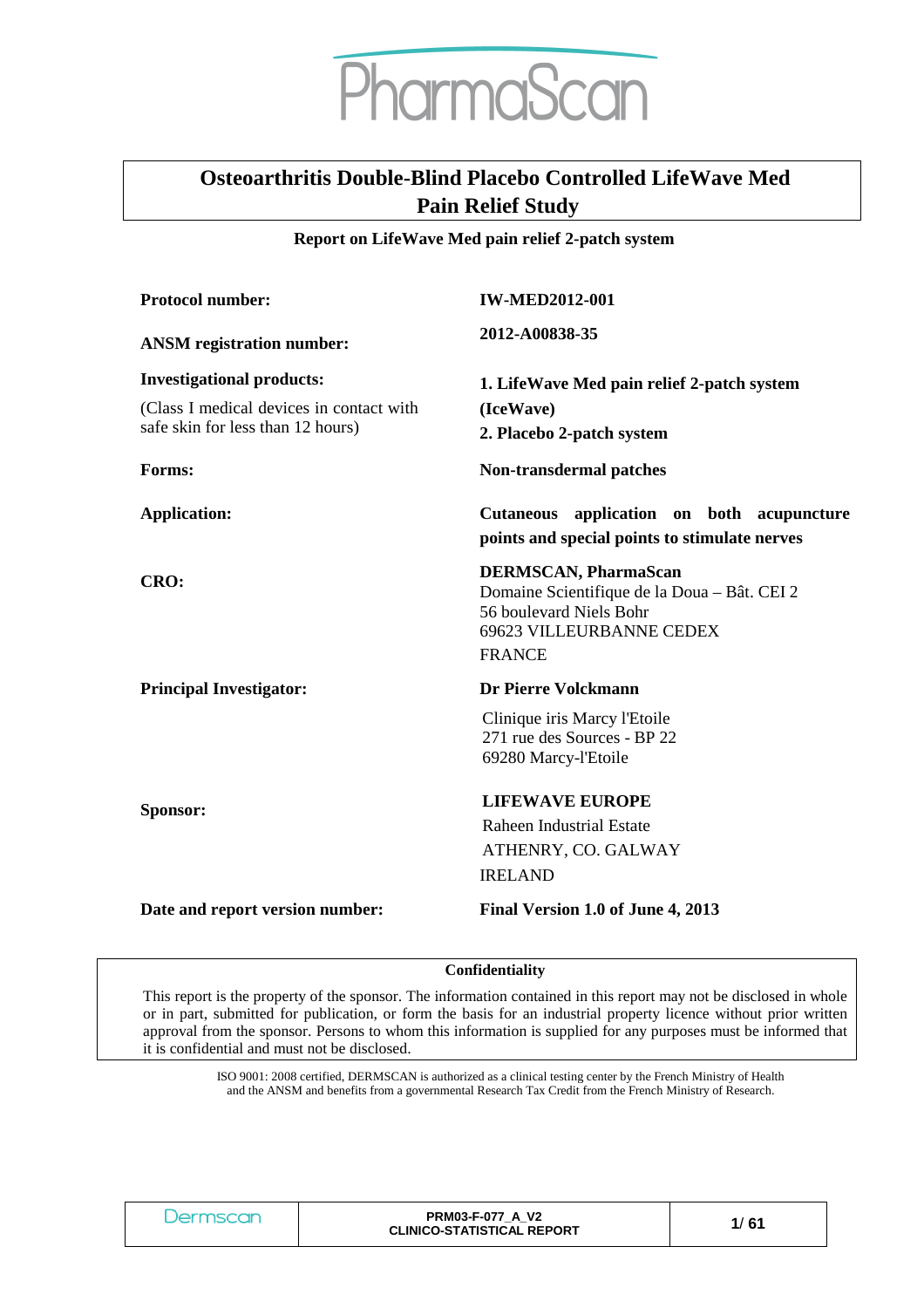PharmaScan

# Osteoarthritis Double-Blind Placebo Controlled LifeWave Med Pain Relief Study

**Report on LifeWave Med pain relief 2-patch system**

| | |
|---|---|
| **Protocol number:** | **IW-MED2012-001** |
| **ANSM registration number:** | **2012-A00838-35** |
| **Investigational products:**<br>(Class I medical devices in contact with safe skin for less than 12 hours) | **1. LifeWave Med pain relief 2-patch system (IceWave)**<br>**2. Placebo 2-patch system** |
| **Forms:** | **Non-transdermal patches** |
| **Application:** | **Cutaneous application on both acupuncture points and special points to stimulate nerves** |
| **CRO:** | **DERMSCAN, PharmaScan**<br>Domaine Scientifique de la Doua – Bât. CEI 2<br>56 boulevard Niels Bohr<br>69623 VILLEURBANNE CEDEX<br>FRANCE |
| **Principal Investigator:** | **Dr Pierre Volckmann**<br>Clinique iris Marcy l'Etoile<br>271 rue des Sources - BP 22<br>69280 Marcy-l'Etoile |
| **Sponsor:** | **LIFEWAVE EUROPE**<br>Raheen Industrial Estate<br>ATHENRY, CO. GALWAY<br>IRELAND |
| **Date and report version number:** | **Final Version 1.0 of June 4, 2013** |

**Confidentiality**

This report is the property of the sponsor. The information contained in this report may not be disclosed in whole or in part, submitted for publication, or form the basis for an industrial property licence without prior written approval from the sponsor. Persons to whom this information is supplied for any purposes must be informed that it is confidential and must not be disclosed.

ISO 9001: 2008 certified, DERMSCAN is authorized as a clinical testing center by the French Ministry of Health and the ANSM and benefits from a governmental Research Tax Credit from the French Ministry of Research.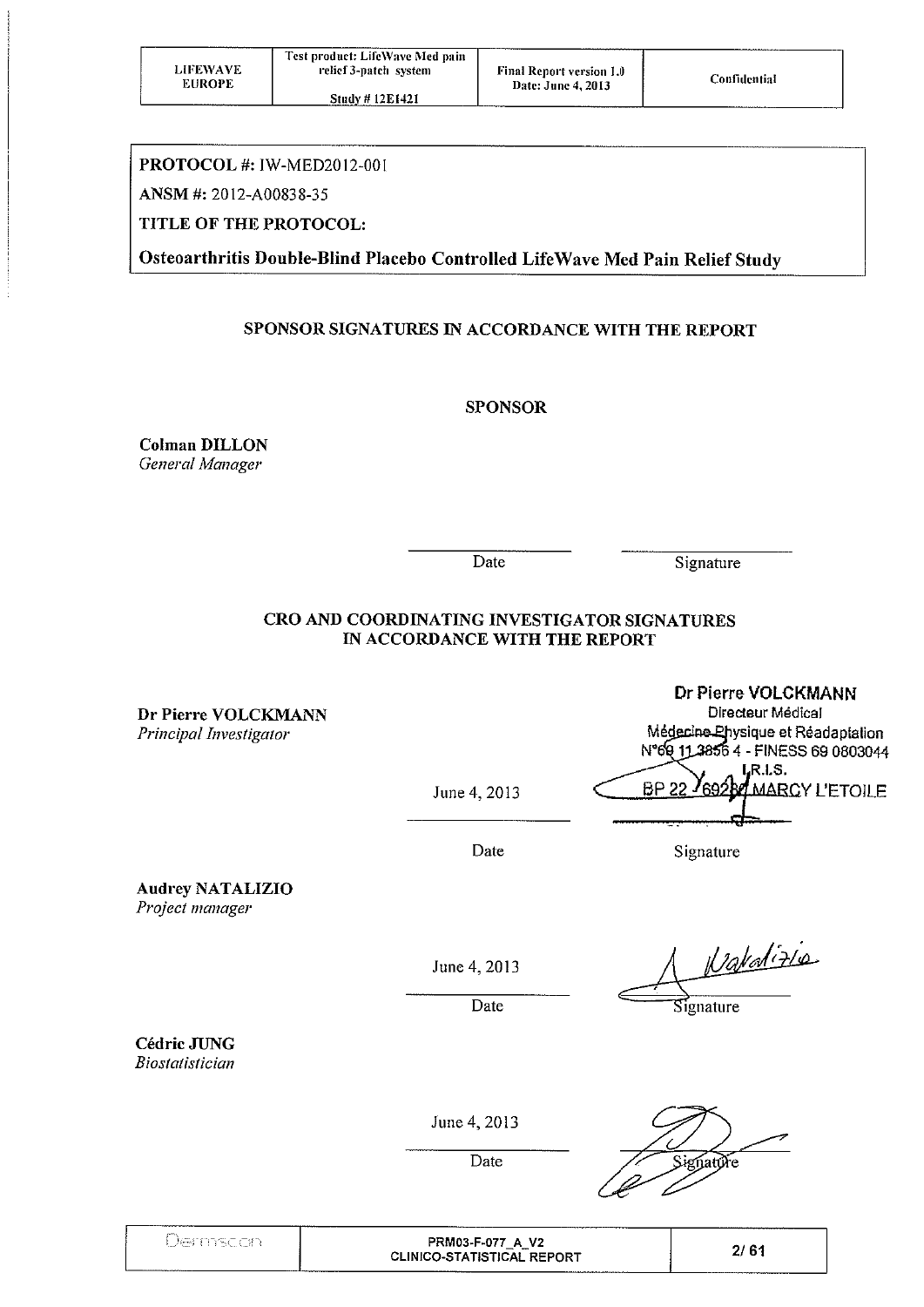**PROTOCOL #:** IW-MED2012-001

**ANSM #:** 2012-A00838-35

**TITLE OF THE PROTOCOL:**

**Osteoarthritis Double-Blind Placebo Controlled LifeWave Med Pain Relief Study**

## SPONSOR SIGNATURES IN ACCORDANCE WITH THE REPORT

### SPONSOR

**Colman DILLON**
*General Manager*

| Date | Signature |
|---|---|
| | |

## CRO AND COORDINATING INVESTIGATOR SIGNATURES IN ACCORDANCE WITH THE REPORT

**Dr Pierre VOLCKMANN**
*Principal Investigator*

| Date | Signature |
|---|---|
| June 4, 2013 | Dr Pierre VOLCKMANN, Directeur Médical, Médecine Physique et Réadaptation, N°69 11 3856 4 - FINESS 69 0803044, I.R.I.S., BP 22 - 69280 MARCY L'ETOILE |

**Audrey NATALIZIO**
*Project manager*

| Date | Signature |
|---|---|
| June 4, 2013 | Natalizio |

**Cédric JUNG**
*Biostatistician*

| Date | Signature |
|---|---|
| June 4, 2013 | |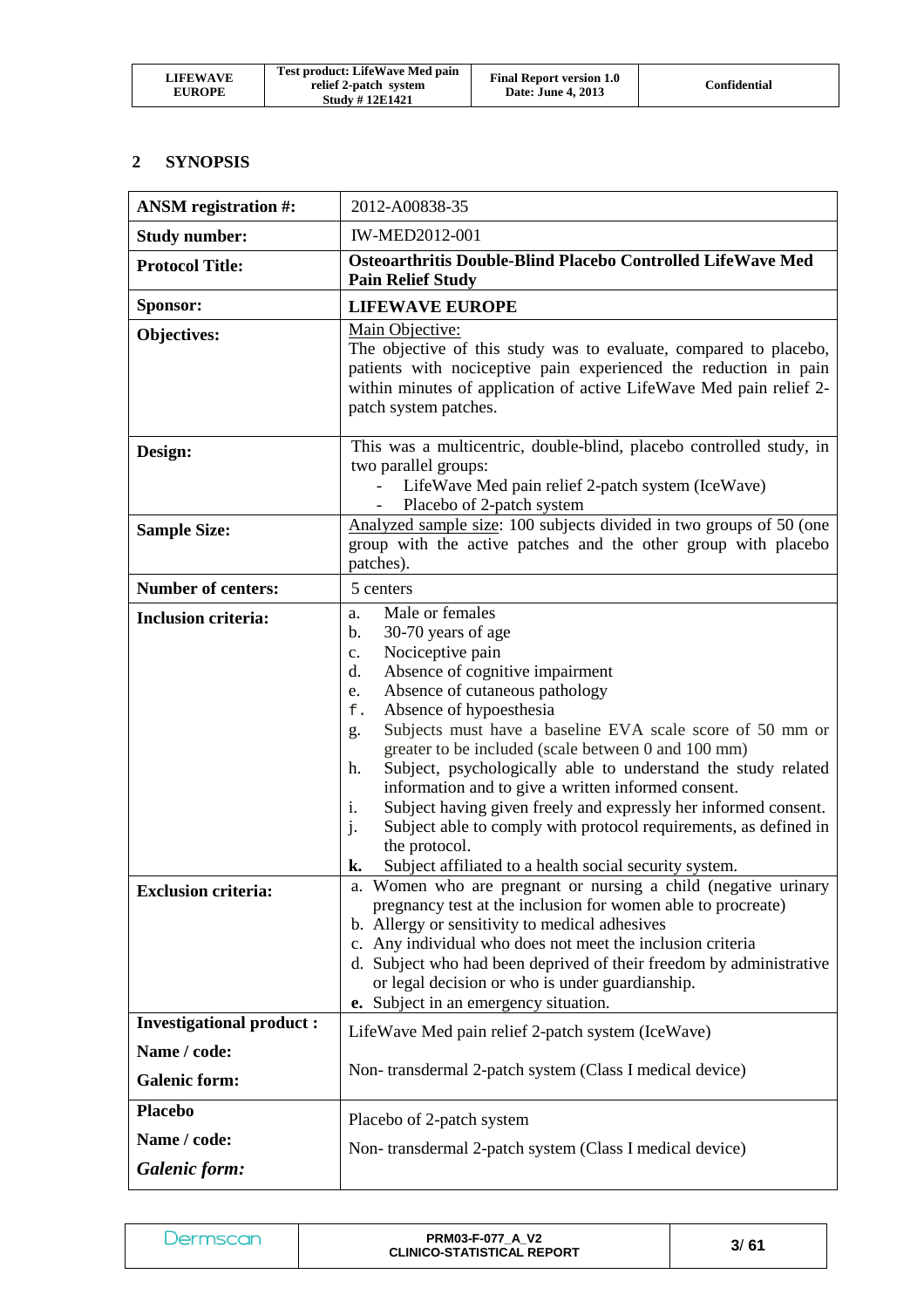## 2 SYNOPSIS

| | |
|---|---|
| **ANSM registration #:** | 2012-A00838-35 |
| **Study number:** | IW-MED2012-001 |
| **Protocol Title:** | **Osteoarthritis Double-Blind Placebo Controlled LifeWave Med Pain Relief Study** |
| **Sponsor:** | **LIFEWAVE EUROPE** |
| **Objectives:** | Main Objective:<br>The objective of this study was to evaluate, compared to placebo, patients with nociceptive pain experienced the reduction in pain within minutes of application of active LifeWave Med pain relief 2-patch system patches. |
| **Design:** | This was a multicentric, double-blind, placebo controlled study, in two parallel groups:<br>- LifeWave Med pain relief 2-patch system (IceWave)<br>- Placebo of 2-patch system |
| **Sample Size:** | Analyzed sample size: 100 subjects divided in two groups of 50 (one group with the active patches and the other group with placebo patches). |
| **Number of centers:** | 5 centers |
| **Inclusion criteria:** | a. Male or females<br>b. 30-70 years of age<br>c. Nociceptive pain<br>d. Absence of cognitive impairment<br>e. Absence of cutaneous pathology<br>f. Absence of hypoesthesia<br>g. Subjects must have a baseline EVA scale score of 50 mm or greater to be included (scale between 0 and 100 mm)<br>h. Subject, psychologically able to understand the study related information and to give a written informed consent.<br>i. Subject having given freely and expressly her informed consent.<br>j. Subject able to comply with protocol requirements, as defined in the protocol.<br>**k.** Subject affiliated to a health social security system. |
| **Exclusion criteria:** | a. Women who are pregnant or nursing a child (negative urinary pregnancy test at the inclusion for women able to procreate)<br>b. Allergy or sensitivity to medical adhesives<br>c. Any individual who does not meet the inclusion criteria<br>d. Subject who had been deprived of their freedom by administrative or legal decision or who is under guardianship.<br>**e.** Subject in an emergency situation. |
| **Investigational product :**<br>**Name / code:**<br>**Galenic form:** | LifeWave Med pain relief 2-patch system (IceWave)<br><br>Non- transdermal 2-patch system (Class I medical device) |
| **Placebo**<br>**Name / code:**<br>***Galenic form:*** | Placebo of 2-patch system<br><br>Non- transdermal 2-patch system (Class I medical device) |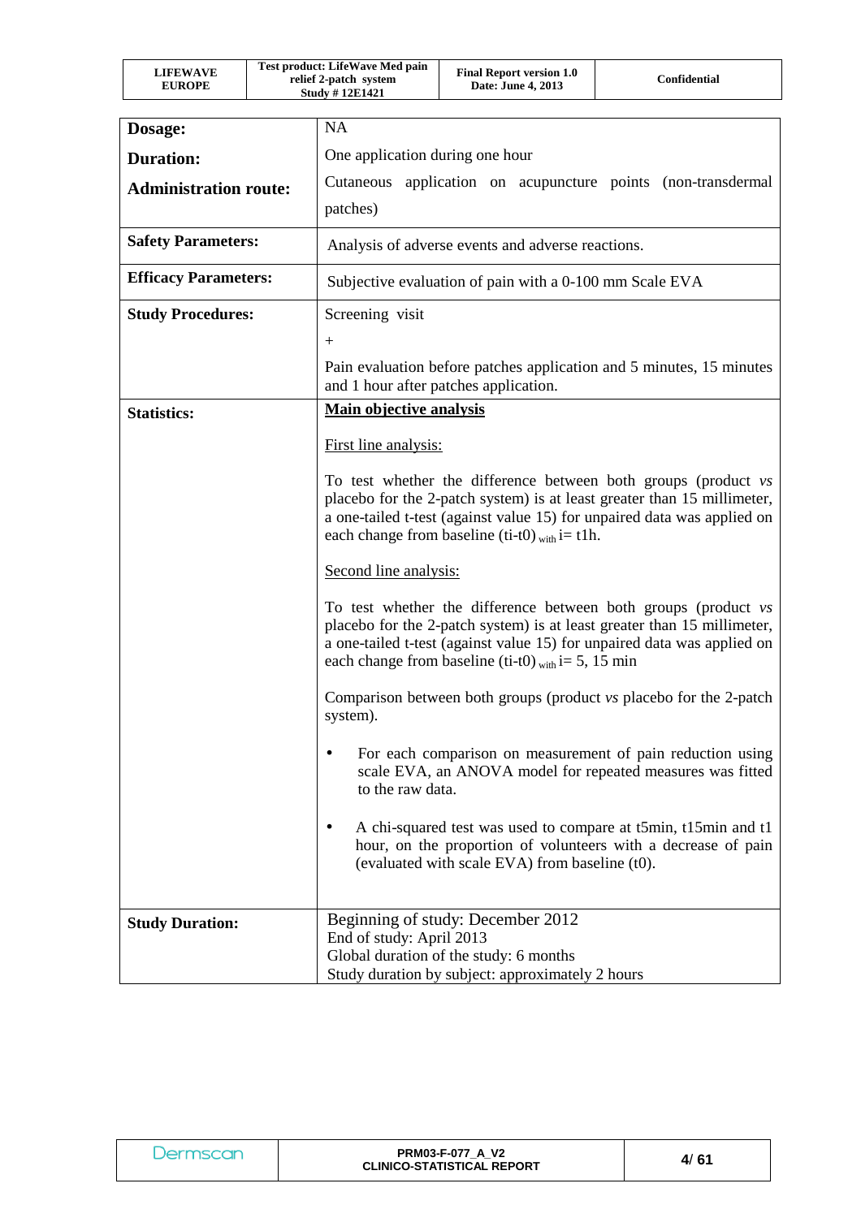| | |
|---|---|
| **Dosage:** | NA |
| **Duration:** | One application during one hour |
| **Administration route:** | Cutaneous application on acupuncture points (non-transdermal patches) |
| **Safety Parameters:** | Analysis of adverse events and adverse reactions. |
| **Efficacy Parameters:** | Subjective evaluation of pain with a 0-100 mm Scale EVA |
| **Study Procedures:** | Screening visit<br>+<br>Pain evaluation before patches application and 5 minutes, 15 minutes and 1 hour after patches application. |
| **Statistics:** | **<u>Main objective analysis</u>**<br><br><u>First line analysis:</u><br><br>To test whether the difference between both groups (product *vs* placebo for the 2-patch system) is at least greater than 15 millimeter, a one-tailed t-test (against value 15) for unpaired data was applied on each change from baseline (ti-t0) $_{\text{with}}$ i= t1h.<br><br><u>Second line analysis:</u><br><br>To test whether the difference between both groups (product *vs* placebo for the 2-patch system) is at least greater than 15 millimeter, a one-tailed t-test (against value 15) for unpaired data was applied on each change from baseline (ti-t0) $_{\text{with}}$ i= 5, 15 min<br><br>Comparison between both groups (product *vs* placebo for the 2-patch system).<br><br>• For each comparison on measurement of pain reduction using scale EVA, an ANOVA model for repeated measures was fitted to the raw data.<br><br>• A chi-squared test was used to compare at t5min, t15min and t1 hour, on the proportion of volunteers with a decrease of pain (evaluated with scale EVA) from baseline (t0). |
| **Study Duration:** | Beginning of study: December 2012<br>End of study: April 2013<br>Global duration of the study: 6 months<br>Study duration by subject: approximately 2 hours |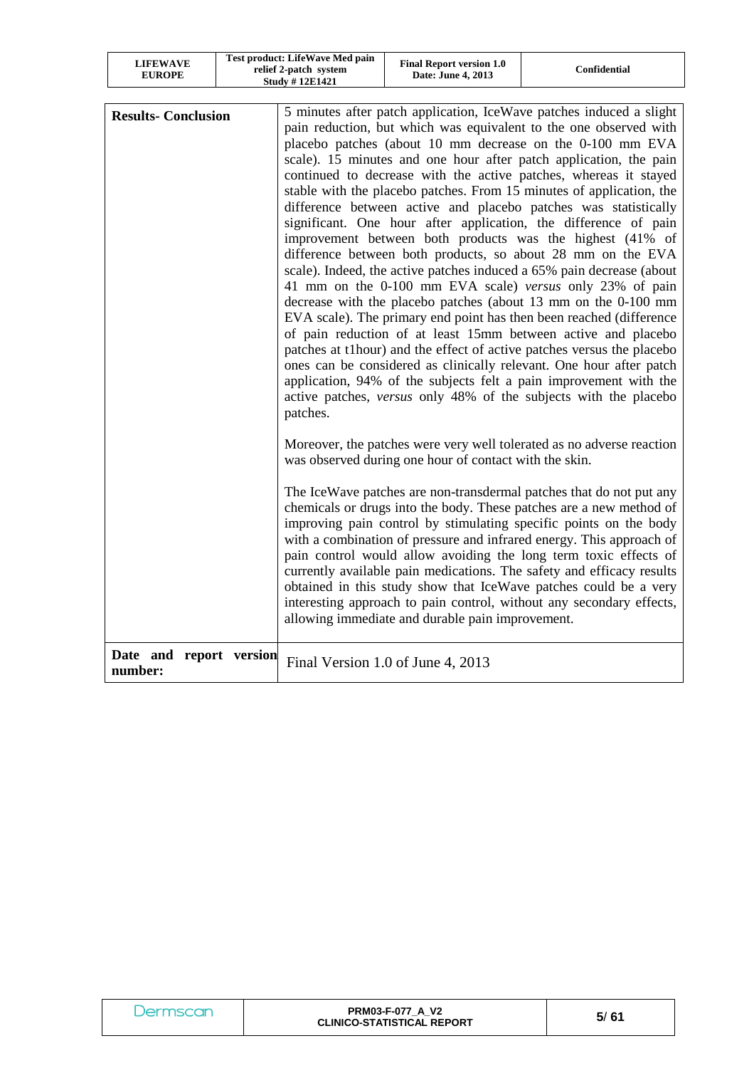| | |
|---|---|
| **Results- Conclusion** | 5 minutes after patch application, IceWave patches induced a slight pain reduction, but which was equivalent to the one observed with placebo patches (about 10 mm decrease on the 0-100 mm EVA scale). 15 minutes and one hour after patch application, the pain continued to decrease with the active patches, whereas it stayed stable with the placebo patches. From 15 minutes of application, the difference between active and placebo patches was statistically significant. One hour after application, the difference of pain improvement between both products was the highest (41% of difference between both products, so about 28 mm on the EVA scale). Indeed, the active patches induced a 65% pain decrease (about 41 mm on the 0-100 mm EVA scale) *versus* only 23% of pain decrease with the placebo patches (about 13 mm on the 0-100 mm EVA scale). The primary end point has then been reached (difference of pain reduction of at least 15mm between active and placebo patches at t1hour) and the effect of active patches versus the placebo ones can be considered as clinically relevant. One hour after patch application, 94% of the subjects felt a pain improvement with the active patches, *versus* only 48% of the subjects with the placebo patches.<br><br>Moreover, the patches were very well tolerated as no adverse reaction was observed during one hour of contact with the skin.<br><br>The IceWave patches are non-transdermal patches that do not put any chemicals or drugs into the body. These patches are a new method of improving pain control by stimulating specific points on the body with a combination of pressure and infrared energy. This approach of pain control would allow avoiding the long term toxic effects of currently available pain medications. The safety and efficacy results obtained in this study show that IceWave patches could be a very interesting approach to pain control, without any secondary effects, allowing immediate and durable pain improvement. |
| **Date and report version number:** | Final Version 1.0 of June 4, 2013 |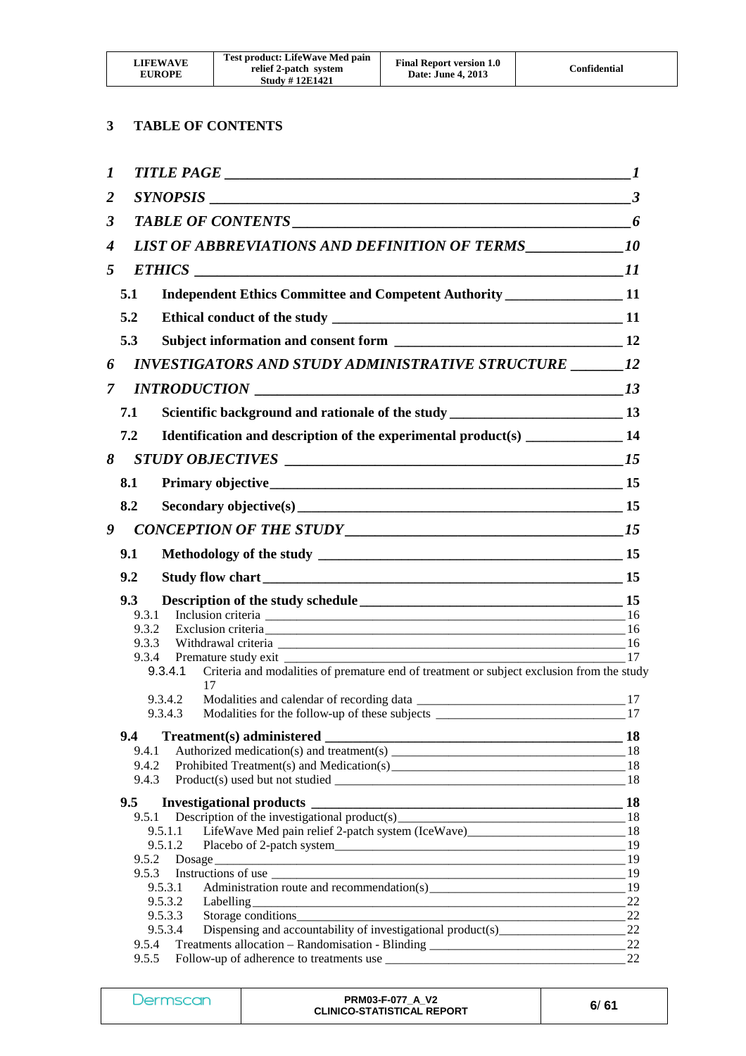## 3 TABLE OF CONTENTS

*1 TITLE PAGE* ____ *1*

*2 SYNOPSIS* ____ *3*

*3 TABLE OF CONTENTS* ____ *6*

*4 LIST OF ABBREVIATIONS AND DEFINITION OF TERMS* ____ *10*

*5 ETHICS* ____ *11*

**5.1 Independent Ethics Committee and Competent Authority** ____ **11**

**5.2 Ethical conduct of the study** ____ **11**

**5.3 Subject information and consent form** ____ **12**

*6 INVESTIGATORS AND STUDY ADMINISTRATIVE STRUCTURE* ____ *12*

*7 INTRODUCTION* ____ *13*

**7.1 Scientific background and rationale of the study** ____ **13**

**7.2 Identification and description of the experimental product(s)** ____ **14**

*8 STUDY OBJECTIVES* ____ *15*

**8.1 Primary objective** ____ **15**

**8.2 Secondary objective(s)** ____ **15**

*9 CONCEPTION OF THE STUDY* ____ *15*

**9.1 Methodology of the study** ____ **15**

**9.2 Study flow chart** ____ **15**

**9.3 Description of the study schedule** ____ **15**

9.3.1 Inclusion criteria ____ 16

9.3.2 Exclusion criteria ____ 16

9.3.3 Withdrawal criteria ____ 16

9.3.4 Premature study exit ____ 17

9.3.4.1 Criteria and modalities of premature end of treatment or subject exclusion from the study 17

9.3.4.2 Modalities and calendar of recording data ____ 17

9.3.4.3 Modalities for the follow-up of these subjects ____ 17

**9.4 Treatment(s) administered** ____ **18**

9.4.1 Authorized medication(s) and treatment(s) ____ 18

9.4.2 Prohibited Treatment(s) and Medication(s) ____ 18

9.4.3 Product(s) used but not studied ____ 18

**9.5 Investigational products** ____ **18**

9.5.1 Description of the investigational product(s) ____ 18

9.5.1.1 LifeWave Med pain relief 2-patch system (IceWave) ____ 18

9.5.1.2 Placebo of 2-patch system ____ 19

9.5.2 Dosage ____ 19

9.5.3 Instructions of use ____ 19

9.5.3.1 Administration route and recommendation(s) ____ 19

9.5.3.2 Labelling ____ 22

9.5.3.3 Storage conditions ____ 22

9.5.3.4 Dispensing and accountability of investigational product(s) ____ 22

9.5.4 Treatments allocation – Randomisation - Blinding ____ 22

9.5.5 Follow-up of adherence to treatments use ____ 22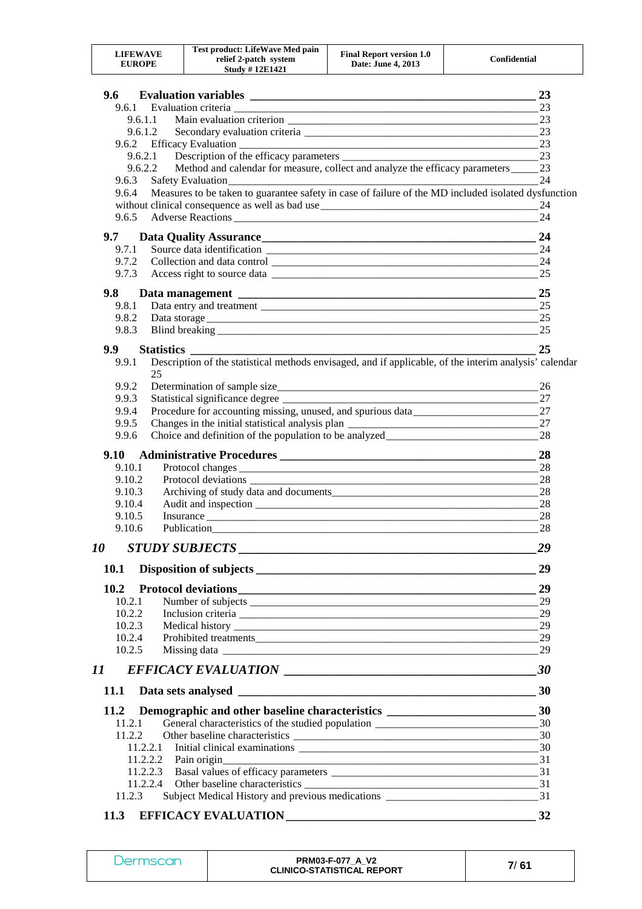**9.6 Evaluation variables** 23

9.6.1 Evaluation criteria 23

9.6.1.1 Main evaluation criterion 23

9.6.1.2 Secondary evaluation criteria 23

9.6.2 Efficacy Evaluation 23

9.6.2.1 Description of the efficacy parameters 23

9.6.2.2 Method and calendar for measure, collect and analyze the efficacy parameters 23

9.6.3 Safety Evaluation 24

9.6.4 Measures to be taken to guarantee safety in case of failure of the MD included isolated dysfunction without clinical consequence as well as bad use 24

9.6.5 Adverse Reactions 24

**9.7 Data Quality Assurance** 24

9.7.1 Source data identification 24

9.7.2 Collection and data control 24

9.7.3 Access right to source data 25

**9.8 Data management** 25

9.8.1 Data entry and treatment 25

9.8.2 Data storage 25

9.8.3 Blind breaking 25

**9.9 Statistics** 25

9.9.1 Description of the statistical methods envisaged, and if applicable, of the interim analysis' calendar 25

9.9.2 Determination of sample size 26

9.9.3 Statistical significance degree 27

9.9.4 Procedure for accounting missing, unused, and spurious data 27

9.9.5 Changes in the initial statistical analysis plan 27

9.9.6 Choice and definition of the population to be analyzed 28

**9.10 Administrative Procedures** 28

9.10.1 Protocol changes 28

9.10.2 Protocol deviations 28

9.10.3 Archiving of study data and documents 28

9.10.4 Audit and inspection 28

9.10.5 Insurance 28

9.10.6 Publication 28

***10 STUDY SUBJECTS*** *29*

**10.1 Disposition of subjects** 29

**10.2 Protocol deviations** 29

10.2.1 Number of subjects 29

10.2.2 Inclusion criteria 29

10.2.3 Medical history 29

10.2.4 Prohibited treatments 29

10.2.5 Missing data 29

***11 EFFICACY EVALUATION*** *30*

**11.1 Data sets analysed** 30

**11.2 Demographic and other baseline characteristics** 30

11.2.1 General characteristics of the studied population 30

11.2.2 Other baseline characteristics 30

11.2.2.1 Initial clinical examinations 30

11.2.2.2 Pain origin 31

11.2.2.3 Basal values of efficacy parameters 31

11.2.2.4 Other baseline characteristics 31

11.2.3 Subject Medical History and previous medications 31

**11.3 EFFICACY EVALUATION** 32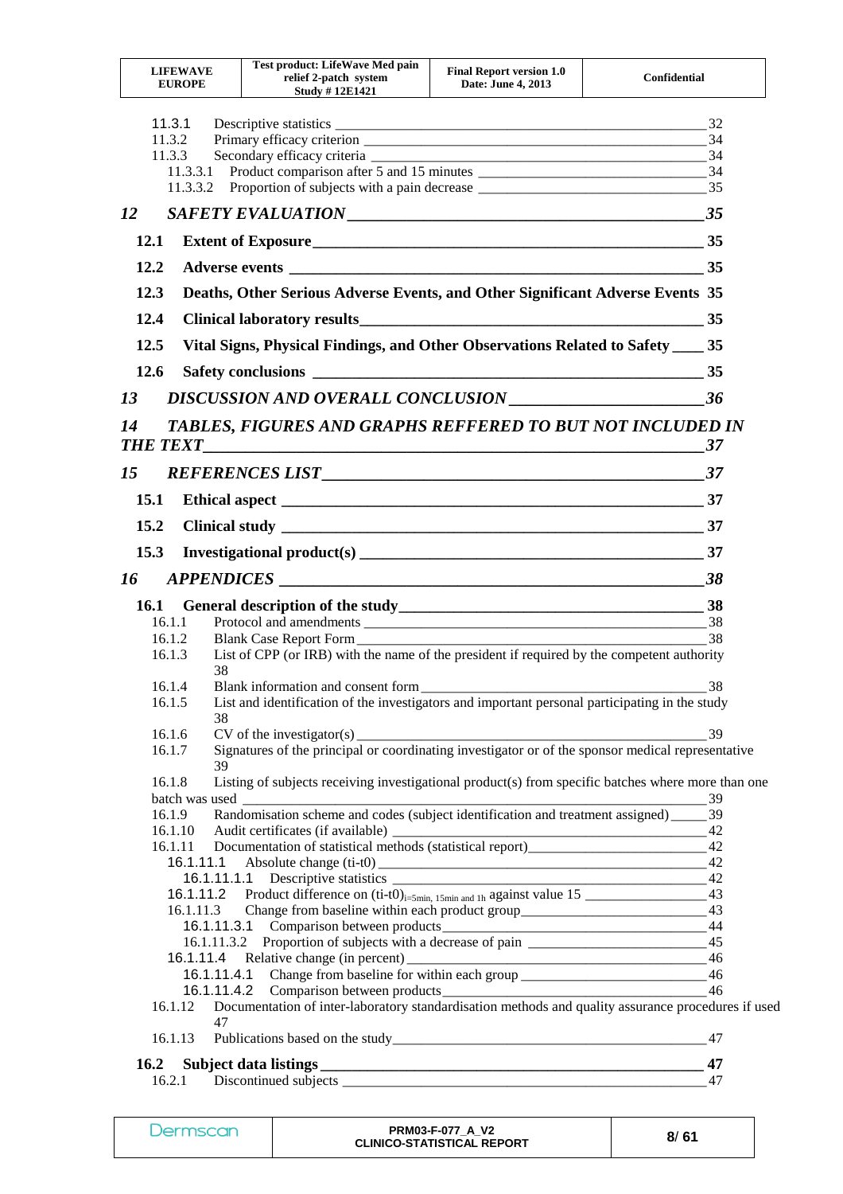11.3.1 Descriptive statistics _______________________________________________ 32
11.3.2 Primary efficacy criterion ____________________________________________ 34
11.3.3 Secondary efficacy criteria ___________________________________________ 34
11.3.3.1 Product comparison after 5 and 15 minutes _____________________________ 34
11.3.3.2 Proportion of subjects with a pain decrease _____________________________ 35

*12 SAFETY EVALUATION ______________________________________________ 35*

**12.1 Extent of Exposure ____________________________________________ 35**

**12.2 Adverse events _______________________________________________ 35**

**12.3 Deaths, Other Serious Adverse Events, and Other Significant Adverse Events 35**

**12.4 Clinical laboratory results _____________________________________ 35**

**12.5 Vital Signs, Physical Findings, and Other Observations Related to Safety ____ 35**

**12.6 Safety conclusions ____________________________________________ 35**

*13 DISCUSSION AND OVERALL CONCLUSION _______________________ 36*

*14 TABLES, FIGURES AND GRAPHS REFFERED TO BUT NOT INCLUDED IN THE TEXT ______________________________________________________ 37*

*15 REFERENCES LIST _______________________________________________ 37*

**15.1 Ethical aspect __________________________________________________ 37**

**15.2 Clinical study __________________________________________________ 37**

**15.3 Investigational product(s) _______________________________________ 37**

*16 APPENDICES _____________________________________________________ 38*

**16.1 General description of the study _______________________________ 38**
16.1.1 Protocol and amendments ___________________________________________ 38
16.1.2 Blank Case Report Form ____________________________________________ 38
16.1.3 List of CPP (or IRB) with the name of the president if required by the competent authority 38
16.1.4 Blank information and consent form ___________________________________ 38
16.1.5 List and identification of the investigators and important personal participating in the study 38
16.1.6 CV of the investigator(s) ____________________________________________ 39
16.1.7 Signatures of the principal or coordinating investigator or of the sponsor medical representative 39
16.1.8 Listing of subjects receiving investigational product(s) from specific batches where more than one batch was used _______________________________________________ 39
16.1.9 Randomisation scheme and codes (subject identification and treatment assigned) _____ 39
16.1.10 Audit certificates (if available) _________________________________________ 42
16.1.11 Documentation of statistical methods (statistical report) ______________________ 42
16.1.11.1 Absolute change (ti-t0) ____________________________________________ 42
16.1.11.1.1 Descriptive statistics ____________________________________________ 42
16.1.11.2 Product difference on $(ti\text{-}t0)_{i=5min,\ 15min\ and\ 1h}$ against value 15 ________________ 43
16.1.11.3 Change from baseline within each product group _________________________ 43
16.1.11.3.1 Comparison between products _____________________________________ 44
16.1.11.3.2 Proportion of subjects with a decrease of pain ___________________________ 45
16.1.11.4 Relative change (in percent) _________________________________________ 46
16.1.11.4.1 Change from baseline for within each group ____________________________ 46
16.1.11.4.2 Comparison between products _____________________________________ 46
16.1.12 Documentation of inter-laboratory standardisation methods and quality assurance procedures if used 47
16.1.13 Publications based on the study _______________________________________ 47

**16.2 Subject data listings ___________________________________________ 47**
16.2.1 Discontinued subjects _______________________________________________ 47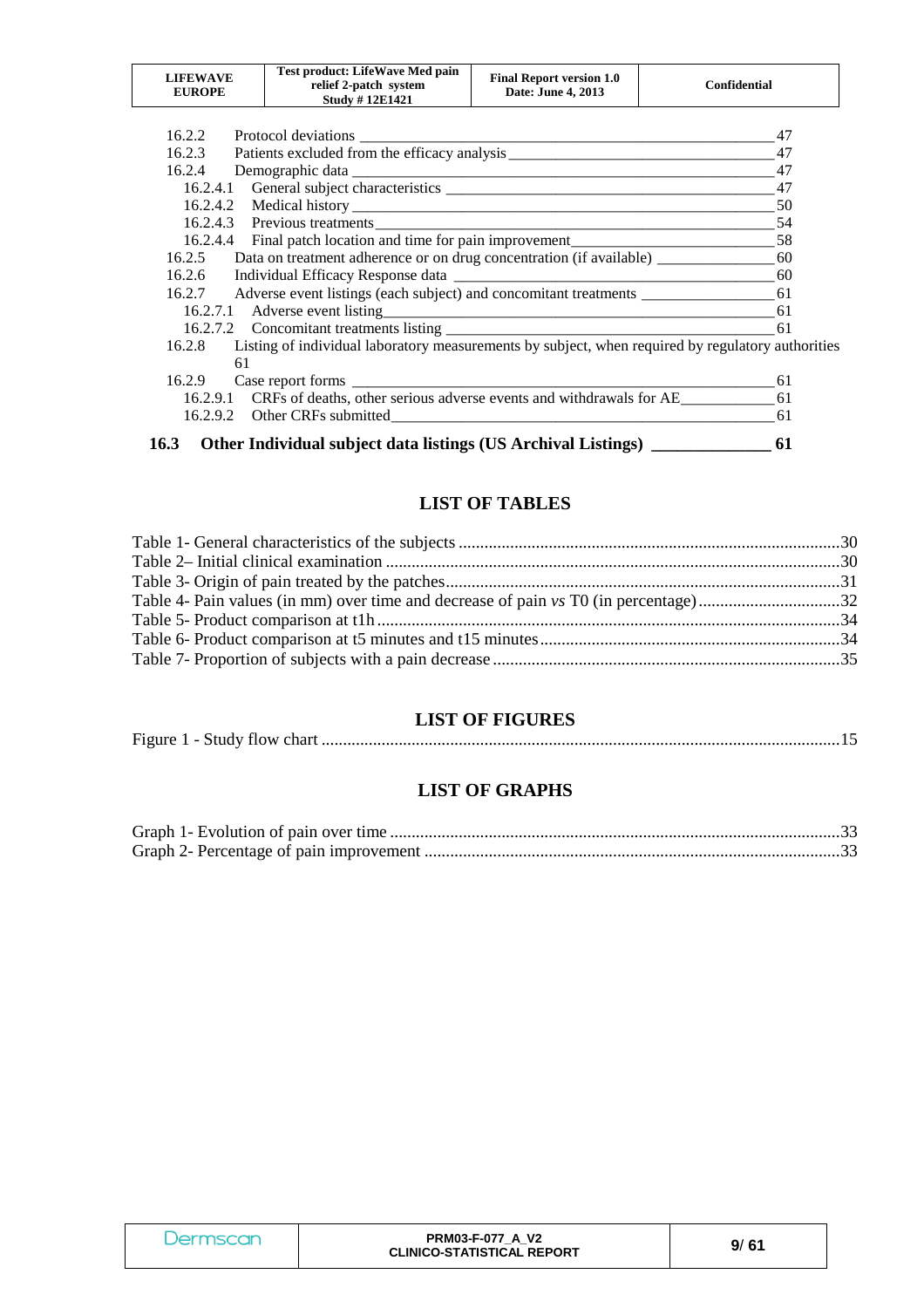16.2.2 Protocol deviations _______________________________________________ 47
16.2.3 Patients excluded from the efficacy analysis _______________________________ 47
16.2.4 Demographic data ________________________________________________ 47
16.2.4.1 General subject characteristics ___________________________________ 47
16.2.4.2 Medical history _______________________________________________ 50
16.2.4.3 Previous treatments ____________________________________________ 54
16.2.4.4 Final patch location and time for pain improvement ____________________ 58
16.2.5 Data on treatment adherence or on drug concentration (if available) _______________ 60
16.2.6 Individual Efficacy Response data ___________________________________ 60
16.2.7 Adverse event listings (each subject) and concomitant treatments ________________ 61
16.2.7.1 Adverse event listing ____________________________________________ 61
16.2.7.2 Concomitant treatments listing _____________________________________ 61
16.2.8 Listing of individual laboratory measurements by subject, when required by regulatory authorities 61
16.2.9 Case report forms ________________________________________________ 61
16.2.9.1 CRFs of deaths, other serious adverse events and withdrawals for AE ____________ 61
16.2.9.2 Other CRFs submitted ___________________________________________ 61

**16.3 Other Individual subject data listings (US Archival Listings) ______________ 61**

## LIST OF TABLES

Table 1- General characteristics of the subjects ........................................................................................30
Table 2– Initial clinical examination .........................................................................................................30
Table 3- Origin of pain treated by the patches...........................................................................................31
Table 4- Pain values (in mm) over time and decrease of pain *vs* T0 (in percentage).................................32
Table 5- Product comparison at t1h ...........................................................................................................34
Table 6- Product comparison at t5 minutes and t15 minutes.....................................................................34
Table 7- Proportion of subjects with a pain decrease ................................................................................35

## LIST OF FIGURES

Figure 1 - Study flow chart ........................................................................................................................15

## LIST OF GRAPHS

Graph 1- Evolution of pain over time ........................................................................................................33
Graph 2- Percentage of pain improvement ................................................................................................33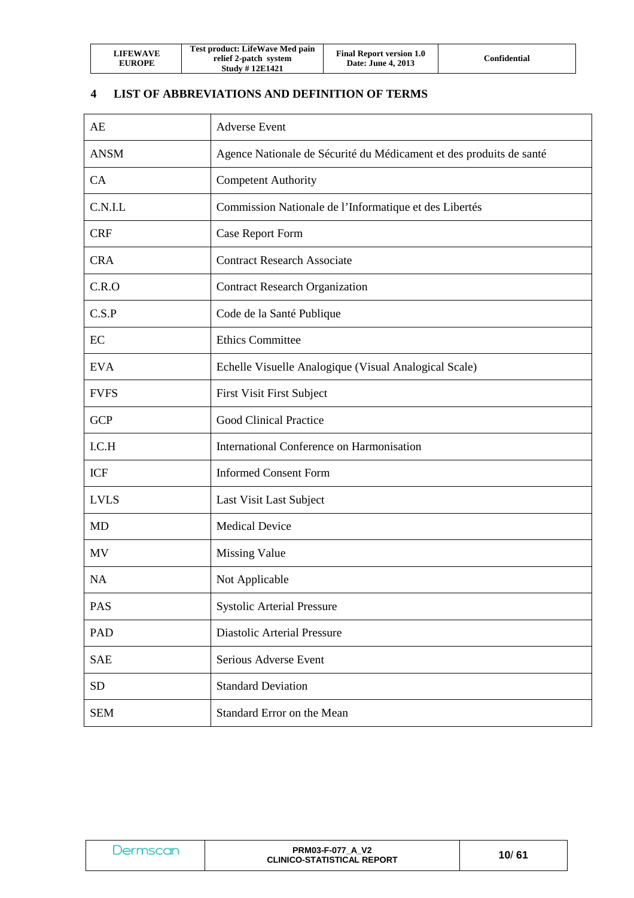# 4 LIST OF ABBREVIATIONS AND DEFINITION OF TERMS

| | |
|---|---|
| AE | Adverse Event |
| ANSM | Agence Nationale de Sécurité du Médicament et des produits de santé |
| CA | Competent Authority |
| C.N.I.L | Commission Nationale de l'Informatique et des Libertés |
| CRF | Case Report Form |
| CRA | Contract Research Associate |
| C.R.O | Contract Research Organization |
| C.S.P | Code de la Santé Publique |
| EC | Ethics Committee |
| EVA | Echelle Visuelle Analogique (Visual Analogical Scale) |
| FVFS | First Visit First Subject |
| GCP | Good Clinical Practice |
| I.C.H | International Conference on Harmonisation |
| ICF | Informed Consent Form |
| LVLS | Last Visit Last Subject |
| MD | Medical Device |
| MV | Missing Value |
| NA | Not Applicable |
| PAS | Systolic Arterial Pressure |
| PAD | Diastolic Arterial Pressure |
| SAE | Serious Adverse Event |
| SD | Standard Deviation |
| SEM | Standard Error on the Mean |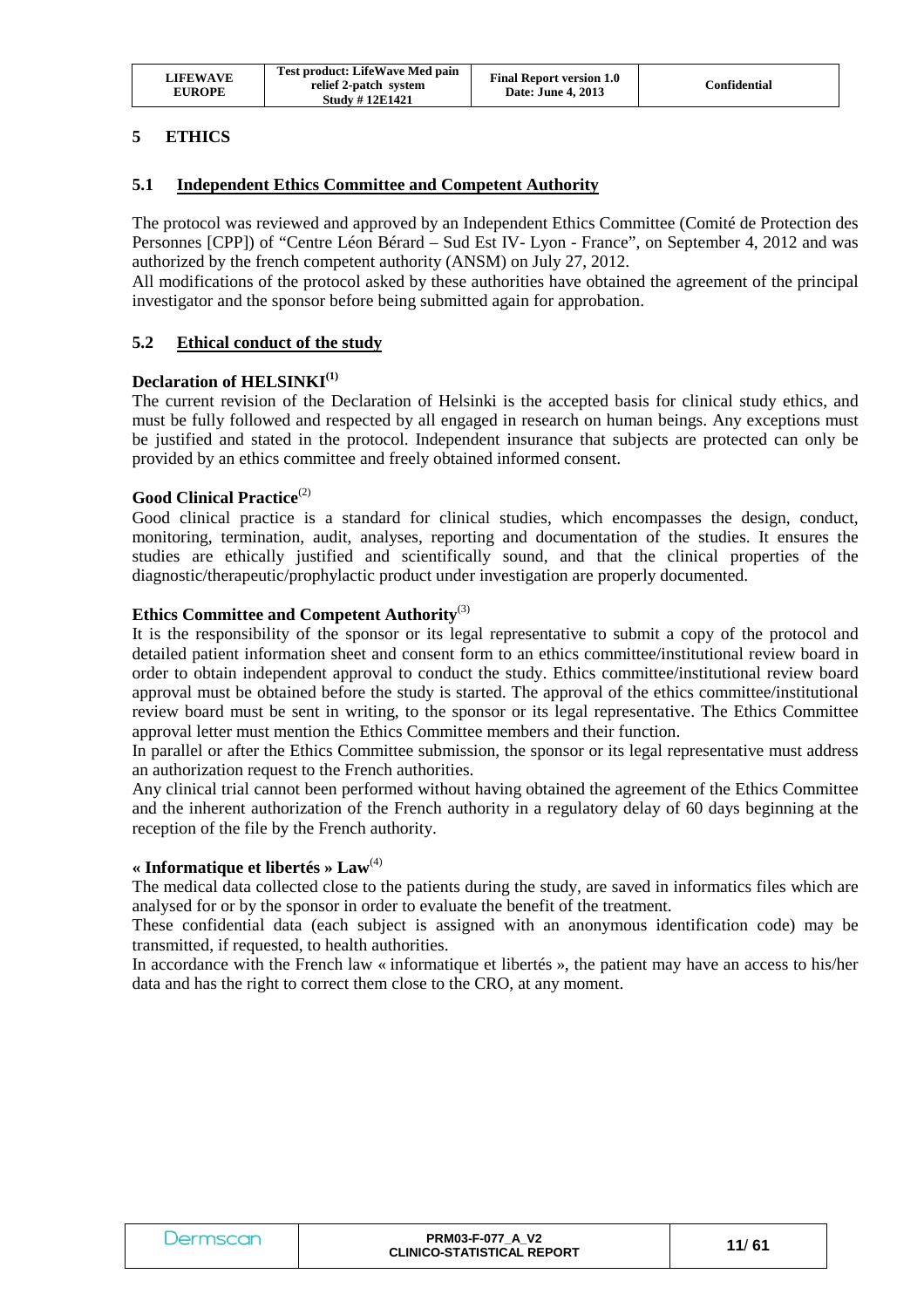# 5 ETHICS

## 5.1 Independent Ethics Committee and Competent Authority

The protocol was reviewed and approved by an Independent Ethics Committee (Comité de Protection des Personnes [CPP]) of "Centre Léon Bérard – Sud Est IV- Lyon - France", on September 4, 2012 and was authorized by the french competent authority (ANSM) on July 27, 2012.

All modifications of the protocol asked by these authorities have obtained the agreement of the principal investigator and the sponsor before being submitted again for approbation.

## 5.2 Ethical conduct of the study

### Declaration of HELSINKI(1)

The current revision of the Declaration of Helsinki is the accepted basis for clinical study ethics, and must be fully followed and respected by all engaged in research on human beings. Any exceptions must be justified and stated in the protocol. Independent insurance that subjects are protected can only be provided by an ethics committee and freely obtained informed consent.

### Good Clinical Practice(2)

Good clinical practice is a standard for clinical studies, which encompasses the design, conduct, monitoring, termination, audit, analyses, reporting and documentation of the studies. It ensures the studies are ethically justified and scientifically sound, and that the clinical properties of the diagnostic/therapeutic/prophylactic product under investigation are properly documented.

### Ethics Committee and Competent Authority(3)

It is the responsibility of the sponsor or its legal representative to submit a copy of the protocol and detailed patient information sheet and consent form to an ethics committee/institutional review board in order to obtain independent approval to conduct the study. Ethics committee/institutional review board approval must be obtained before the study is started. The approval of the ethics committee/institutional review board must be sent in writing, to the sponsor or its legal representative. The Ethics Committee approval letter must mention the Ethics Committee members and their function.

In parallel or after the Ethics Committee submission, the sponsor or its legal representative must address an authorization request to the French authorities.

Any clinical trial cannot been performed without having obtained the agreement of the Ethics Committee and the inherent authorization of the French authority in a regulatory delay of 60 days beginning at the reception of the file by the French authority.

### « Informatique et libertés » Law(4)

The medical data collected close to the patients during the study, are saved in informatics files which are analysed for or by the sponsor in order to evaluate the benefit of the treatment.

These confidential data (each subject is assigned with an anonymous identification code) may be transmitted, if requested, to health authorities.

In accordance with the French law « informatique et libertés », the patient may have an access to his/her data and has the right to correct them close to the CRO, at any moment.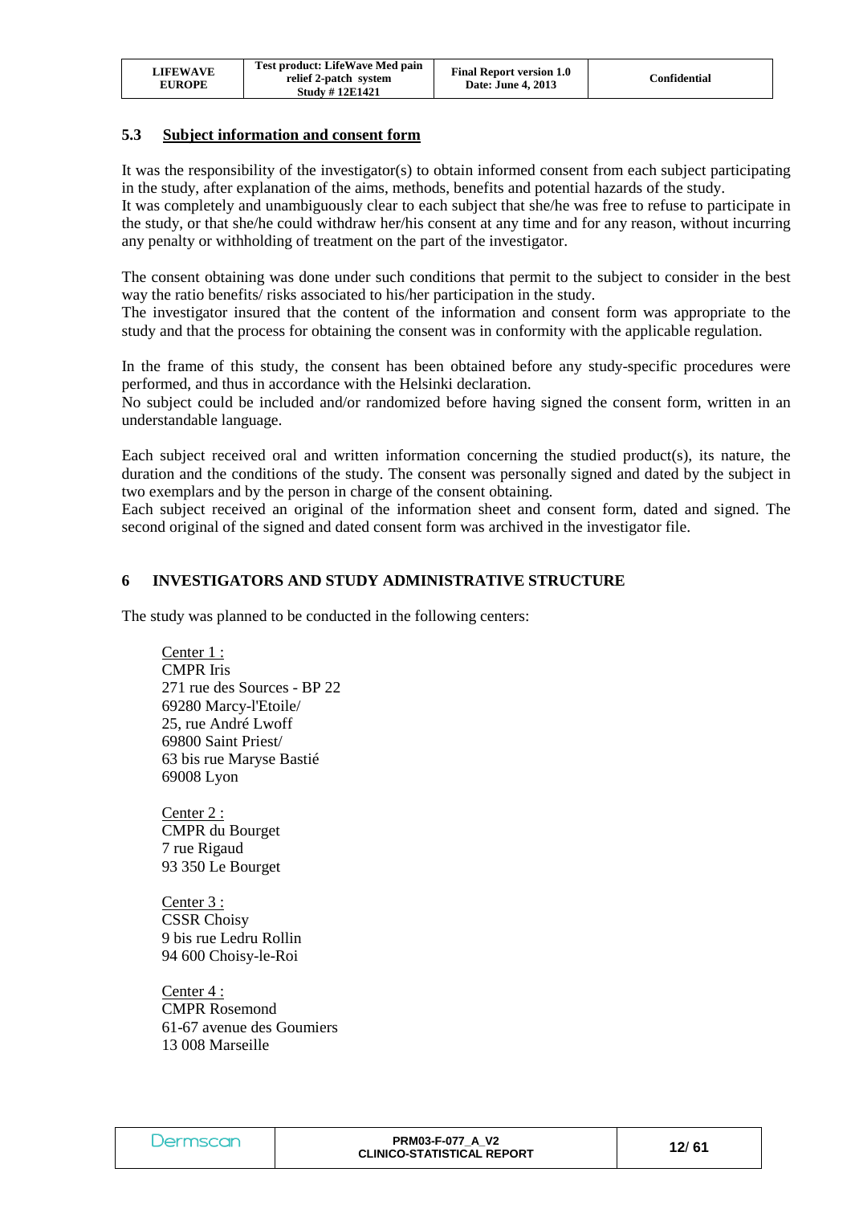### 5.3 Subject information and consent form

It was the responsibility of the investigator(s) to obtain informed consent from each subject participating in the study, after explanation of the aims, methods, benefits and potential hazards of the study.
It was completely and unambiguously clear to each subject that she/he was free to refuse to participate in the study, or that she/he could withdraw her/his consent at any time and for any reason, without incurring any penalty or withholding of treatment on the part of the investigator.

The consent obtaining was done under such conditions that permit to the subject to consider in the best way the ratio benefits/ risks associated to his/her participation in the study.
The investigator insured that the content of the information and consent form was appropriate to the study and that the process for obtaining the consent was in conformity with the applicable regulation.

In the frame of this study, the consent has been obtained before any study-specific procedures were performed, and thus in accordance with the Helsinki declaration.
No subject could be included and/or randomized before having signed the consent form, written in an understandable language.

Each subject received oral and written information concerning the studied product(s), its nature, the duration and the conditions of the study. The consent was personally signed and dated by the subject in two exemplars and by the person in charge of the consent obtaining.
Each subject received an original of the information sheet and consent form, dated and signed. The second original of the signed and dated consent form was archived in the investigator file.

## 6 INVESTIGATORS AND STUDY ADMINISTRATIVE STRUCTURE

The study was planned to be conducted in the following centers:

Center 1 :
CMPR Iris
271 rue des Sources - BP 22
69280 Marcy-l'Etoile/
25, rue André Lwoff
69800 Saint Priest/
63 bis rue Maryse Bastié
69008 Lyon

Center 2 :
CMPR du Bourget
7 rue Rigaud
93 350 Le Bourget

Center 3 :
CSSR Choisy
9 bis rue Ledru Rollin
94 600 Choisy-le-Roi

Center 4 :
CMPR Rosemond
61-67 avenue des Goumiers
13 008 Marseille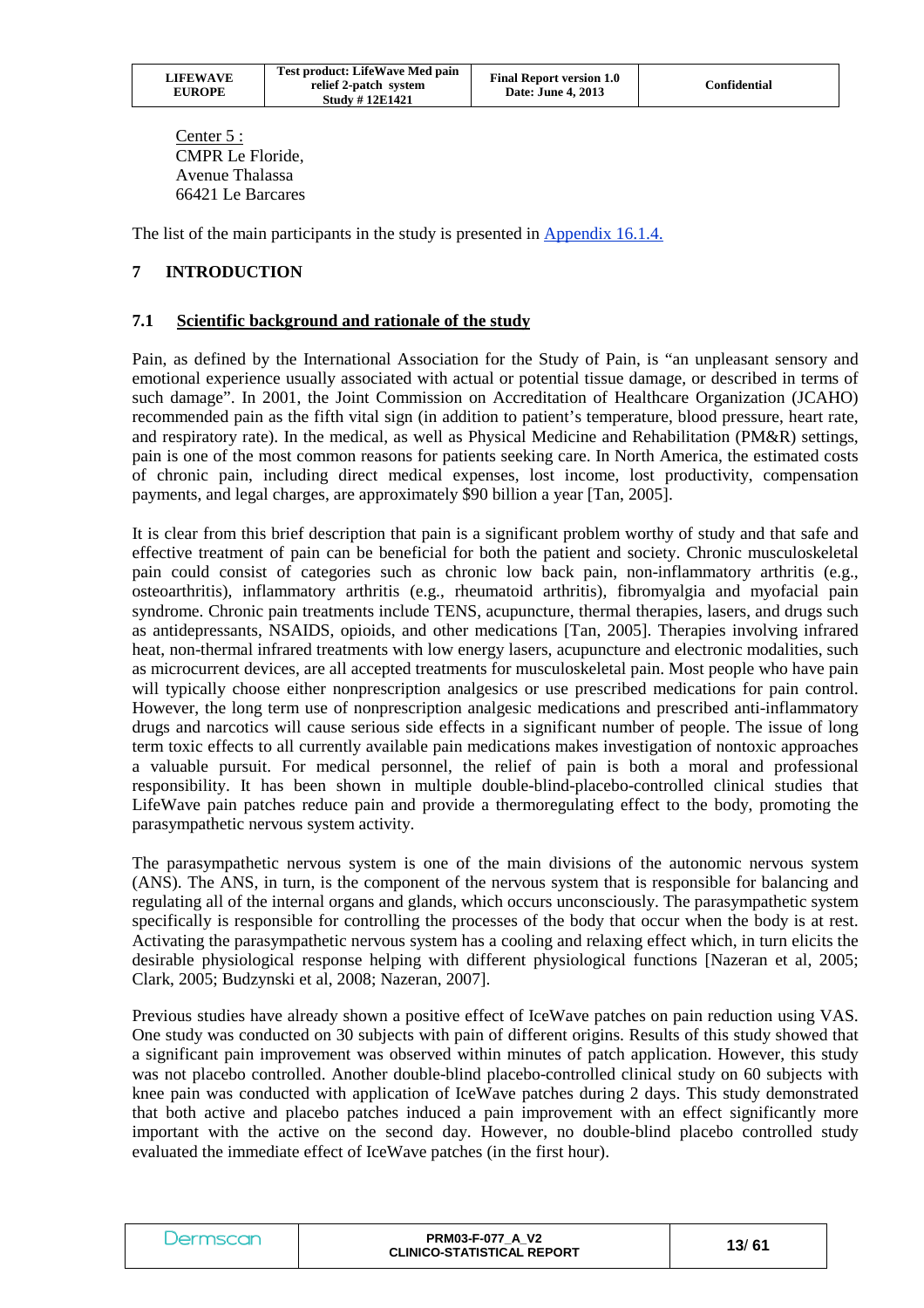Center 5 :
CMPR Le Floride,
Avenue Thalassa
66421 Le Barcares

The list of the main participants in the study is presented in Appendix 16.1.4.

# 7 INTRODUCTION

## 7.1 Scientific background and rationale of the study

Pain, as defined by the International Association for the Study of Pain, is "an unpleasant sensory and emotional experience usually associated with actual or potential tissue damage, or described in terms of such damage". In 2001, the Joint Commission on Accreditation of Healthcare Organization (JCAHO) recommended pain as the fifth vital sign (in addition to patient's temperature, blood pressure, heart rate, and respiratory rate). In the medical, as well as Physical Medicine and Rehabilitation (PM&R) settings, pain is one of the most common reasons for patients seeking care. In North America, the estimated costs of chronic pain, including direct medical expenses, lost income, lost productivity, compensation payments, and legal charges, are approximately $90 billion a year [Tan, 2005].

It is clear from this brief description that pain is a significant problem worthy of study and that safe and effective treatment of pain can be beneficial for both the patient and society. Chronic musculoskeletal pain could consist of categories such as chronic low back pain, non-inflammatory arthritis (e.g., osteoarthritis), inflammatory arthritis (e.g., rheumatoid arthritis), fibromyalgia and myofacial pain syndrome. Chronic pain treatments include TENS, acupuncture, thermal therapies, lasers, and drugs such as antidepressants, NSAIDS, opioids, and other medications [Tan, 2005]. Therapies involving infrared heat, non-thermal infrared treatments with low energy lasers, acupuncture and electronic modalities, such as microcurrent devices, are all accepted treatments for musculoskeletal pain. Most people who have pain will typically choose either nonprescription analgesics or use prescribed medications for pain control. However, the long term use of nonprescription analgesic medications and prescribed anti-inflammatory drugs and narcotics will cause serious side effects in a significant number of people. The issue of long term toxic effects to all currently available pain medications makes investigation of nontoxic approaches a valuable pursuit. For medical personnel, the relief of pain is both a moral and professional responsibility. It has been shown in multiple double-blind-placebo-controlled clinical studies that LifeWave pain patches reduce pain and provide a thermoregulating effect to the body, promoting the parasympathetic nervous system activity.

The parasympathetic nervous system is one of the main divisions of the autonomic nervous system (ANS). The ANS, in turn, is the component of the nervous system that is responsible for balancing and regulating all of the internal organs and glands, which occurs unconsciously. The parasympathetic system specifically is responsible for controlling the processes of the body that occur when the body is at rest. Activating the parasympathetic nervous system has a cooling and relaxing effect which, in turn elicits the desirable physiological response helping with different physiological functions [Nazeran et al, 2005; Clark, 2005; Budzynski et al, 2008; Nazeran, 2007].

Previous studies have already shown a positive effect of IceWave patches on pain reduction using VAS. One study was conducted on 30 subjects with pain of different origins. Results of this study showed that a significant pain improvement was observed within minutes of patch application. However, this study was not placebo controlled. Another double-blind placebo-controlled clinical study on 60 subjects with knee pain was conducted with application of IceWave patches during 2 days. This study demonstrated that both active and placebo patches induced a pain improvement with an effect significantly more important with the active on the second day. However, no double-blind placebo controlled study evaluated the immediate effect of IceWave patches (in the first hour).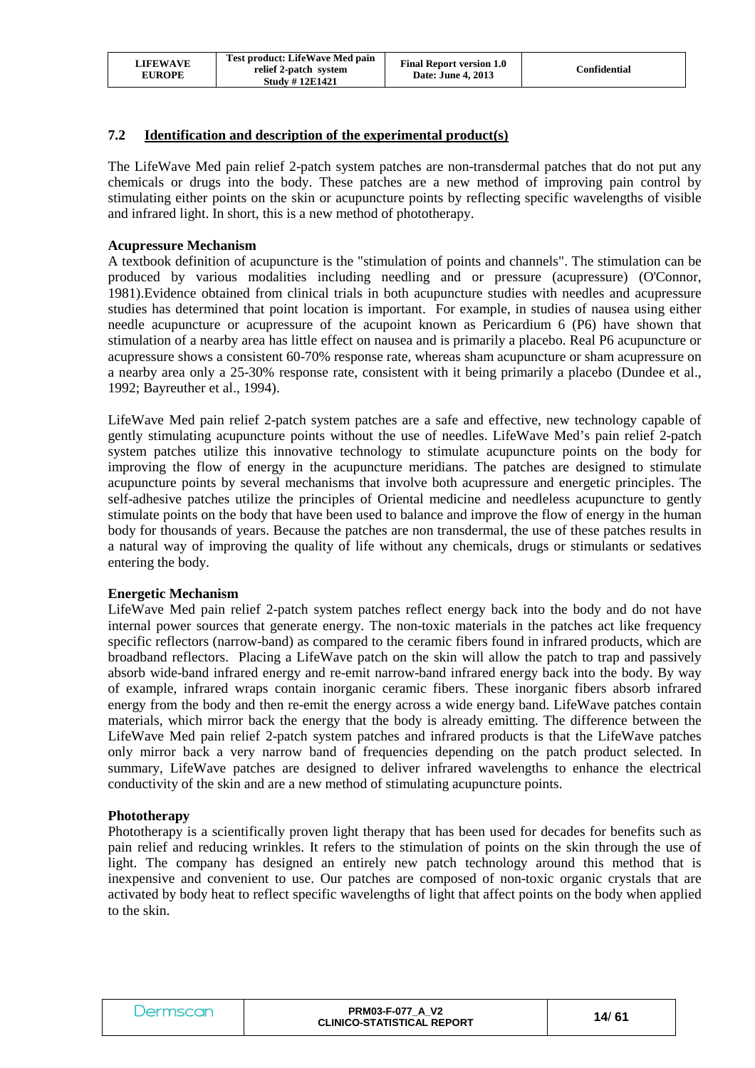## 7.2 Identification and description of the experimental product(s)

The LifeWave Med pain relief 2-patch system patches are non-transdermal patches that do not put any chemicals or drugs into the body. These patches are a new method of improving pain control by stimulating either points on the skin or acupuncture points by reflecting specific wavelengths of visible and infrared light. In short, this is a new method of phototherapy.

**Acupressure Mechanism**

A textbook definition of acupuncture is the "stimulation of points and channels". The stimulation can be produced by various modalities including needling and or pressure (acupressure) (O'Connor, 1981).Evidence obtained from clinical trials in both acupuncture studies with needles and acupressure studies has determined that point location is important. For example, in studies of nausea using either needle acupuncture or acupressure of the acupoint known as Pericardium 6 (P6) have shown that stimulation of a nearby area has little effect on nausea and is primarily a placebo. Real P6 acupuncture or acupressure shows a consistent 60-70% response rate, whereas sham acupuncture or sham acupressure on a nearby area only a 25-30% response rate, consistent with it being primarily a placebo (Dundee et al., 1992; Bayreuther et al., 1994).

LifeWave Med pain relief 2-patch system patches are a safe and effective, new technology capable of gently stimulating acupuncture points without the use of needles. LifeWave Med's pain relief 2-patch system patches utilize this innovative technology to stimulate acupuncture points on the body for improving the flow of energy in the acupuncture meridians. The patches are designed to stimulate acupuncture points by several mechanisms that involve both acupressure and energetic principles. The self-adhesive patches utilize the principles of Oriental medicine and needleless acupuncture to gently stimulate points on the body that have been used to balance and improve the flow of energy in the human body for thousands of years. Because the patches are non transdermal, the use of these patches results in a natural way of improving the quality of life without any chemicals, drugs or stimulants or sedatives entering the body.

**Energetic Mechanism**

LifeWave Med pain relief 2-patch system patches reflect energy back into the body and do not have internal power sources that generate energy. The non-toxic materials in the patches act like frequency specific reflectors (narrow-band) as compared to the ceramic fibers found in infrared products, which are broadband reflectors. Placing a LifeWave patch on the skin will allow the patch to trap and passively absorb wide-band infrared energy and re-emit narrow-band infrared energy back into the body. By way of example, infrared wraps contain inorganic ceramic fibers. These inorganic fibers absorb infrared energy from the body and then re-emit the energy across a wide energy band. LifeWave patches contain materials, which mirror back the energy that the body is already emitting. The difference between the LifeWave Med pain relief 2-patch system patches and infrared products is that the LifeWave patches only mirror back a very narrow band of frequencies depending on the patch product selected. In summary, LifeWave patches are designed to deliver infrared wavelengths to enhance the electrical conductivity of the skin and are a new method of stimulating acupuncture points.

**Phototherapy**

Phototherapy is a scientifically proven light therapy that has been used for decades for benefits such as pain relief and reducing wrinkles. It refers to the stimulation of points on the skin through the use of light. The company has designed an entirely new patch technology around this method that is inexpensive and convenient to use. Our patches are composed of non-toxic organic crystals that are activated by body heat to reflect specific wavelengths of light that affect points on the body when applied to the skin.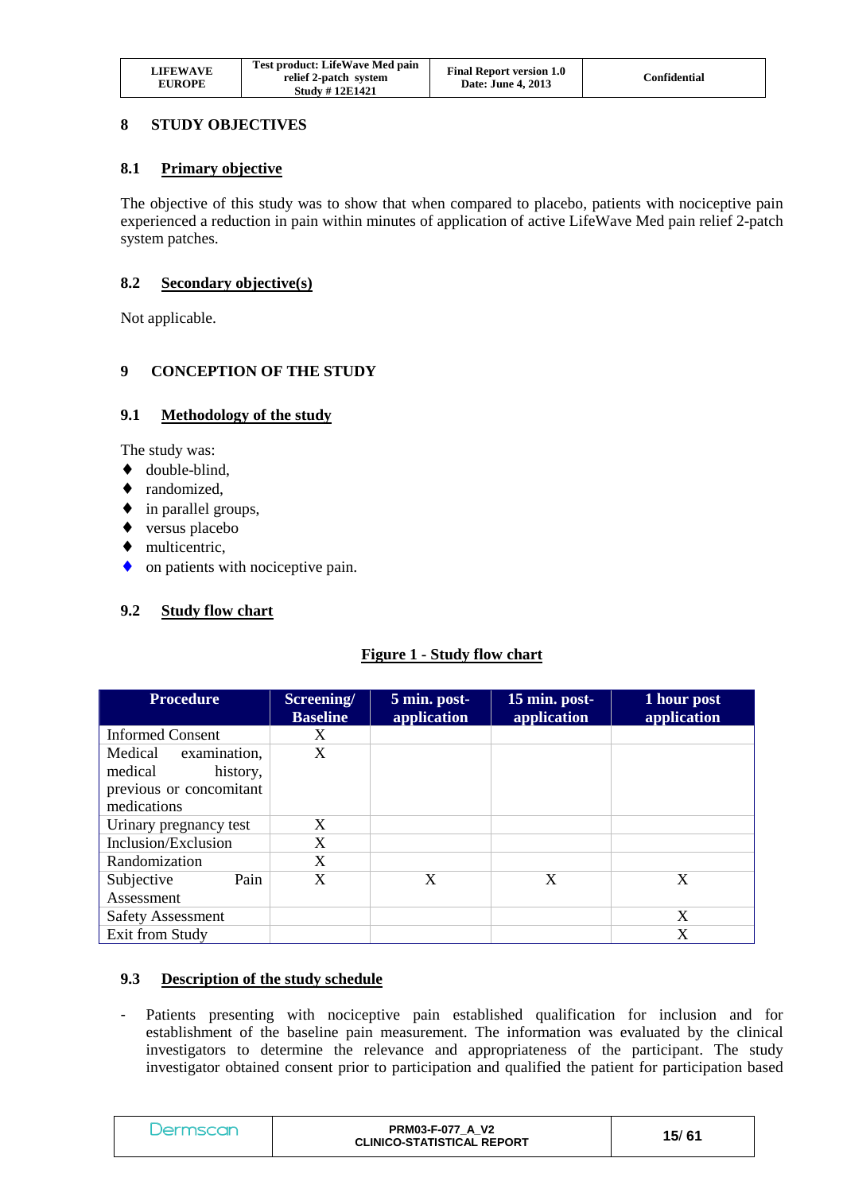## 8 STUDY OBJECTIVES

### 8.1 Primary objective

The objective of this study was to show that when compared to placebo, patients with nociceptive pain experienced a reduction in pain within minutes of application of active LifeWave Med pain relief 2-patch system patches.

### 8.2 Secondary objective(s)

Not applicable.

## 9 CONCEPTION OF THE STUDY

### 9.1 Methodology of the study

The study was:

- double-blind,
- randomized,
- in parallel groups,
- versus placebo
- multicentric,
- on patients with nociceptive pain.

### 9.2 Study flow chart

**Figure 1 - Study flow chart**

| Procedure | Screening/ Baseline | 5 min. post-application | 15 min. post-application | 1 hour post application |
|---|---|---|---|---|
| Informed Consent | X | | | |
| Medical examination, medical history, previous or concomitant medications | X | | | |
| Urinary pregnancy test | X | | | |
| Inclusion/Exclusion | X | | | |
| Randomization | X | | | |
| Subjective Pain Assessment | X | X | X | X |
| Safety Assessment | | | | X |
| Exit from Study | | | | X |

### 9.3 Description of the study schedule

- Patients presenting with nociceptive pain established qualification for inclusion and for establishment of the baseline pain measurement. The information was evaluated by the clinical investigators to determine the relevance and appropriateness of the participant. The study investigator obtained consent prior to participation and qualified the patient for participation based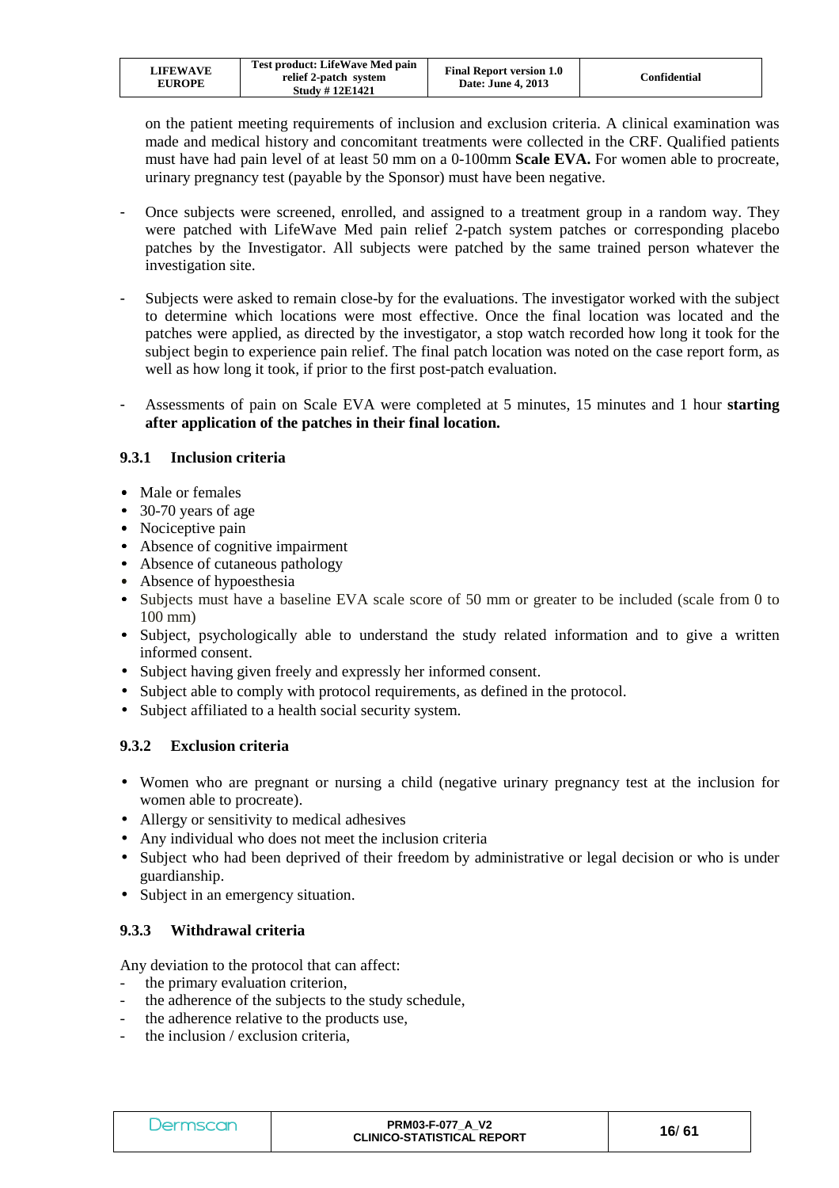on the patient meeting requirements of inclusion and exclusion criteria. A clinical examination was made and medical history and concomitant treatments were collected in the CRF. Qualified patients must have had pain level of at least 50 mm on a 0-100mm **Scale EVA.** For women able to procreate, urinary pregnancy test (payable by the Sponsor) must have been negative.

- Once subjects were screened, enrolled, and assigned to a treatment group in a random way. They were patched with LifeWave Med pain relief 2-patch system patches or corresponding placebo patches by the Investigator. All subjects were patched by the same trained person whatever the investigation site.

- Subjects were asked to remain close-by for the evaluations. The investigator worked with the subject to determine which locations were most effective. Once the final location was located and the patches were applied, as directed by the investigator, a stop watch recorded how long it took for the subject begin to experience pain relief. The final patch location was noted on the case report form, as well as how long it took, if prior to the first post-patch evaluation.

- Assessments of pain on Scale EVA were completed at 5 minutes, 15 minutes and 1 hour **starting after application of the patches in their final location.**

### 9.3.1 Inclusion criteria

- Male or females
- 30-70 years of age
- Nociceptive pain
- Absence of cognitive impairment
- Absence of cutaneous pathology
- Absence of hypoesthesia
- Subjects must have a baseline EVA scale score of 50 mm or greater to be included (scale from 0 to 100 mm)
- Subject, psychologically able to understand the study related information and to give a written informed consent.
- Subject having given freely and expressly her informed consent.
- Subject able to comply with protocol requirements, as defined in the protocol.
- Subject affiliated to a health social security system.

### 9.3.2 Exclusion criteria

- Women who are pregnant or nursing a child (negative urinary pregnancy test at the inclusion for women able to procreate).
- Allergy or sensitivity to medical adhesives
- Any individual who does not meet the inclusion criteria
- Subject who had been deprived of their freedom by administrative or legal decision or who is under guardianship.
- Subject in an emergency situation.

### 9.3.3 Withdrawal criteria

Any deviation to the protocol that can affect:

- the primary evaluation criterion,
- the adherence of the subjects to the study schedule,
- the adherence relative to the products use,
- the inclusion / exclusion criteria,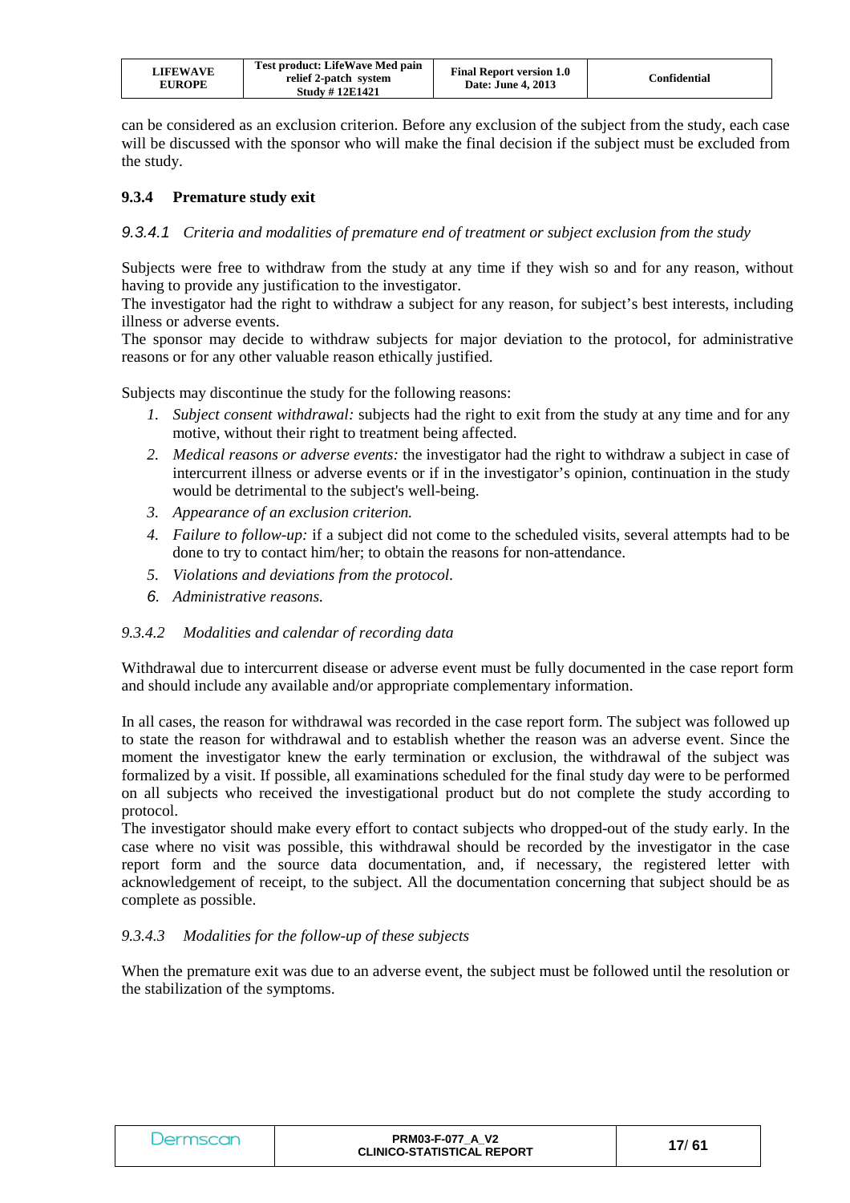can be considered as an exclusion criterion. Before any exclusion of the subject from the study, each case will be discussed with the sponsor who will make the final decision if the subject must be excluded from the study.

### 9.3.4 Premature study exit

#### *9.3.4.1 Criteria and modalities of premature end of treatment or subject exclusion from the study*

Subjects were free to withdraw from the study at any time if they wish so and for any reason, without having to provide any justification to the investigator.
The investigator had the right to withdraw a subject for any reason, for subject's best interests, including illness or adverse events.
The sponsor may decide to withdraw subjects for major deviation to the protocol, for administrative reasons or for any other valuable reason ethically justified.

Subjects may discontinue the study for the following reasons:

1. *Subject consent withdrawal:* subjects had the right to exit from the study at any time and for any motive, without their right to treatment being affected.
2. *Medical reasons or adverse events:* the investigator had the right to withdraw a subject in case of intercurrent illness or adverse events or if in the investigator's opinion, continuation in the study would be detrimental to the subject's well-being.
3. *Appearance of an exclusion criterion.*
4. *Failure to follow-up:* if a subject did not come to the scheduled visits, several attempts had to be done to try to contact him/her; to obtain the reasons for non-attendance.
5. *Violations and deviations from the protocol.*
6. *Administrative reasons.*

#### *9.3.4.2 Modalities and calendar of recording data*

Withdrawal due to intercurrent disease or adverse event must be fully documented in the case report form and should include any available and/or appropriate complementary information.

In all cases, the reason for withdrawal was recorded in the case report form. The subject was followed up to state the reason for withdrawal and to establish whether the reason was an adverse event. Since the moment the investigator knew the early termination or exclusion, the withdrawal of the subject was formalized by a visit. If possible, all examinations scheduled for the final study day were to be performed on all subjects who received the investigational product but do not complete the study according to protocol.
The investigator should make every effort to contact subjects who dropped-out of the study early. In the case where no visit was possible, this withdrawal should be recorded by the investigator in the case report form and the source data documentation, and, if necessary, the registered letter with acknowledgement of receipt, to the subject. All the documentation concerning that subject should be as complete as possible.

#### *9.3.4.3 Modalities for the follow-up of these subjects*

When the premature exit was due to an adverse event, the subject must be followed until the resolution or the stabilization of the symptoms.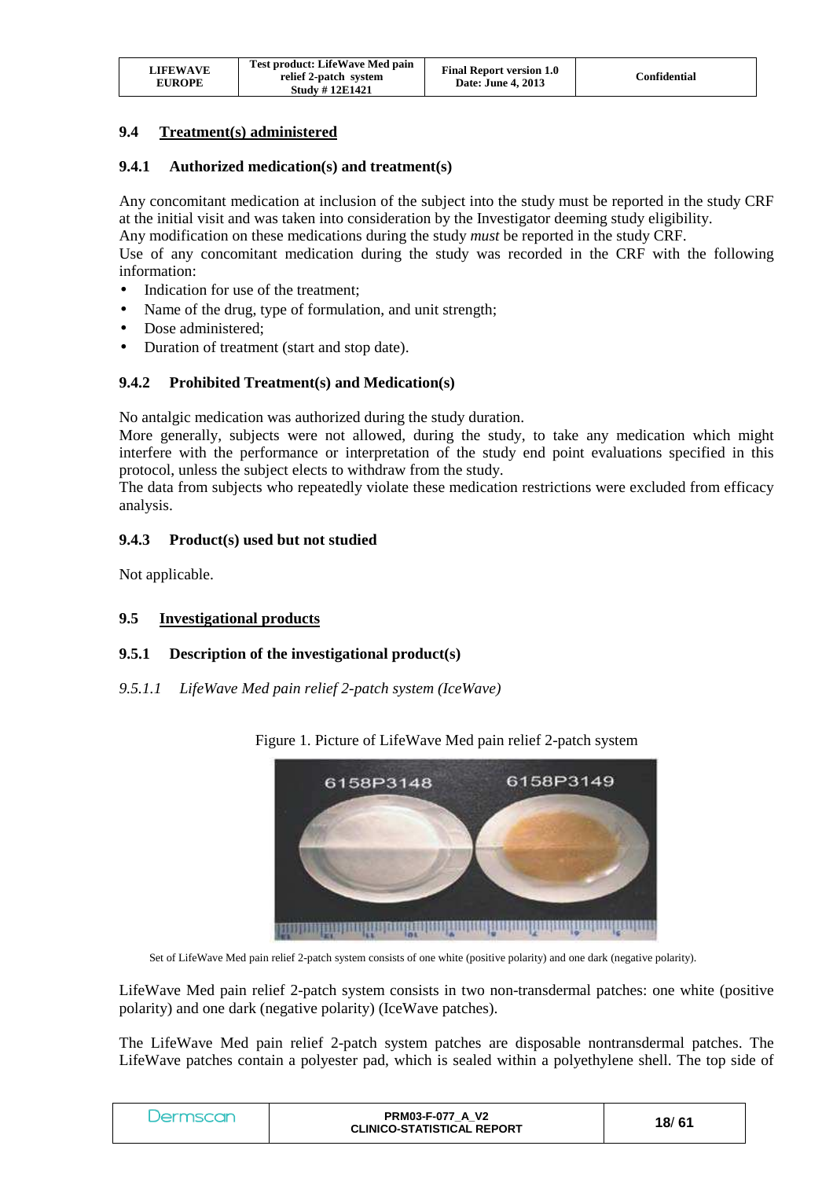## 9.4 Treatment(s) administered

### 9.4.1 Authorized medication(s) and treatment(s)

Any concomitant medication at inclusion of the subject into the study must be reported in the study CRF at the initial visit and was taken into consideration by the Investigator deeming study eligibility.
Any modification on these medications during the study *must* be reported in the study CRF.
Use of any concomitant medication during the study was recorded in the CRF with the following information:

- Indication for use of the treatment;
- Name of the drug, type of formulation, and unit strength;
- Dose administered;
- Duration of treatment (start and stop date).

### 9.4.2 Prohibited Treatment(s) and Medication(s)

No antalgic medication was authorized during the study duration.
More generally, subjects were not allowed, during the study, to take any medication which might interfere with the performance or interpretation of the study end point evaluations specified in this protocol, unless the subject elects to withdraw from the study.
The data from subjects who repeatedly violate these medication restrictions were excluded from efficacy analysis.

### 9.4.3 Product(s) used but not studied

Not applicable.

## 9.5 Investigational products

### 9.5.1 Description of the investigational product(s)

*9.5.1.1 LifeWave Med pain relief 2-patch system (IceWave)*

Figure 1. Picture of LifeWave Med pain relief 2-patch system

Set of LifeWave Med pain relief 2-patch system consists of one white (positive polarity) and one dark (negative polarity).

LifeWave Med pain relief 2-patch system consists in two non-transdermal patches: one white (positive polarity) and one dark (negative polarity) (IceWave patches).

The LifeWave Med pain relief 2-patch system patches are disposable nontransdermal patches. The LifeWave patches contain a polyester pad, which is sealed within a polyethylene shell. The top side of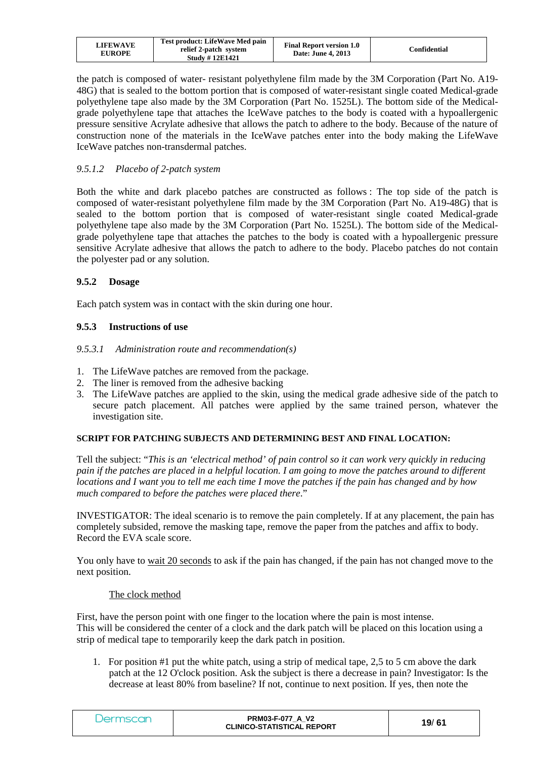the patch is composed of water- resistant polyethylene film made by the 3M Corporation (Part No. A19-48G) that is sealed to the bottom portion that is composed of water-resistant single coated Medical-grade polyethylene tape also made by the 3M Corporation (Part No. 1525L). The bottom side of the Medical-grade polyethylene tape that attaches the IceWave patches to the body is coated with a hypoallergenic pressure sensitive Acrylate adhesive that allows the patch to adhere to the body. Because of the nature of construction none of the materials in the IceWave patches enter into the body making the LifeWave IceWave patches non-transdermal patches.

#### *9.5.1.2 Placebo of 2-patch system*

Both the white and dark placebo patches are constructed as follows : The top side of the patch is composed of water-resistant polyethylene film made by the 3M Corporation (Part No. A19-48G) that is sealed to the bottom portion that is composed of water-resistant single coated Medical-grade polyethylene tape also made by the 3M Corporation (Part No. 1525L). The bottom side of the Medical-grade polyethylene tape that attaches the patches to the body is coated with a hypoallergenic pressure sensitive Acrylate adhesive that allows the patch to adhere to the body. Placebo patches do not contain the polyester pad or any solution.

### 9.5.2 Dosage

Each patch system was in contact with the skin during one hour.

### 9.5.3 Instructions of use

#### *9.5.3.1 Administration route and recommendation(s)*

1. The LifeWave patches are removed from the package.
2. The liner is removed from the adhesive backing
3. The LifeWave patches are applied to the skin, using the medical grade adhesive side of the patch to secure patch placement. All patches were applied by the same trained person, whatever the investigation site.

**SCRIPT FOR PATCHING SUBJECTS AND DETERMINING BEST AND FINAL LOCATION:**

Tell the subject: "*This is an 'electrical method' of pain control so it can work very quickly in reducing pain if the patches are placed in a helpful location. I am going to move the patches around to different locations and I want you to tell me each time I move the patches if the pain has changed and by how much compared to before the patches were placed there*."

INVESTIGATOR: The ideal scenario is to remove the pain completely. If at any placement, the pain has completely subsided, remove the masking tape, remove the paper from the patches and affix to body. Record the EVA scale score.

You only have to wait 20 seconds to ask if the pain has changed, if the pain has not changed move to the next position.

The clock method

First, have the person point with one finger to the location where the pain is most intense.
This will be considered the center of a clock and the dark patch will be placed on this location using a strip of medical tape to temporarily keep the dark patch in position.

1. For position #1 put the white patch, using a strip of medical tape, 2,5 to 5 cm above the dark patch at the 12 O'clock position. Ask the subject is there a decrease in pain? Investigator: Is the decrease at least 80% from baseline? If not, continue to next position. If yes, then note the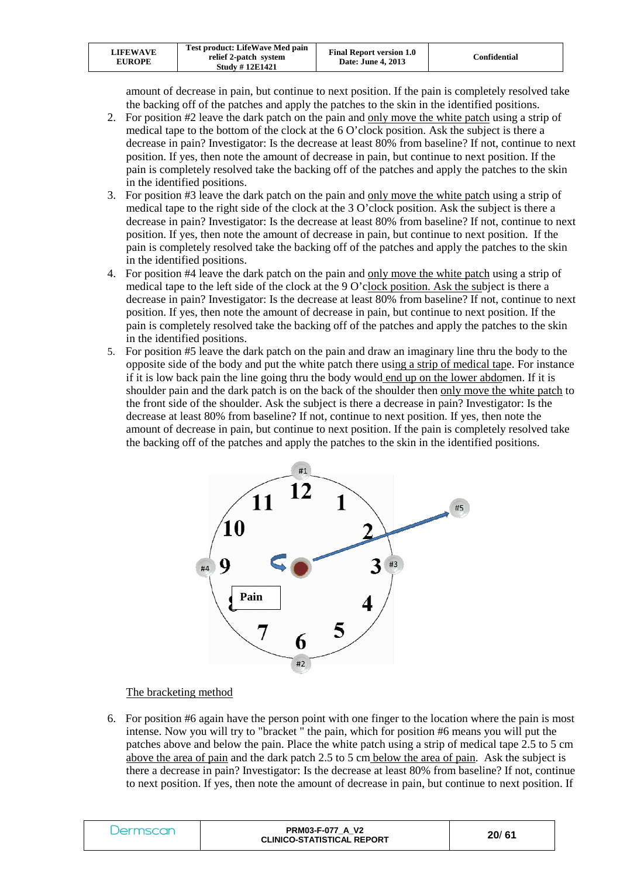amount of decrease in pain, but continue to next position. If the pain is completely resolved take the backing off of the patches and apply the patches to the skin in the identified positions.

2. For position #2 leave the dark patch on the pain and only move the white patch using a strip of medical tape to the bottom of the clock at the 6 O'clock position. Ask the subject is there a decrease in pain? Investigator: Is the decrease at least 80% from baseline? If not, continue to next position. If yes, then note the amount of decrease in pain, but continue to next position. If the pain is completely resolved take the backing off of the patches and apply the patches to the skin in the identified positions.
3. For position #3 leave the dark patch on the pain and only move the white patch using a strip of medical tape to the right side of the clock at the 3 O'clock position. Ask the subject is there a decrease in pain? Investigator: Is the decrease at least 80% from baseline? If not, continue to next position. If yes, then note the amount of decrease in pain, but continue to next position. If the pain is completely resolved take the backing off of the patches and apply the patches to the skin in the identified positions.
4. For position #4 leave the dark patch on the pain and only move the white patch using a strip of medical tape to the left side of the clock at the 9 O'clock position. Ask the subject is there a decrease in pain? Investigator: Is the decrease at least 80% from baseline? If not, continue to next position. If yes, then note the amount of decrease in pain, but continue to next position. If the pain is completely resolved take the backing off of the patches and apply the patches to the skin in the identified positions.
5. For position #5 leave the dark patch on the pain and draw an imaginary line thru the body to the opposite side of the body and put the white patch there using a strip of medical tape. For instance if it is low back pain the line going thru the body would end up on the lower abdomen. If it is shoulder pain and the dark patch is on the back of the shoulder then only move the white patch to the front side of the shoulder. Ask the subject is there a decrease in pain? Investigator: Is the decrease at least 80% from baseline? If not, continue to next position. If yes, then note the amount of decrease in pain, but continue to next position. If the pain is completely resolved take the backing off of the patches and apply the patches to the skin in the identified positions.

The bracketing method

6. For position #6 again have the person point with one finger to the location where the pain is most intense. Now you will try to "bracket " the pain, which for position #6 means you will put the patches above and below the pain. Place the white patch using a strip of medical tape 2.5 to 5 cm above the area of pain and the dark patch 2.5 to 5 cm below the area of pain. Ask the subject is there a decrease in pain? Investigator: Is the decrease at least 80% from baseline? If not, continue to next position. If yes, then note the amount of decrease in pain, but continue to next position. If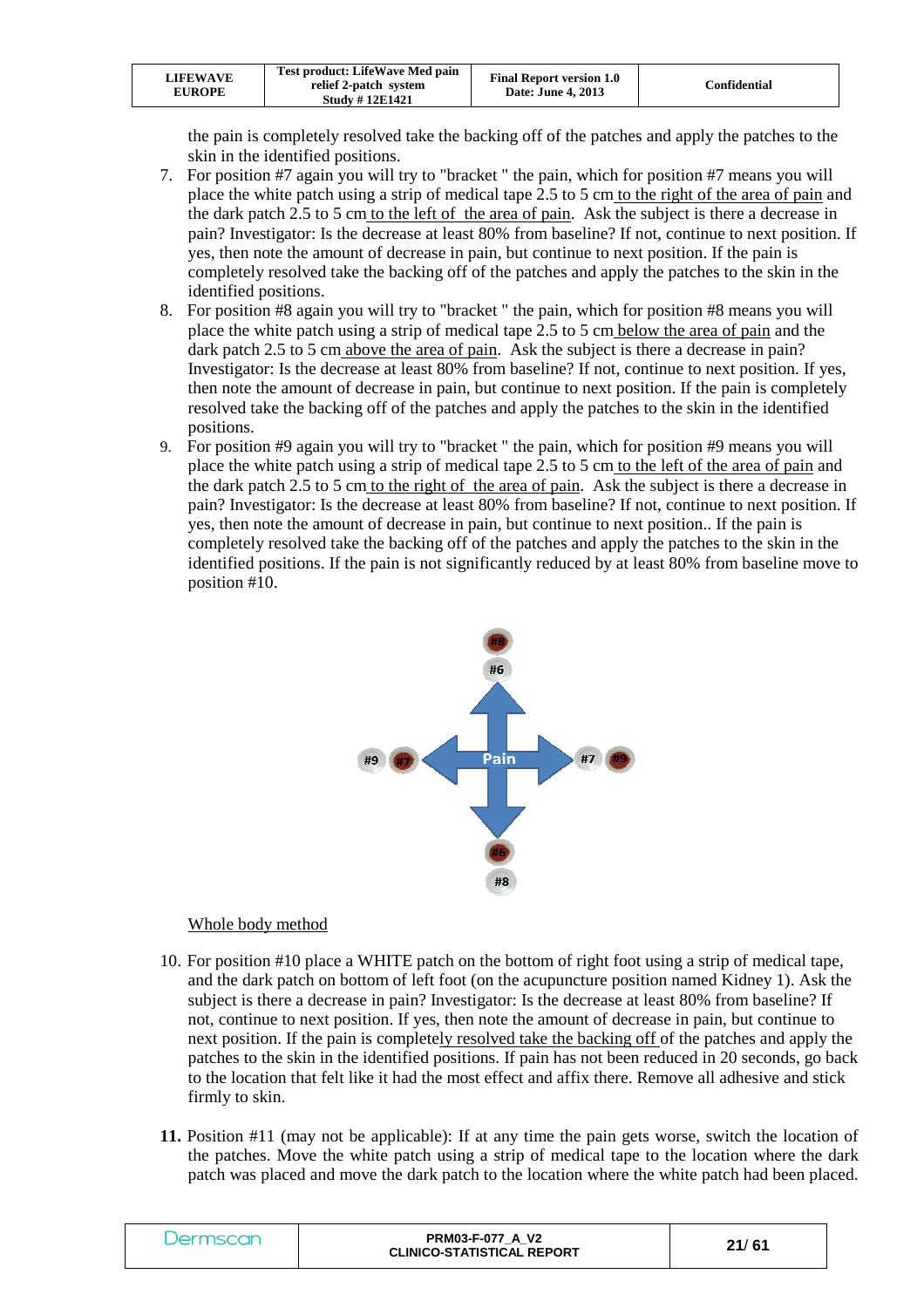the pain is completely resolved take the backing off of the patches and apply the patches to the skin in the identified positions.

7. For position #7 again you will try to "bracket " the pain, which for position #7 means you will place the white patch using a strip of medical tape 2.5 to 5 cm to the right of the area of pain and the dark patch 2.5 to 5 cm to the left of the area of pain. Ask the subject is there a decrease in pain? Investigator: Is the decrease at least 80% from baseline? If not, continue to next position. If yes, then note the amount of decrease in pain, but continue to next position. If the pain is completely resolved take the backing off of the patches and apply the patches to the skin in the identified positions.
8. For position #8 again you will try to "bracket " the pain, which for position #8 means you will place the white patch using a strip of medical tape 2.5 to 5 cm below the area of pain and the dark patch 2.5 to 5 cm above the area of pain. Ask the subject is there a decrease in pain? Investigator: Is the decrease at least 80% from baseline? If not, continue to next position. If yes, then note the amount of decrease in pain, but continue to next position. If the pain is completely resolved take the backing off of the patches and apply the patches to the skin in the identified positions.
9. For position #9 again you will try to "bracket " the pain, which for position #9 means you will place the white patch using a strip of medical tape 2.5 to 5 cm to the left of the area of pain and the dark patch 2.5 to 5 cm to the right of the area of pain. Ask the subject is there a decrease in pain? Investigator: Is the decrease at least 80% from baseline? If not, continue to next position. If yes, then note the amount of decrease in pain, but continue to next position.. If the pain is completely resolved take the backing off of the patches and apply the patches to the skin in the identified positions. If the pain is not significantly reduced by at least 80% from baseline move to position #10.

#8
#6
#9 #7 Pain #7 #9
#6
#8

Whole body method

10. For position #10 place a WHITE patch on the bottom of right foot using a strip of medical tape, and the dark patch on bottom of left foot (on the acupuncture position named Kidney 1). Ask the subject is there a decrease in pain? Investigator: Is the decrease at least 80% from baseline? If not, continue to next position. If yes, then note the amount of decrease in pain, but continue to next position. If the pain is completely resolved take the backing off of the patches and apply the patches to the skin in the identified positions. If pain has not been reduced in 20 seconds, go back to the location that felt like it had the most effect and affix there. Remove all adhesive and stick firmly to skin.

**11.** Position #11 (may not be applicable): If at any time the pain gets worse, switch the location of the patches. Move the white patch using a strip of medical tape to the location where the dark patch was placed and move the dark patch to the location where the white patch had been placed.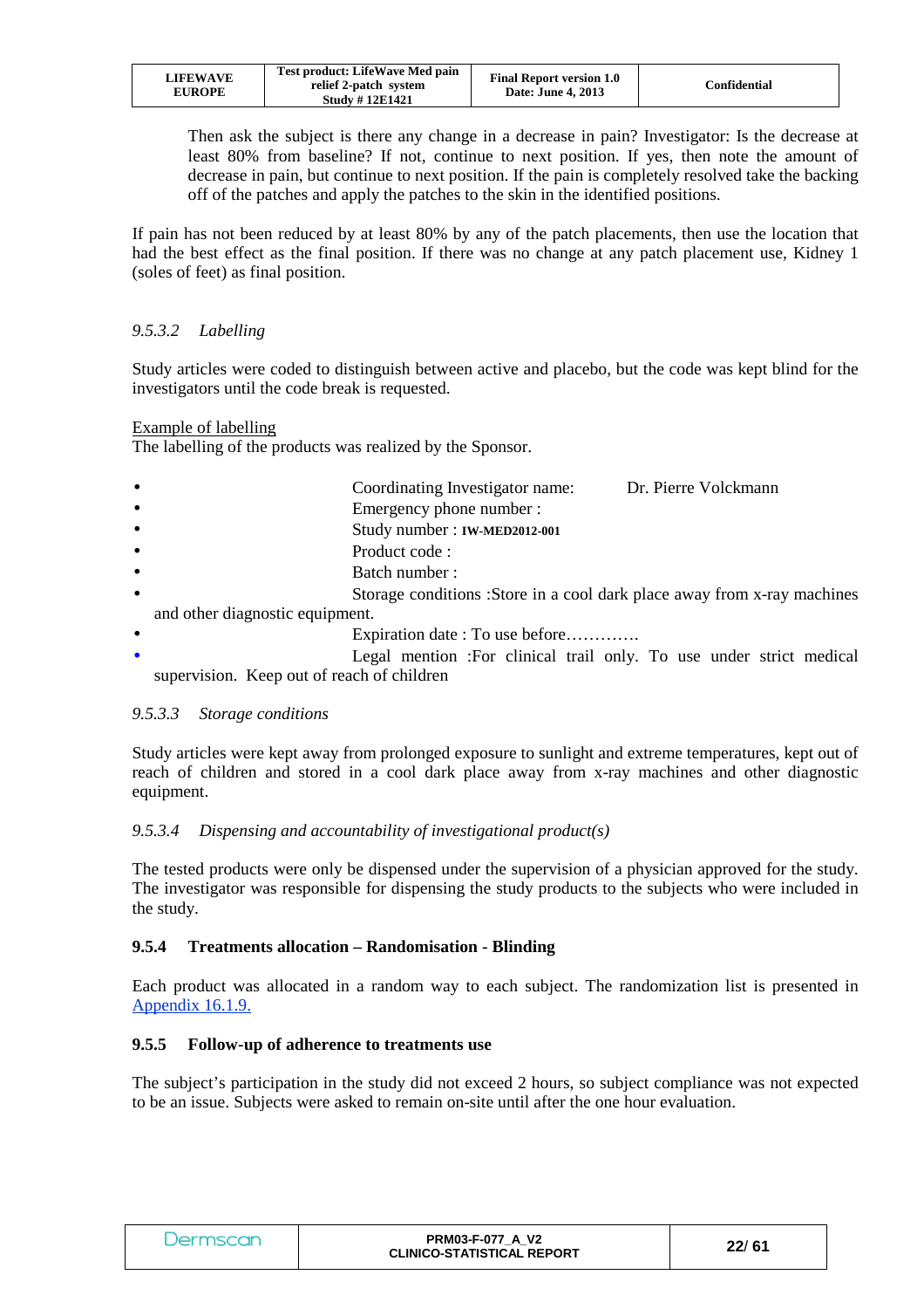Then ask the subject is there any change in a decrease in pain? Investigator: Is the decrease at least 80% from baseline? If not, continue to next position. If yes, then note the amount of decrease in pain, but continue to next position. If the pain is completely resolved take the backing off of the patches and apply the patches to the skin in the identified positions.

If pain has not been reduced by at least 80% by any of the patch placements, then use the location that had the best effect as the final position. If there was no change at any patch placement use, Kidney 1 (soles of feet) as final position.

#### 9.5.3.2 *Labelling*

Study articles were coded to distinguish between active and placebo, but the code was kept blind for the investigators until the code break is requested.

Example of labelling

The labelling of the products was realized by the Sponsor.

- Coordinating Investigator name: Dr. Pierre Volckmann
- Emergency phone number :
- Study number : **IW-MED2012-001**
- Product code :
- Batch number :
- Storage conditions :Store in a cool dark place away from x-ray machines and other diagnostic equipment.
- Expiration date : To use before………….
- Legal mention :For clinical trail only. To use under strict medical supervision. Keep out of reach of children

#### 9.5.3.3 *Storage conditions*

Study articles were kept away from prolonged exposure to sunlight and extreme temperatures, kept out of reach of children and stored in a cool dark place away from x-ray machines and other diagnostic equipment.

#### 9.5.3.4 *Dispensing and accountability of investigational product(s)*

The tested products were only be dispensed under the supervision of a physician approved for the study. The investigator was responsible for dispensing the study products to the subjects who were included in the study.

### 9.5.4 Treatments allocation – Randomisation - Blinding

Each product was allocated in a random way to each subject. The randomization list is presented in Appendix 16.1.9.

### 9.5.5 Follow-up of adherence to treatments use

The subject's participation in the study did not exceed 2 hours, so subject compliance was not expected to be an issue. Subjects were asked to remain on-site until after the one hour evaluation.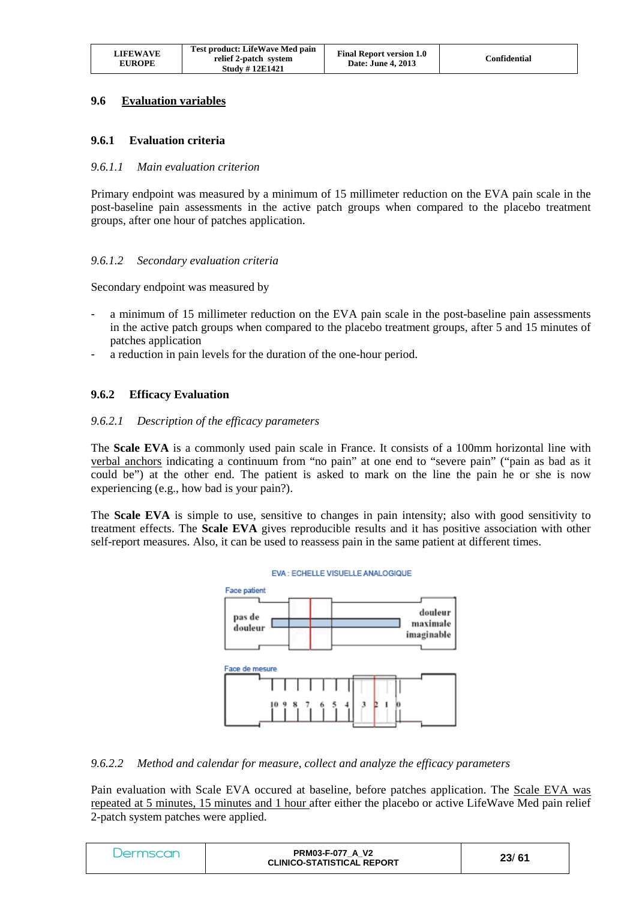## 9.6 Evaluation variables

### 9.6.1 Evaluation criteria

#### *9.6.1.1 Main evaluation criterion*

Primary endpoint was measured by a minimum of 15 millimeter reduction on the EVA pain scale in the post-baseline pain assessments in the active patch groups when compared to the placebo treatment groups, after one hour of patches application.

#### *9.6.1.2 Secondary evaluation criteria*

Secondary endpoint was measured by

- a minimum of 15 millimeter reduction on the EVA pain scale in the post-baseline pain assessments in the active patch groups when compared to the placebo treatment groups, after 5 and 15 minutes of patches application
- a reduction in pain levels for the duration of the one-hour period.

### 9.6.2 Efficacy Evaluation

#### *9.6.2.1 Description of the efficacy parameters*

The **Scale EVA** is a commonly used pain scale in France. It consists of a 100mm horizontal line with verbal anchors indicating a continuum from "no pain" at one end to "severe pain" ("pain as bad as it could be") at the other end. The patient is asked to mark on the line the pain he or she is now experiencing (e.g., how bad is your pain?).

The **Scale EVA** is simple to use, sensitive to changes in pain intensity; also with good sensitivity to treatment effects. The **Scale EVA** gives reproducible results and it has positive association with other self-report measures. Also, it can be used to reassess pain in the same patient at different times.

EVA : ECHELLE VISUELLE ANALOGIQUE

Face patient: pas de douleur — douleur maximale imaginable

Face de mesure: 10 9 8 7 6 5 4 3 2 1 0

#### *9.6.2.2 Method and calendar for measure, collect and analyze the efficacy parameters*

Pain evaluation with Scale EVA occured at baseline, before patches application. The Scale EVA was repeated at 5 minutes, 15 minutes and 1 hour after either the placebo or active LifeWave Med pain relief 2-patch system patches were applied.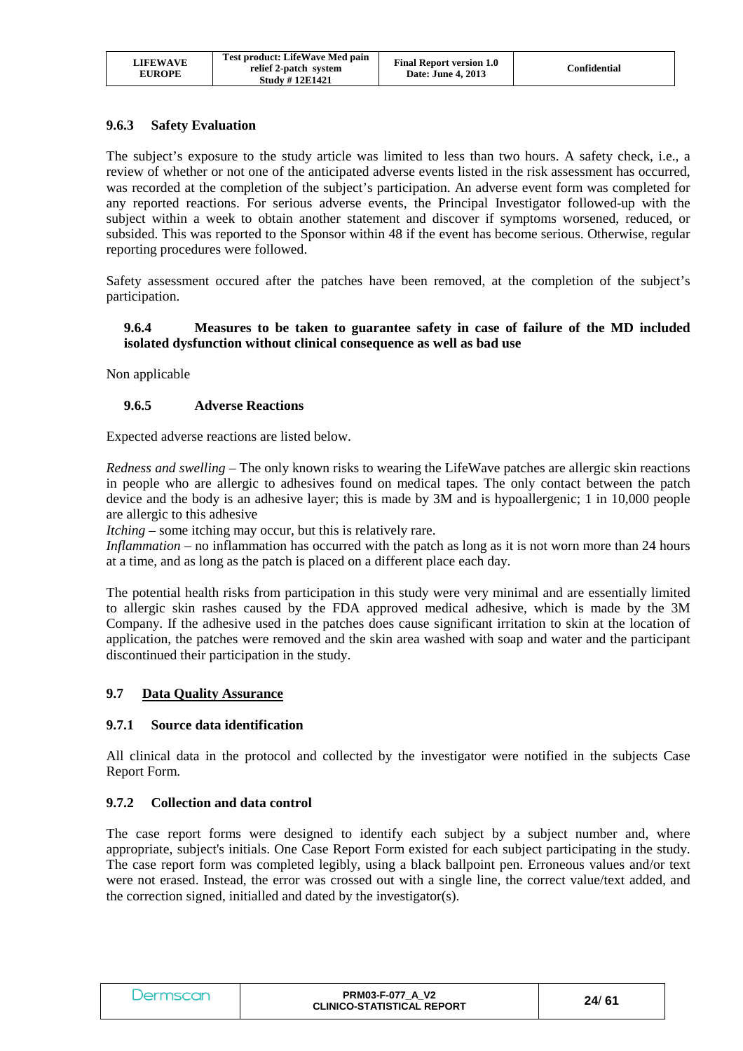### 9.6.3 Safety Evaluation

The subject's exposure to the study article was limited to less than two hours. A safety check, i.e., a review of whether or not one of the anticipated adverse events listed in the risk assessment has occurred, was recorded at the completion of the subject's participation. An adverse event form was completed for any reported reactions. For serious adverse events, the Principal Investigator followed-up with the subject within a week to obtain another statement and discover if symptoms worsened, reduced, or subsided. This was reported to the Sponsor within 48 if the event has become serious. Otherwise, regular reporting procedures were followed.

Safety assessment occured after the patches have been removed, at the completion of the subject's participation.

### 9.6.4 Measures to be taken to guarantee safety in case of failure of the MD included isolated dysfunction without clinical consequence as well as bad use

Non applicable

### 9.6.5 Adverse Reactions

Expected adverse reactions are listed below.

*Redness and swelling* – The only known risks to wearing the LifeWave patches are allergic skin reactions in people who are allergic to adhesives found on medical tapes. The only contact between the patch device and the body is an adhesive layer; this is made by 3M and is hypoallergenic; 1 in 10,000 people are allergic to this adhesive
*Itching* – some itching may occur, but this is relatively rare.
*Inflammation* – no inflammation has occurred with the patch as long as it is not worn more than 24 hours at a time, and as long as the patch is placed on a different place each day.

The potential health risks from participation in this study were very minimal and are essentially limited to allergic skin rashes caused by the FDA approved medical adhesive, which is made by the 3M Company. If the adhesive used in the patches does cause significant irritation to skin at the location of application, the patches were removed and the skin area washed with soap and water and the participant discontinued their participation in the study.

## 9.7 Data Quality Assurance

### 9.7.1 Source data identification

All clinical data in the protocol and collected by the investigator were notified in the subjects Case Report Form.

### 9.7.2 Collection and data control

The case report forms were designed to identify each subject by a subject number and, where appropriate, subject's initials. One Case Report Form existed for each subject participating in the study. The case report form was completed legibly, using a black ballpoint pen. Erroneous values and/or text were not erased. Instead, the error was crossed out with a single line, the correct value/text added, and the correction signed, initialled and dated by the investigator(s).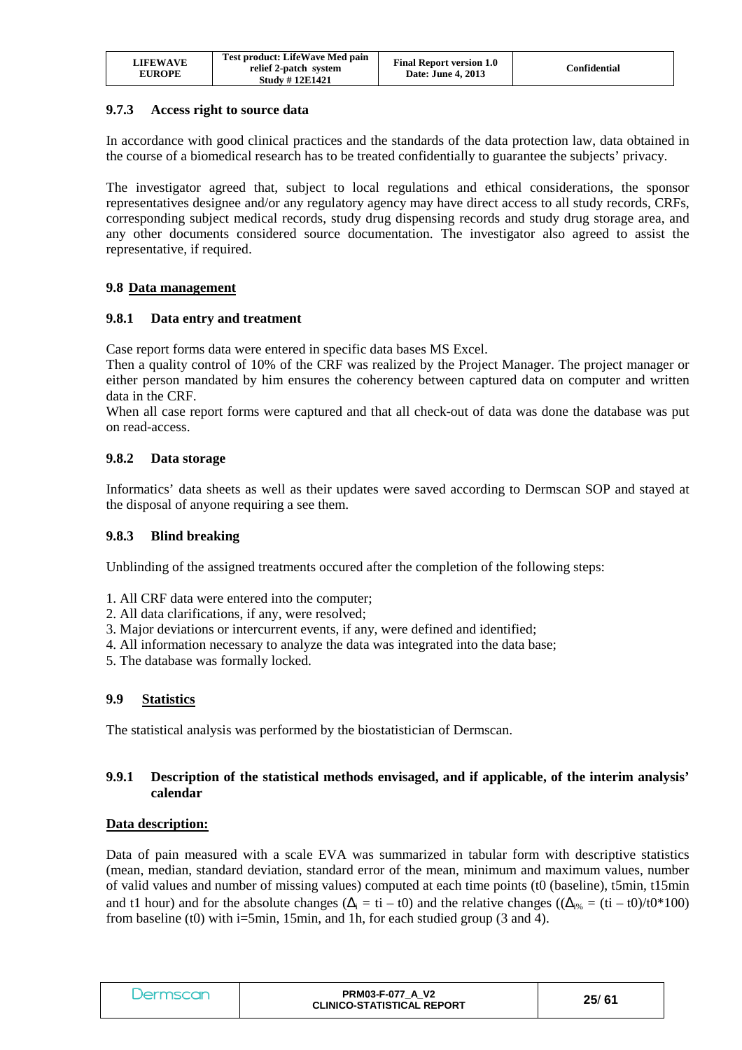### 9.7.3 Access right to source data

In accordance with good clinical practices and the standards of the data protection law, data obtained in the course of a biomedical research has to be treated confidentially to guarantee the subjects' privacy.

The investigator agreed that, subject to local regulations and ethical considerations, the sponsor representatives designee and/or any regulatory agency may have direct access to all study records, CRFs, corresponding subject medical records, study drug dispensing records and study drug storage area, and any other documents considered source documentation. The investigator also agreed to assist the representative, if required.

## 9.8 Data management

### 9.8.1 Data entry and treatment

Case report forms data were entered in specific data bases MS Excel.
Then a quality control of 10% of the CRF was realized by the Project Manager. The project manager or either person mandated by him ensures the coherency between captured data on computer and written data in the CRF.
When all case report forms were captured and that all check-out of data was done the database was put on read-access.

### 9.8.2 Data storage

Informatics' data sheets as well as their updates were saved according to Dermscan SOP and stayed at the disposal of anyone requiring a see them.

### 9.8.3 Blind breaking

Unblinding of the assigned treatments occured after the completion of the following steps:

1. All CRF data were entered into the computer;
2. All data clarifications, if any, were resolved;
3. Major deviations or intercurrent events, if any, were defined and identified;
4. All information necessary to analyze the data was integrated into the data base;
5. The database was formally locked.

## 9.9 Statistics

The statistical analysis was performed by the biostatistician of Dermscan.

### 9.9.1 Description of the statistical methods envisaged, and if applicable, of the interim analysis' calendar

**Data description:**

Data of pain measured with a scale EVA was summarized in tabular form with descriptive statistics (mean, median, standard deviation, standard error of the mean, minimum and maximum values, number of valid values and number of missing values) computed at each time points (t0 (baseline), t5min, t15min and t1 hour) and for the absolute changes ($\Delta_i = ti - t0$) and the relative changes (($\Delta_{i\%} = (ti - t0)/t0*100$) from baseline (t0) with i=5min, 15min, and 1h, for each studied group (3 and 4).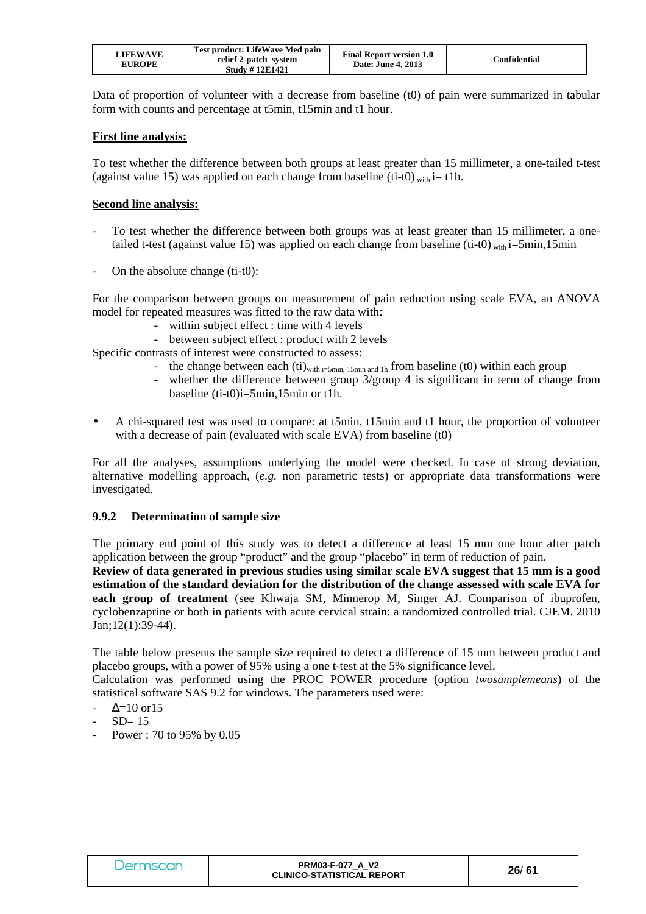Data of proportion of volunteer with a decrease from baseline (t0) of pain were summarized in tabular form with counts and percentage at t5min, t15min and t1 hour.

**First line analysis:**

To test whether the difference between both groups at least greater than 15 millimeter, a one-tailed t-test (against value 15) was applied on each change from baseline $(ti\text{-}t0)_{\text{with}}$ i= t1h.

**Second line analysis:**

- To test whether the difference between both groups was at least greater than 15 millimeter, a one-tailed t-test (against value 15) was applied on each change from baseline $(ti\text{-}t0)_{\text{with}}$ i=5min,15min
- On the absolute change (ti-t0):

For the comparison between groups on measurement of pain reduction using scale EVA, an ANOVA model for repeated measures was fitted to the raw data with:

- within subject effect : time with 4 levels
- between subject effect : product with 2 levels

Specific contrasts of interest were constructed to assess:

- the change between each $(ti)_{\text{with i=5min, 15min and 1h}}$ from baseline (t0) within each group
- whether the difference between group 3/group 4 is significant in term of change from baseline (ti-t0)i=5min,15min or t1h.

- A chi-squared test was used to compare: at t5min, t15min and t1 hour, the proportion of volunteer with a decrease of pain (evaluated with scale EVA) from baseline (t0)

For all the analyses, assumptions underlying the model were checked. In case of strong deviation, alternative modelling approach, (*e.g.* non parametric tests) or appropriate data transformations were investigated.

### 9.9.2 Determination of sample size

The primary end point of this study was to detect a difference at least 15 mm one hour after patch application between the group "product" and the group "placebo" in term of reduction of pain.
**Review of data generated in previous studies using similar scale EVA suggest that 15 mm is a good estimation of the standard deviation for the distribution of the change assessed with scale EVA for each group of treatment** (see Khwaja SM, Minnerop M, Singer AJ. Comparison of ibuprofen, cyclobenzaprine or both in patients with acute cervical strain: a randomized controlled trial. CJEM. 2010 Jan;12(1):39-44).

The table below presents the sample size required to detect a difference of 15 mm between product and placebo groups, with a power of 95% using a one t-test at the 5% significance level.
Calculation was performed using the PROC POWER procedure (option *twosamplemeans*) of the statistical software SAS 9.2 for windows. The parameters used were:

- $\Delta$=10 or15
- SD= 15
- Power : 70 to 95% by 0.05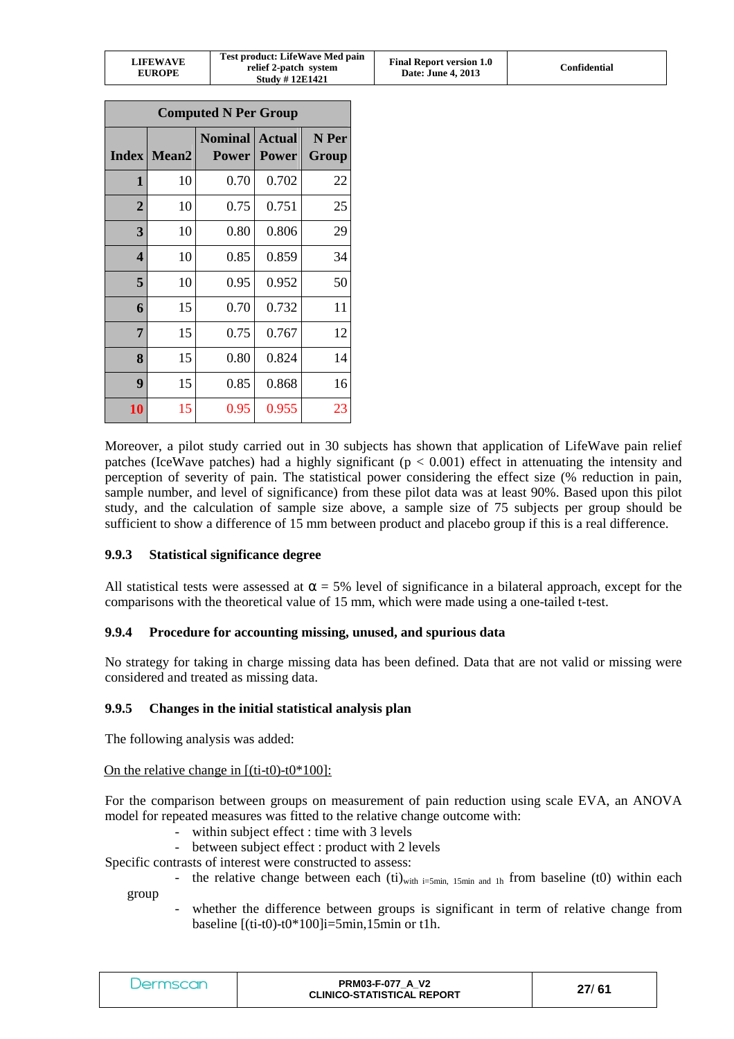| Computed N Per Group | | | | |
|---|---|---|---|---|
| **Index** | **Mean2** | **Nominal Power** | **Actual Power** | **N Per Group** |
| **1** | 10 | 0.70 | 0.702 | 22 |
| **2** | 10 | 0.75 | 0.751 | 25 |
| **3** | 10 | 0.80 | 0.806 | 29 |
| **4** | 10 | 0.85 | 0.859 | 34 |
| **5** | 10 | 0.95 | 0.952 | 50 |
| **6** | 15 | 0.70 | 0.732 | 11 |
| **7** | 15 | 0.75 | 0.767 | 12 |
| **8** | 15 | 0.80 | 0.824 | 14 |
| **9** | 15 | 0.85 | 0.868 | 16 |
| **10** | 15 | 0.95 | 0.955 | 23 |

Moreover, a pilot study carried out in 30 subjects has shown that application of LifeWave pain relief patches (IceWave patches) had a highly significant ($p < 0.001$) effect in attenuating the intensity and perception of severity of pain. The statistical power considering the effect size (% reduction in pain, sample number, and level of significance) from these pilot data was at least 90%. Based upon this pilot study, and the calculation of sample size above, a sample size of 75 subjects per group should be sufficient to show a difference of 15 mm between product and placebo group if this is a real difference.

### 9.9.3 Statistical significance degree

All statistical tests were assessed at $\alpha$ = 5% level of significance in a bilateral approach, except for the comparisons with the theoretical value of 15 mm, which were made using a one-tailed t-test.

### 9.9.4 Procedure for accounting missing, unused, and spurious data

No strategy for taking in charge missing data has been defined. Data that are not valid or missing were considered and treated as missing data.

### 9.9.5 Changes in the initial statistical analysis plan

The following analysis was added:

On the relative change in [(ti-t0)-t0*100]:

For the comparison between groups on measurement of pain reduction using scale EVA, an ANOVA model for repeated measures was fitted to the relative change outcome with:

- within subject effect : time with 3 levels
- between subject effect : product with 2 levels

Specific contrasts of interest were constructed to assess:

- the relative change between each $(ti)_{\text{with } i=5min,\ 15min \text{ and } 1h}$ from baseline (t0) within each group
- whether the difference between groups is significant in term of relative change from baseline [(ti-t0)-t0*100]i=5min,15min or t1h.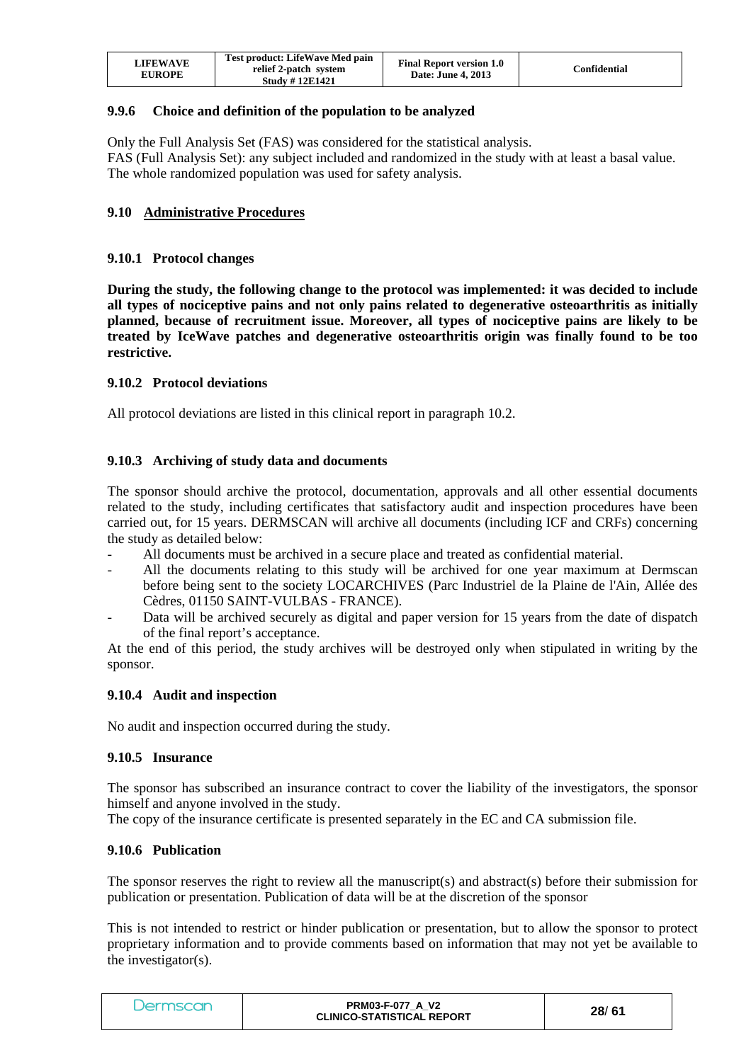### 9.9.6 Choice and definition of the population to be analyzed

Only the Full Analysis Set (FAS) was considered for the statistical analysis.
FAS (Full Analysis Set): any subject included and randomized in the study with at least a basal value.
The whole randomized population was used for safety analysis.

## 9.10 Administrative Procedures

### 9.10.1 Protocol changes

**During the study, the following change to the protocol was implemented: it was decided to include all types of nociceptive pains and not only pains related to degenerative osteoarthritis as initially planned, because of recruitment issue. Moreover, all types of nociceptive pains are likely to be treated by IceWave patches and degenerative osteoarthritis origin was finally found to be too restrictive.**

### 9.10.2 Protocol deviations

All protocol deviations are listed in this clinical report in paragraph 10.2.

### 9.10.3 Archiving of study data and documents

The sponsor should archive the protocol, documentation, approvals and all other essential documents related to the study, including certificates that satisfactory audit and inspection procedures have been carried out, for 15 years. DERMSCAN will archive all documents (including ICF and CRFs) concerning the study as detailed below:

- All documents must be archived in a secure place and treated as confidential material.
- All the documents relating to this study will be archived for one year maximum at Dermscan before being sent to the society LOCARCHIVES (Parc Industriel de la Plaine de l'Ain, Allée des Cèdres, 01150 SAINT-VULBAS - FRANCE).
- Data will be archived securely as digital and paper version for 15 years from the date of dispatch of the final report's acceptance.

At the end of this period, the study archives will be destroyed only when stipulated in writing by the sponsor.

### 9.10.4 Audit and inspection

No audit and inspection occurred during the study.

### 9.10.5 Insurance

The sponsor has subscribed an insurance contract to cover the liability of the investigators, the sponsor himself and anyone involved in the study.
The copy of the insurance certificate is presented separately in the EC and CA submission file.

### 9.10.6 Publication

The sponsor reserves the right to review all the manuscript(s) and abstract(s) before their submission for publication or presentation. Publication of data will be at the discretion of the sponsor

This is not intended to restrict or hinder publication or presentation, but to allow the sponsor to protect proprietary information and to provide comments based on information that may not yet be available to the investigator(s).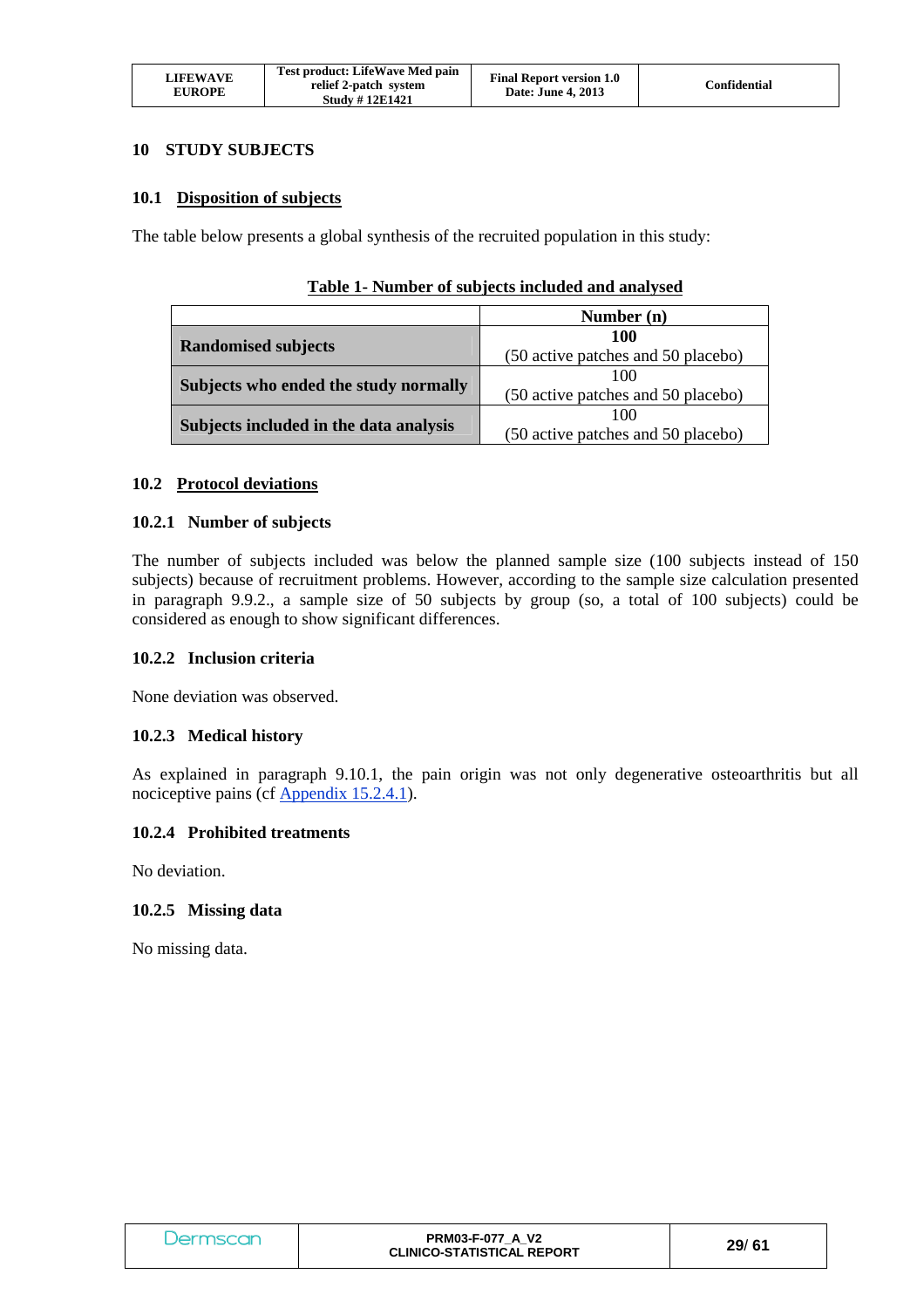# 10 STUDY SUBJECTS

## 10.1 Disposition of subjects

The table below presents a global synthesis of the recruited population in this study:

**Table 1- Number of subjects included and analysed**

| | Number (n) |
|---|---|
| **Randomised subjects** | **100** (50 active patches and 50 placebo) |
| **Subjects who ended the study normally** | 100 (50 active patches and 50 placebo) |
| **Subjects included in the data analysis** | 100 (50 active patches and 50 placebo) |

## 10.2 Protocol deviations

### 10.2.1 Number of subjects

The number of subjects included was below the planned sample size (100 subjects instead of 150 subjects) because of recruitment problems. However, according to the sample size calculation presented in paragraph 9.9.2., a sample size of 50 subjects by group (so, a total of 100 subjects) could be considered as enough to show significant differences.

### 10.2.2 Inclusion criteria

None deviation was observed.

### 10.2.3 Medical history

As explained in paragraph 9.10.1, the pain origin was not only degenerative osteoarthritis but all nociceptive pains (cf Appendix 15.2.4.1).

### 10.2.4 Prohibited treatments

No deviation.

### 10.2.5 Missing data

No missing data.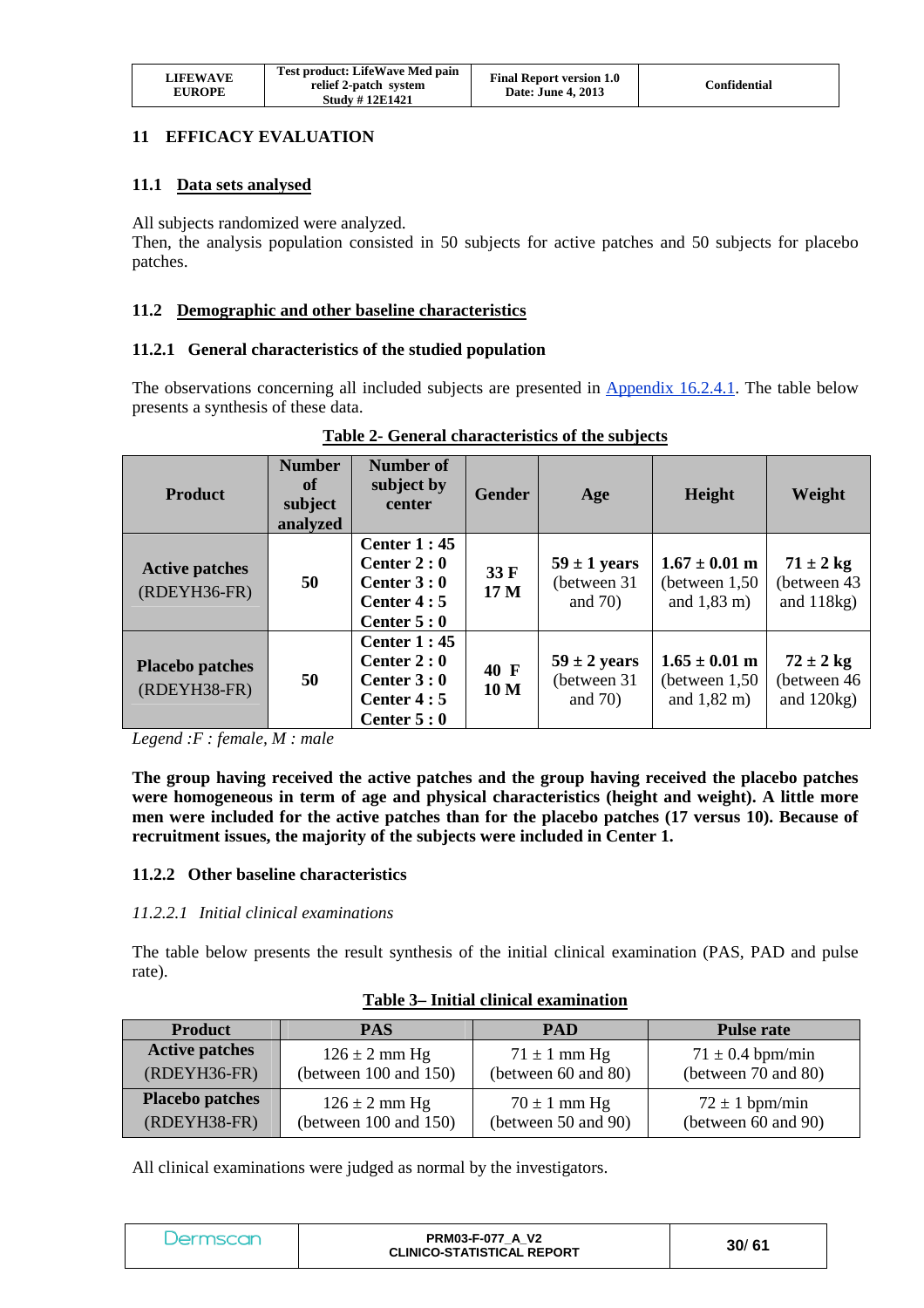## 11 EFFICACY EVALUATION

### 11.1 Data sets analysed

All subjects randomized were analyzed.
Then, the analysis population consisted in 50 subjects for active patches and 50 subjects for placebo patches.

### 11.2 Demographic and other baseline characteristics

#### 11.2.1 General characteristics of the studied population

The observations concerning all included subjects are presented in Appendix 16.2.4.1. The table below presents a synthesis of these data.

**Table 2- General characteristics of the subjects**

| Product | Number of subject analyzed | Number of subject by center | Gender | Age | Height | Weight |
|---|---|---|---|---|---|---|
| **Active patches** (RDEYH36-FR) | **50** | **Center 1 : 45**<br>**Center 2 : 0**<br>**Center 3 : 0**<br>**Center 4 : 5**<br>**Center 5 : 0** | **33 F**<br>**17 M** | **59 ± 1 years** (between 31 and 70) | **1.67 ± 0.01 m** (between 1,50 and 1,83 m) | **71 ± 2 kg** (between 43 and 118kg) |
| **Placebo patches** (RDEYH38-FR) | **50** | **Center 1 : 45**<br>**Center 2 : 0**<br>**Center 3 : 0**<br>**Center 4 : 5**<br>**Center 5 : 0** | **40 F**<br>**10 M** | **59 ± 2 years** (between 31 and 70) | **1.65 ± 0.01 m** (between 1,50 and 1,82 m) | **72 ± 2 kg** (between 46 and 120kg) |

*Legend :F : female, M : male*

**The group having received the active patches and the group having received the placebo patches were homogeneous in term of age and physical characteristics (height and weight). A little more men were included for the active patches than for the placebo patches (17 versus 10). Because of recruitment issues, the majority of the subjects were included in Center 1.**

#### 11.2.2 Other baseline characteristics

##### *11.2.2.1 Initial clinical examinations*

The table below presents the result synthesis of the initial clinical examination (PAS, PAD and pulse rate).

**Table 3– Initial clinical examination**

| Product | PAS | PAD | Pulse rate |
|---|---|---|---|
| **Active patches** (RDEYH36-FR) | 126 ± 2 mm Hg (between 100 and 150) | 71 ± 1 mm Hg (between 60 and 80) | 71 ± 0.4 bpm/min (between 70 and 80) |
| **Placebo patches** (RDEYH38-FR) | 126 ± 2 mm Hg (between 100 and 150) | 70 ± 1 mm Hg (between 50 and 90) | 72 ± 1 bpm/min (between 60 and 90) |

All clinical examinations were judged as normal by the investigators.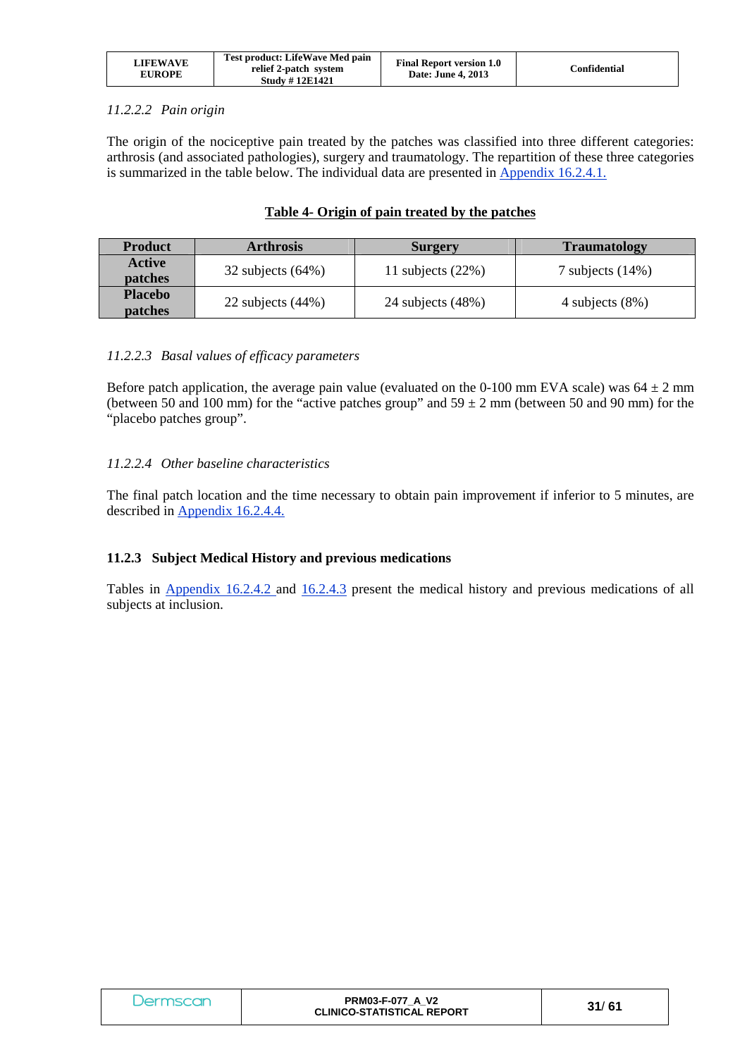#### *11.2.2.2 Pain origin*

The origin of the nociceptive pain treated by the patches was classified into three different categories: arthrosis (and associated pathologies), surgery and traumatology. The repartition of these three categories is summarized in the table below. The individual data are presented in Appendix 16.2.4.1.

**Table 4- Origin of pain treated by the patches**

| Product | Arthrosis | Surgery | Traumatology |
|---|---|---|---|
| **Active patches** | 32 subjects (64%) | 11 subjects (22%) | 7 subjects (14%) |
| **Placebo patches** | 22 subjects (44%) | 24 subjects (48%) | 4 subjects (8%) |

#### *11.2.2.3 Basal values of efficacy parameters*

Before patch application, the average pain value (evaluated on the 0-100 mm EVA scale) was 64 ± 2 mm (between 50 and 100 mm) for the "active patches group" and 59 ± 2 mm (between 50 and 90 mm) for the "placebo patches group".

#### *11.2.2.4 Other baseline characteristics*

The final patch location and the time necessary to obtain pain improvement if inferior to 5 minutes, are described in Appendix 16.2.4.4.

### 11.2.3 Subject Medical History and previous medications

Tables in Appendix 16.2.4.2 and 16.2.4.3 present the medical history and previous medications of all subjects at inclusion.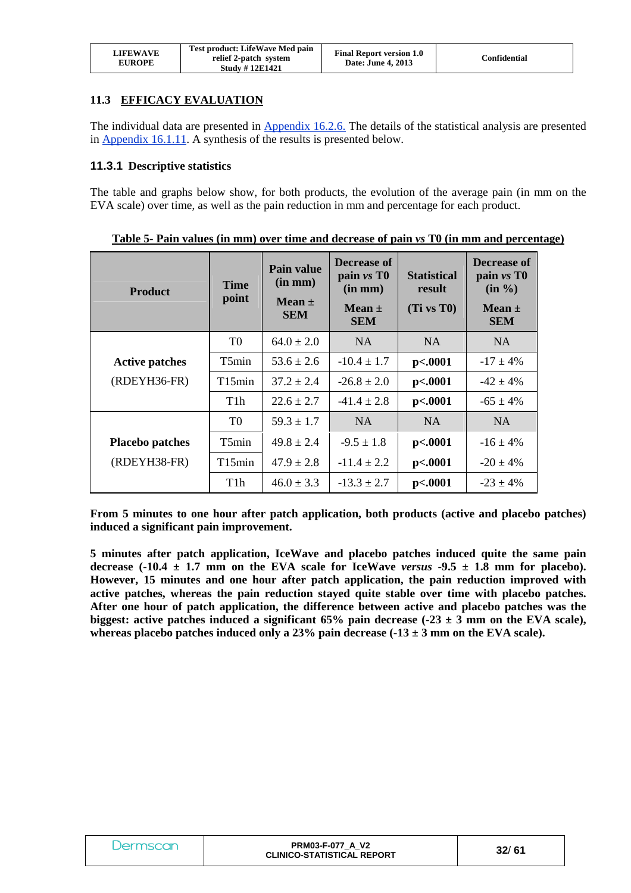## 11.3 EFFICACY EVALUATION

The individual data are presented in Appendix 16.2.6. The details of the statistical analysis are presented in Appendix 16.1.11. A synthesis of the results is presented below.

### 11.3.1 Descriptive statistics

The table and graphs below show, for both products, the evolution of the average pain (in mm on the EVA scale) over time, as well as the pain reduction in mm and percentage for each product.

**Table 5- Pain values (in mm) over time and decrease of pain *vs* T0 (in mm and percentage)**

| Product | Time point | Pain value (in mm) Mean ± SEM | Decrease of pain *vs* T0 (in mm) Mean ± SEM | Statistical result (Ti vs T0) | Decrease of pain *vs* T0 (in %) Mean ± SEM |
|---|---|---|---|---|---|
| **Active patches** (RDEYH36-FR) | T0 | 64.0 ± 2.0 | NA | NA | NA |
| | T5min | 53.6 ± 2.6 | -10.4 ± 1.7 | **p<.0001** | -17 ± 4% |
| | T15min | 37.2 ± 2.4 | -26.8 ± 2.0 | **p<.0001** | -42 ± 4% |
| | T1h | 22.6 ± 2.7 | -41.4 ± 2.8 | **p<.0001** | -65 ± 4% |
| **Placebo patches** (RDEYH38-FR) | T0 | 59.3 ± 1.7 | NA | NA | NA |
| | T5min | 49.8 ± 2.4 | -9.5 ± 1.8 | **p<.0001** | -16 ± 4% |
| | T15min | 47.9 ± 2.8 | -11.4 ± 2.2 | **p<.0001** | -20 ± 4% |
| | T1h | 46.0 ± 3.3 | -13.3 ± 2.7 | **p<.0001** | -23 ± 4% |

**From 5 minutes to one hour after patch application, both products (active and placebo patches) induced a significant pain improvement.**

**5 minutes after patch application, IceWave and placebo patches induced quite the same pain decrease (-10.4 ± 1.7 mm on the EVA scale for IceWave *versus* -9.5 ± 1.8 mm for placebo). However, 15 minutes and one hour after patch application, the pain reduction improved with active patches, whereas the pain reduction stayed quite stable over time with placebo patches. After one hour of patch application, the difference between active and placebo patches was the biggest: active patches induced a significant 65% pain decrease (-23 ± 3 mm on the EVA scale), whereas placebo patches induced only a 23% pain decrease (-13 ± 3 mm on the EVA scale).**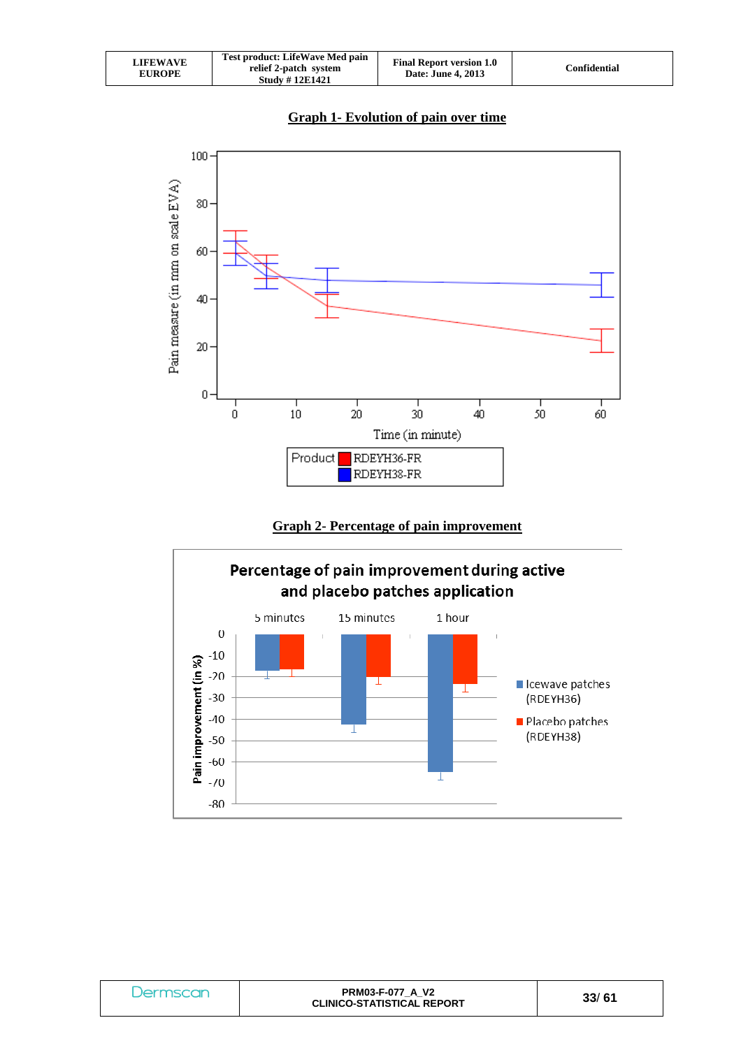## Graph 1- Evolution of pain over time

Pain measure (in mm on scale EVA)

Time (in minute)

Product: RDEYH36-FR, RDEYH38-FR

## Graph 2- Percentage of pain improvement

Percentage of pain improvement during active and placebo patches application

5 minutes, 15 minutes, 1 hour

Pain improvement (in %)

Icewave patches (RDEYH36)

Placebo patches (RDEYH38)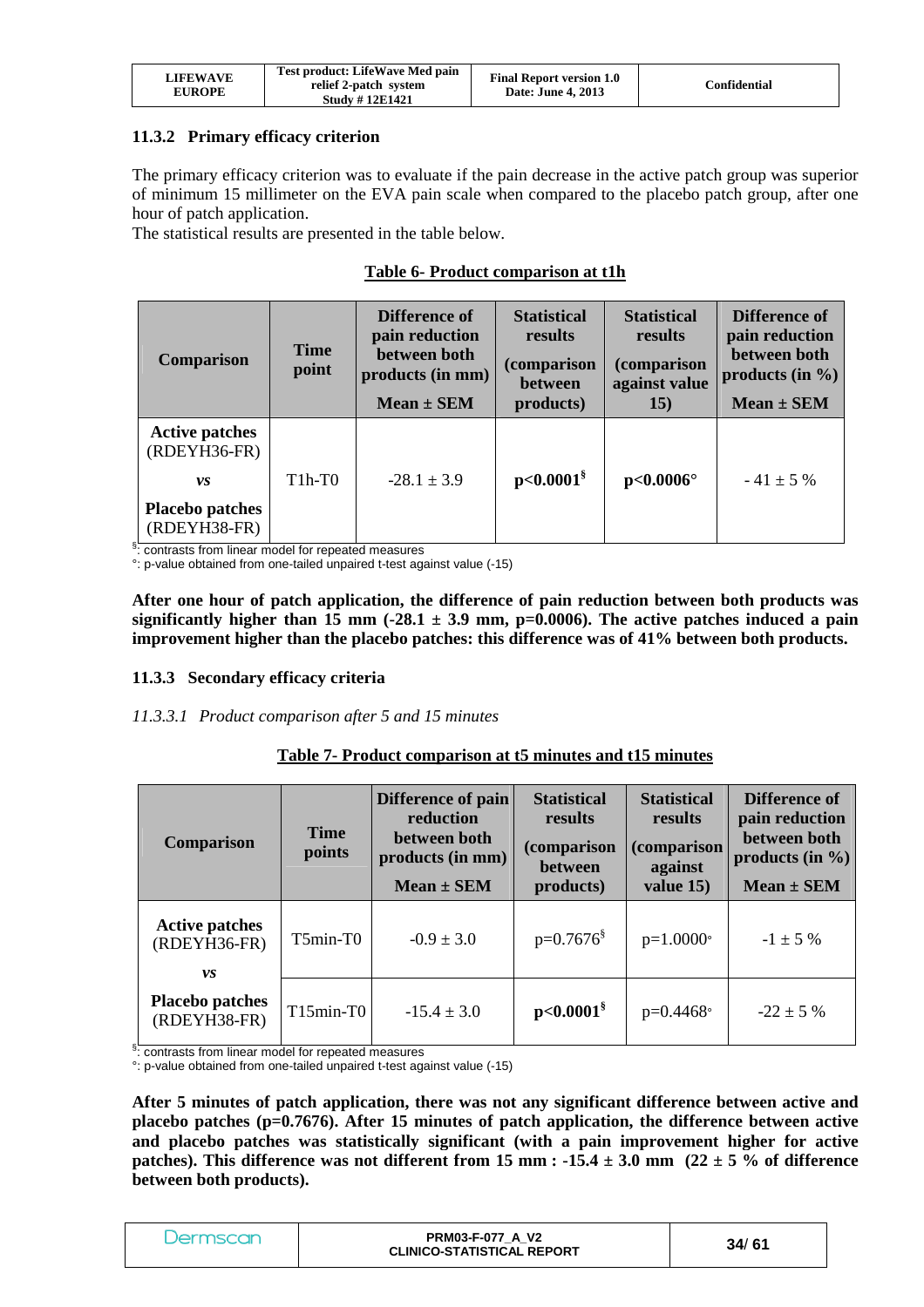### 11.3.2 Primary efficacy criterion

The primary efficacy criterion was to evaluate if the pain decrease in the active patch group was superior of minimum 15 millimeter on the EVA pain scale when compared to the placebo patch group, after one hour of patch application.
The statistical results are presented in the table below.

**Table 6- Product comparison at t1h**

| Comparison | Time point | Difference of pain reduction between both products (in mm) Mean ± SEM | Statistical results (comparison between products) | Statistical results (comparison against value 15) | Difference of pain reduction between both products (in %) Mean ± SEM |
|---|---|---|---|---|---|
| **Active patches** (RDEYH36-FR) ***vs*** **Placebo patches** (RDEYH38-FR) | T1h-T0 | -28.1 ± 3.9 | **p<0.0001[§]** | **p<0.0006°** | - 41 ± 5 % |

[§]: contrasts from linear model for repeated measures
°: p-value obtained from one-tailed unpaired t-test against value (-15)

**After one hour of patch application, the difference of pain reduction between both products was significantly higher than 15 mm (-28.1 ± 3.9 mm, p=0.0006). The active patches induced a pain improvement higher than the placebo patches: this difference was of 41% between both products.**

### 11.3.3 Secondary efficacy criteria

*11.3.3.1 Product comparison after 5 and 15 minutes*

**Table 7- Product comparison at t5 minutes and t15 minutes**

| Comparison | Time points | Difference of pain reduction between both products (in mm) Mean ± SEM | Statistical results (comparison between products) | Statistical results (comparison against value 15) | Difference of pain reduction between both products (in %) Mean ± SEM |
|---|---|---|---|---|---|
| **Active patches** (RDEYH36-FR) ***vs*** **Placebo patches** (RDEYH38-FR) | T5min-T0 | -0.9 ± 3.0 | p=0.7676[§] | p=1.0000° | -1 ± 5 % |
| | T15min-T0 | -15.4 ± 3.0 | **p<0.0001[§]** | p=0.4468° | -22 ± 5 % |

[§]: contrasts from linear model for repeated measures
°: p-value obtained from one-tailed unpaired t-test against value (-15)

**After 5 minutes of patch application, there was not any significant difference between active and placebo patches (p=0.7676). After 15 minutes of patch application, the difference between active and placebo patches was statistically significant (with a pain improvement higher for active patches). This difference was not different from 15 mm : -15.4 ± 3.0 mm (22 ± 5 % of difference between both products).**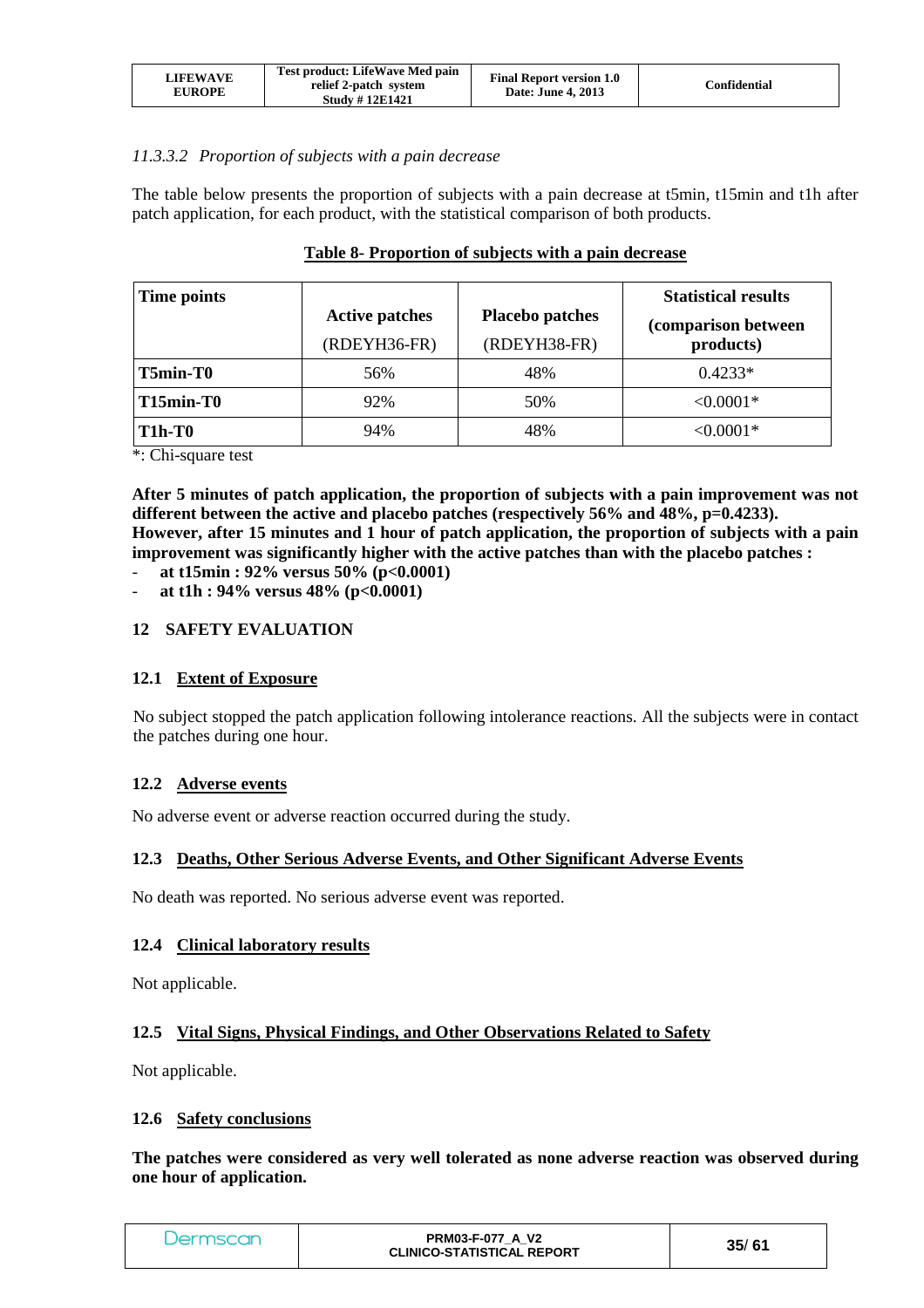#### 11.3.3.2 *Proportion of subjects with a pain decrease*

The table below presents the proportion of subjects with a pain decrease at t5min, t15min and t1h after patch application, for each product, with the statistical comparison of both products.

**Table 8- Proportion of subjects with a pain decrease**

| Time points | Active patches (RDEYH36-FR) | Placebo patches (RDEYH38-FR) | Statistical results (comparison between products) |
|---|---|---|---|
| **T5min-T0** | 56% | 48% | 0.4233* |
| **T15min-T0** | 92% | 50% | <0.0001* |
| **T1h-T0** | 94% | 48% | <0.0001* |

*: Chi-square test

**After 5 minutes of patch application, the proportion of subjects with a pain improvement was not different between the active and placebo patches (respectively 56% and 48%, p=0.4233).**
**However, after 15 minutes and 1 hour of patch application, the proportion of subjects with a pain improvement was significantly higher with the active patches than with the placebo patches :**

- **at t15min : 92% versus 50% (p<0.0001)**
- **at t1h : 94% versus 48% (p<0.0001)**

## 12 SAFETY EVALUATION

### 12.1 Extent of Exposure

No subject stopped the patch application following intolerance reactions. All the subjects were in contact the patches during one hour.

### 12.2 Adverse events

No adverse event or adverse reaction occurred during the study.

### 12.3 Deaths, Other Serious Adverse Events, and Other Significant Adverse Events

No death was reported. No serious adverse event was reported.

### 12.4 Clinical laboratory results

Not applicable.

### 12.5 Vital Signs, Physical Findings, and Other Observations Related to Safety

Not applicable.

### 12.6 Safety conclusions

**The patches were considered as very well tolerated as none adverse reaction was observed during one hour of application.**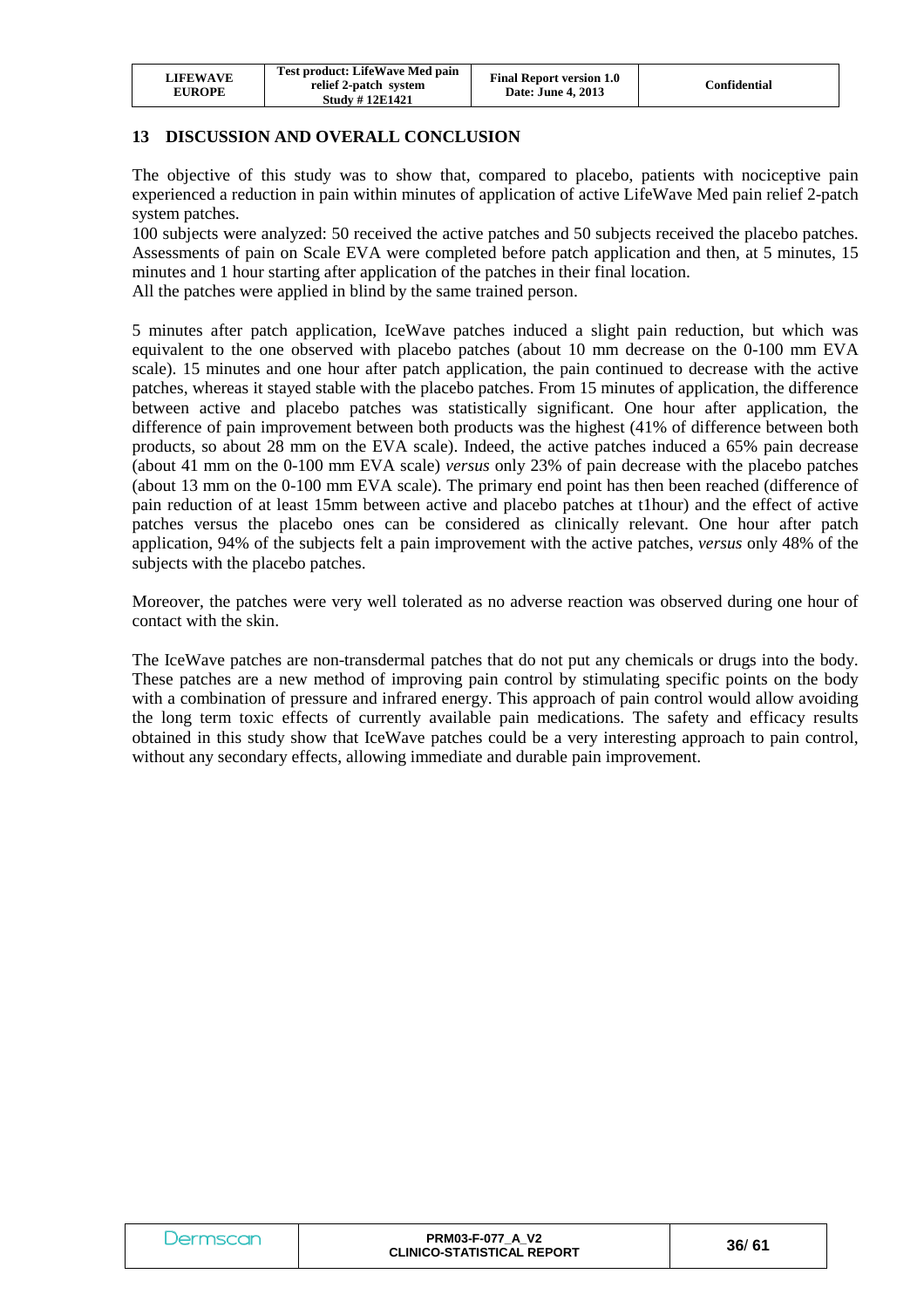## 13 DISCUSSION AND OVERALL CONCLUSION

The objective of this study was to show that, compared to placebo, patients with nociceptive pain experienced a reduction in pain within minutes of application of active LifeWave Med pain relief 2-patch system patches.
100 subjects were analyzed: 50 received the active patches and 50 subjects received the placebo patches. Assessments of pain on Scale EVA were completed before patch application and then, at 5 minutes, 15 minutes and 1 hour starting after application of the patches in their final location.
All the patches were applied in blind by the same trained person.

5 minutes after patch application, IceWave patches induced a slight pain reduction, but which was equivalent to the one observed with placebo patches (about 10 mm decrease on the 0-100 mm EVA scale). 15 minutes and one hour after patch application, the pain continued to decrease with the active patches, whereas it stayed stable with the placebo patches. From 15 minutes of application, the difference between active and placebo patches was statistically significant. One hour after application, the difference of pain improvement between both products was the highest (41% of difference between both products, so about 28 mm on the EVA scale). Indeed, the active patches induced a 65% pain decrease (about 41 mm on the 0-100 mm EVA scale) *versus* only 23% of pain decrease with the placebo patches (about 13 mm on the 0-100 mm EVA scale). The primary end point has then been reached (difference of pain reduction of at least 15mm between active and placebo patches at t1hour) and the effect of active patches versus the placebo ones can be considered as clinically relevant. One hour after patch application, 94% of the subjects felt a pain improvement with the active patches, *versus* only 48% of the subjects with the placebo patches.

Moreover, the patches were very well tolerated as no adverse reaction was observed during one hour of contact with the skin.

The IceWave patches are non-transdermal patches that do not put any chemicals or drugs into the body. These patches are a new method of improving pain control by stimulating specific points on the body with a combination of pressure and infrared energy. This approach of pain control would allow avoiding the long term toxic effects of currently available pain medications. The safety and efficacy results obtained in this study show that IceWave patches could be a very interesting approach to pain control, without any secondary effects, allowing immediate and durable pain improvement.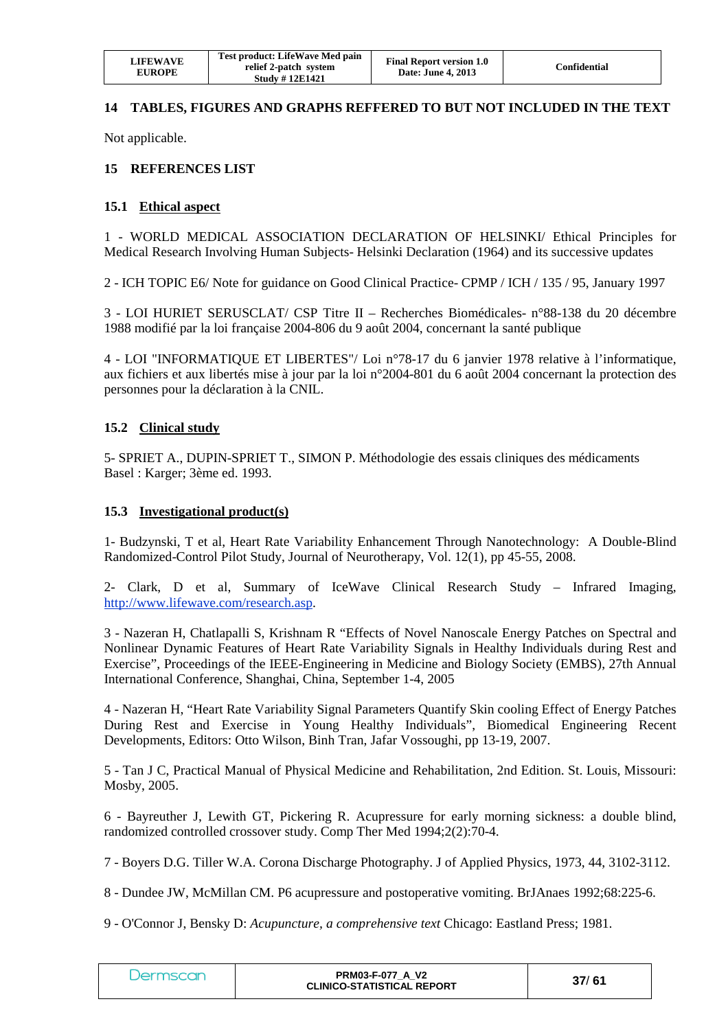## 14 TABLES, FIGURES AND GRAPHS REFFERED TO BUT NOT INCLUDED IN THE TEXT

Not applicable.

## 15 REFERENCES LIST

### 15.1 Ethical aspect

1 - WORLD MEDICAL ASSOCIATION DECLARATION OF HELSINKI/ Ethical Principles for Medical Research Involving Human Subjects- Helsinki Declaration (1964) and its successive updates

2 - ICH TOPIC E6/ Note for guidance on Good Clinical Practice- CPMP / ICH / 135 / 95, January 1997

3 - LOI HURIET SERUSCLAT/ CSP Titre II – Recherches Biomédicales- n°88-138 du 20 décembre 1988 modifié par la loi française 2004-806 du 9 août 2004, concernant la santé publique

4 - LOI "INFORMATIQUE ET LIBERTES"/ Loi n°78-17 du 6 janvier 1978 relative à l'informatique, aux fichiers et aux libertés mise à jour par la loi n°2004-801 du 6 août 2004 concernant la protection des personnes pour la déclaration à la CNIL.

### 15.2 Clinical study

5- SPRIET A., DUPIN-SPRIET T., SIMON P. Méthodologie des essais cliniques des médicaments Basel : Karger; 3ème ed. 1993.

### 15.3 Investigational product(s)

1- Budzynski, T et al, Heart Rate Variability Enhancement Through Nanotechnology: A Double-Blind Randomized-Control Pilot Study, Journal of Neurotherapy, Vol. 12(1), pp 45-55, 2008.

2- Clark, D et al, Summary of IceWave Clinical Research Study – Infrared Imaging, http://www.lifewave.com/research.asp.

3 - Nazeran H, Chatlapalli S, Krishnam R "Effects of Novel Nanoscale Energy Patches on Spectral and Nonlinear Dynamic Features of Heart Rate Variability Signals in Healthy Individuals during Rest and Exercise", Proceedings of the IEEE-Engineering in Medicine and Biology Society (EMBS), 27th Annual International Conference, Shanghai, China, September 1-4, 2005

4 - Nazeran H, "Heart Rate Variability Signal Parameters Quantify Skin cooling Effect of Energy Patches During Rest and Exercise in Young Healthy Individuals", Biomedical Engineering Recent Developments, Editors: Otto Wilson, Binh Tran, Jafar Vossoughi, pp 13-19, 2007.

5 - Tan J C, Practical Manual of Physical Medicine and Rehabilitation, 2nd Edition. St. Louis, Missouri: Mosby, 2005.

6 - Bayreuther J, Lewith GT, Pickering R. Acupressure for early morning sickness: a double blind, randomized controlled crossover study. Comp Ther Med 1994;2(2):70-4.

7 - Boyers D.G. Tiller W.A. Corona Discharge Photography. J of Applied Physics, 1973, 44, 3102-3112.

8 - Dundee JW, McMillan CM. P6 acupressure and postoperative vomiting. BrJAnaes 1992;68:225-6.

9 - O'Connor J, Bensky D: *Acupuncture, a comprehensive text* Chicago: Eastland Press; 1981.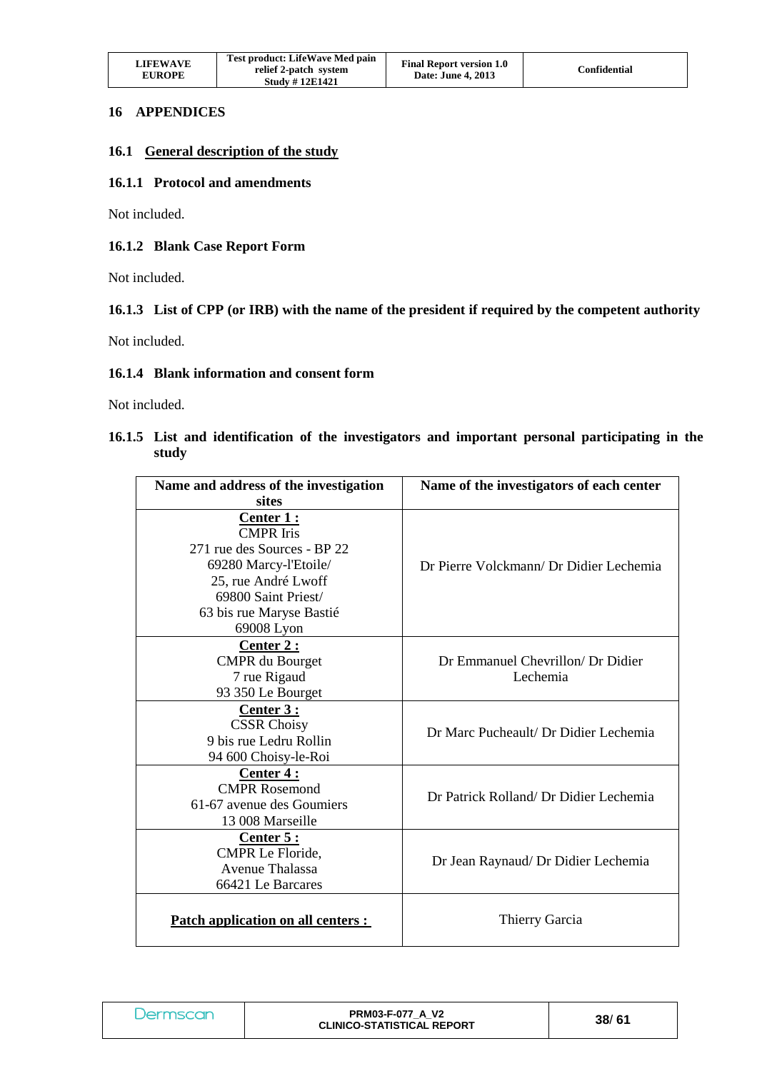# 16 APPENDICES

## 16.1 General description of the study

### 16.1.1 Protocol and amendments

Not included.

### 16.1.2 Blank Case Report Form

Not included.

### 16.1.3 List of CPP (or IRB) with the name of the president if required by the competent authority

Not included.

### 16.1.4 Blank information and consent form

Not included.

### 16.1.5 List and identification of the investigators and important personal participating in the study

| Name and address of the investigation sites | Name of the investigators of each center |
|---|---|
| **Center 1 :** CMPR Iris 271 rue des Sources - BP 22 69280 Marcy-l'Etoile/ 25, rue André Lwoff 69800 Saint Priest/ 63 bis rue Maryse Bastié 69008 Lyon | Dr Pierre Volckmann/ Dr Didier Lechemia |
| **Center 2 :** CMPR du Bourget 7 rue Rigaud 93 350 Le Bourget | Dr Emmanuel Chevrillon/ Dr Didier Lechemia |
| **Center 3 :** CSSR Choisy 9 bis rue Ledru Rollin 94 600 Choisy-le-Roi | Dr Marc Pucheault/ Dr Didier Lechemia |
| **Center 4 :** CMPR Rosemond 61-67 avenue des Goumiers 13 008 Marseille | Dr Patrick Rolland/ Dr Didier Lechemia |
| **Center 5 :** CMPR Le Floride, Avenue Thalassa 66421 Le Barcares | Dr Jean Raynaud/ Dr Didier Lechemia |
| **Patch application on all centers :** | Thierry Garcia |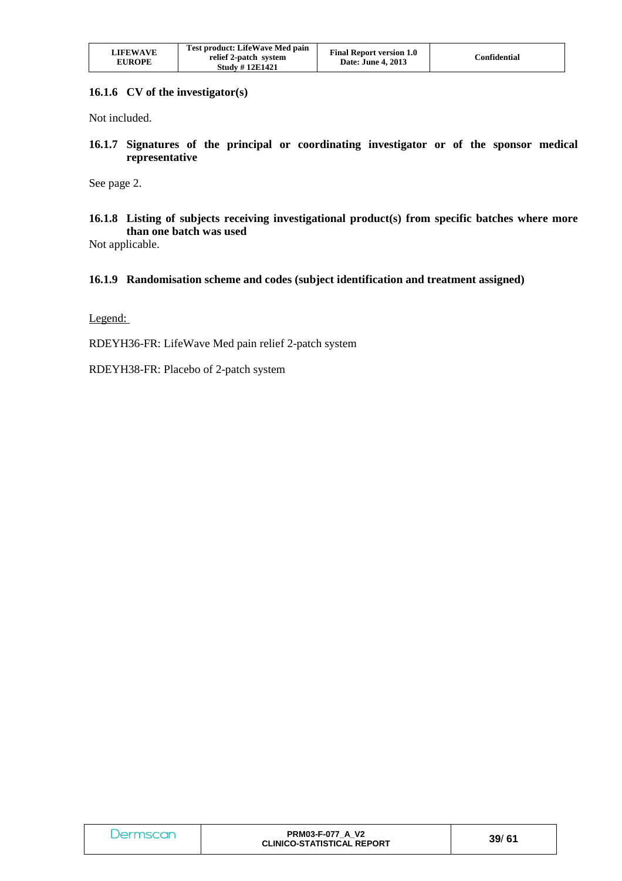### 16.1.6 CV of the investigator(s)

Not included.

### 16.1.7 Signatures of the principal or coordinating investigator or of the sponsor medical representative

See page 2.

### 16.1.8 Listing of subjects receiving investigational product(s) from specific batches where more than one batch was used

Not applicable.

### 16.1.9 Randomisation scheme and codes (subject identification and treatment assigned)

<u>Legend:</u>

RDEYH36-FR: LifeWave Med pain relief 2-patch system

RDEYH38-FR: Placebo of 2-patch system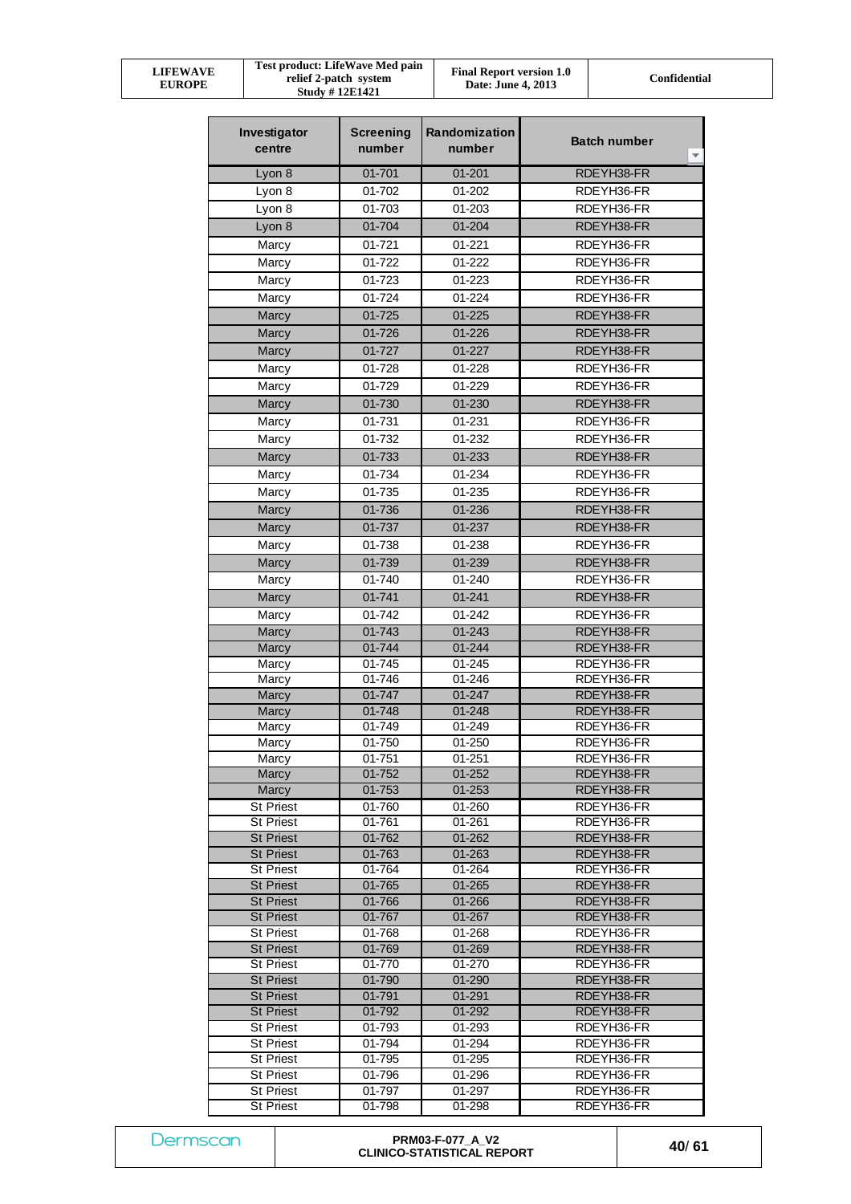| Investigator centre | Screening number | Randomization number | Batch number |
|---|---|---|---|
| Lyon 8 | 01-701 | 01-201 | RDEYH38-FR |
| Lyon 8 | 01-702 | 01-202 | RDEYH36-FR |
| Lyon 8 | 01-703 | 01-203 | RDEYH36-FR |
| Lyon 8 | 01-704 | 01-204 | RDEYH38-FR |
| Marcy | 01-721 | 01-221 | RDEYH36-FR |
| Marcy | 01-722 | 01-222 | RDEYH36-FR |
| Marcy | 01-723 | 01-223 | RDEYH36-FR |
| Marcy | 01-724 | 01-224 | RDEYH36-FR |
| Marcy | 01-725 | 01-225 | RDEYH38-FR |
| Marcy | 01-726 | 01-226 | RDEYH38-FR |
| Marcy | 01-727 | 01-227 | RDEYH38-FR |
| Marcy | 01-728 | 01-228 | RDEYH36-FR |
| Marcy | 01-729 | 01-229 | RDEYH36-FR |
| Marcy | 01-730 | 01-230 | RDEYH38-FR |
| Marcy | 01-731 | 01-231 | RDEYH36-FR |
| Marcy | 01-732 | 01-232 | RDEYH36-FR |
| Marcy | 01-733 | 01-233 | RDEYH38-FR |
| Marcy | 01-734 | 01-234 | RDEYH36-FR |
| Marcy | 01-735 | 01-235 | RDEYH36-FR |
| Marcy | 01-736 | 01-236 | RDEYH38-FR |
| Marcy | 01-737 | 01-237 | RDEYH38-FR |
| Marcy | 01-738 | 01-238 | RDEYH36-FR |
| Marcy | 01-739 | 01-239 | RDEYH38-FR |
| Marcy | 01-740 | 01-240 | RDEYH36-FR |
| Marcy | 01-741 | 01-241 | RDEYH38-FR |
| Marcy | 01-742 | 01-242 | RDEYH36-FR |
| Marcy | 01-743 | 01-243 | RDEYH38-FR |
| Marcy | 01-744 | 01-244 | RDEYH38-FR |
| Marcy | 01-745 | 01-245 | RDEYH36-FR |
| Marcy | 01-746 | 01-246 | RDEYH36-FR |
| Marcy | 01-747 | 01-247 | RDEYH38-FR |
| Marcy | 01-748 | 01-248 | RDEYH38-FR |
| Marcy | 01-749 | 01-249 | RDEYH36-FR |
| Marcy | 01-750 | 01-250 | RDEYH36-FR |
| Marcy | 01-751 | 01-251 | RDEYH36-FR |
| Marcy | 01-752 | 01-252 | RDEYH38-FR |
| Marcy | 01-753 | 01-253 | RDEYH38-FR |
| St Priest | 01-760 | 01-260 | RDEYH36-FR |
| St Priest | 01-761 | 01-261 | RDEYH36-FR |
| St Priest | 01-762 | 01-262 | RDEYH38-FR |
| St Priest | 01-763 | 01-263 | RDEYH38-FR |
| St Priest | 01-764 | 01-264 | RDEYH36-FR |
| St Priest | 01-765 | 01-265 | RDEYH38-FR |
| St Priest | 01-766 | 01-266 | RDEYH38-FR |
| St Priest | 01-767 | 01-267 | RDEYH38-FR |
| St Priest | 01-768 | 01-268 | RDEYH36-FR |
| St Priest | 01-769 | 01-269 | RDEYH38-FR |
| St Priest | 01-770 | 01-270 | RDEYH36-FR |
| St Priest | 01-790 | 01-290 | RDEYH38-FR |
| St Priest | 01-791 | 01-291 | RDEYH38-FR |
| St Priest | 01-792 | 01-292 | RDEYH38-FR |
| St Priest | 01-793 | 01-293 | RDEYH36-FR |
| St Priest | 01-794 | 01-294 | RDEYH36-FR |
| St Priest | 01-795 | 01-295 | RDEYH36-FR |
| St Priest | 01-796 | 01-296 | RDEYH36-FR |
| St Priest | 01-797 | 01-297 | RDEYH36-FR |
| St Priest | 01-798 | 01-298 | RDEYH36-FR |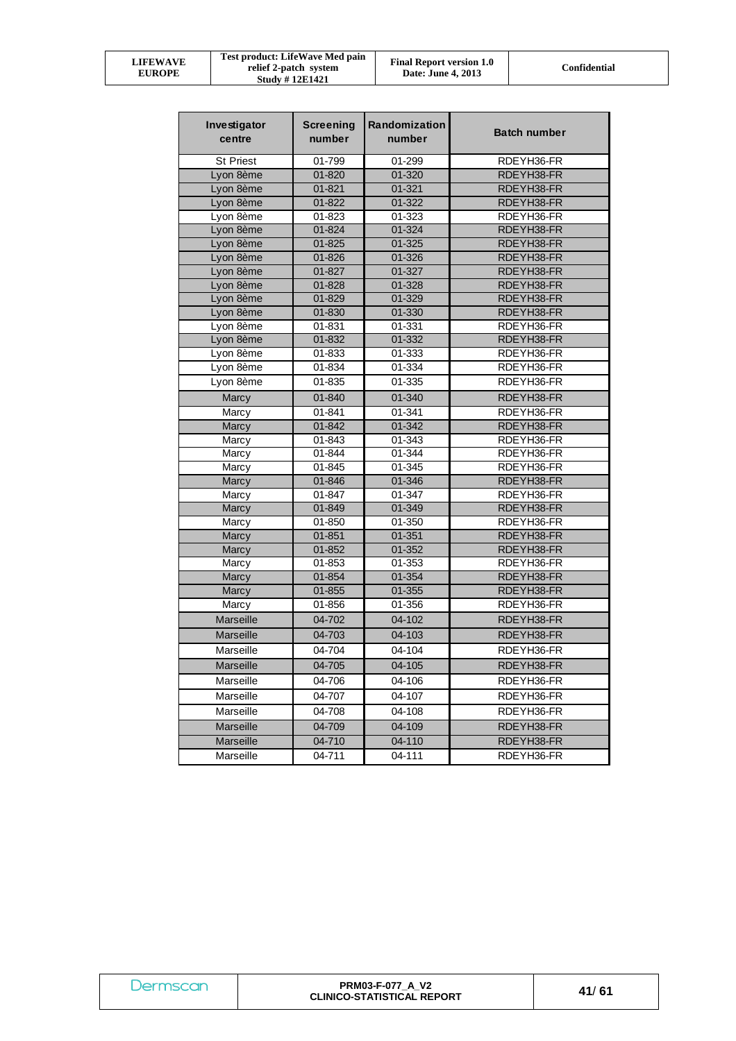| Investigator centre | Screening number | Randomization number | Batch number |
|---|---|---|---|
| St Priest | 01-799 | 01-299 | RDEYH36-FR |
| Lyon 8ème | 01-820 | 01-320 | RDEYH38-FR |
| Lyon 8ème | 01-821 | 01-321 | RDEYH38-FR |
| Lyon 8ème | 01-822 | 01-322 | RDEYH38-FR |
| Lyon 8ème | 01-823 | 01-323 | RDEYH36-FR |
| Lyon 8ème | 01-824 | 01-324 | RDEYH38-FR |
| Lyon 8ème | 01-825 | 01-325 | RDEYH38-FR |
| Lyon 8ème | 01-826 | 01-326 | RDEYH38-FR |
| Lyon 8ème | 01-827 | 01-327 | RDEYH38-FR |
| Lyon 8ème | 01-828 | 01-328 | RDEYH38-FR |
| Lyon 8ème | 01-829 | 01-329 | RDEYH38-FR |
| Lyon 8ème | 01-830 | 01-330 | RDEYH38-FR |
| Lyon 8ème | 01-831 | 01-331 | RDEYH36-FR |
| Lyon 8ème | 01-832 | 01-332 | RDEYH38-FR |
| Lyon 8ème | 01-833 | 01-333 | RDEYH36-FR |
| Lyon 8ème | 01-834 | 01-334 | RDEYH36-FR |
| Lyon 8ème | 01-835 | 01-335 | RDEYH36-FR |
| Marcy | 01-840 | 01-340 | RDEYH38-FR |
| Marcy | 01-841 | 01-341 | RDEYH36-FR |
| Marcy | 01-842 | 01-342 | RDEYH38-FR |
| Marcy | 01-843 | 01-343 | RDEYH36-FR |
| Marcy | 01-844 | 01-344 | RDEYH36-FR |
| Marcy | 01-845 | 01-345 | RDEYH36-FR |
| Marcy | 01-846 | 01-346 | RDEYH38-FR |
| Marcy | 01-847 | 01-347 | RDEYH36-FR |
| Marcy | 01-849 | 01-349 | RDEYH38-FR |
| Marcy | 01-850 | 01-350 | RDEYH36-FR |
| Marcy | 01-851 | 01-351 | RDEYH38-FR |
| Marcy | 01-852 | 01-352 | RDEYH38-FR |
| Marcy | 01-853 | 01-353 | RDEYH36-FR |
| Marcy | 01-854 | 01-354 | RDEYH38-FR |
| Marcy | 01-855 | 01-355 | RDEYH38-FR |
| Marcy | 01-856 | 01-356 | RDEYH36-FR |
| Marseille | 04-702 | 04-102 | RDEYH38-FR |
| Marseille | 04-703 | 04-103 | RDEYH38-FR |
| Marseille | 04-704 | 04-104 | RDEYH36-FR |
| Marseille | 04-705 | 04-105 | RDEYH38-FR |
| Marseille | 04-706 | 04-106 | RDEYH36-FR |
| Marseille | 04-707 | 04-107 | RDEYH36-FR |
| Marseille | 04-708 | 04-108 | RDEYH36-FR |
| Marseille | 04-709 | 04-109 | RDEYH38-FR |
| Marseille | 04-710 | 04-110 | RDEYH38-FR |
| Marseille | 04-711 | 04-111 | RDEYH36-FR |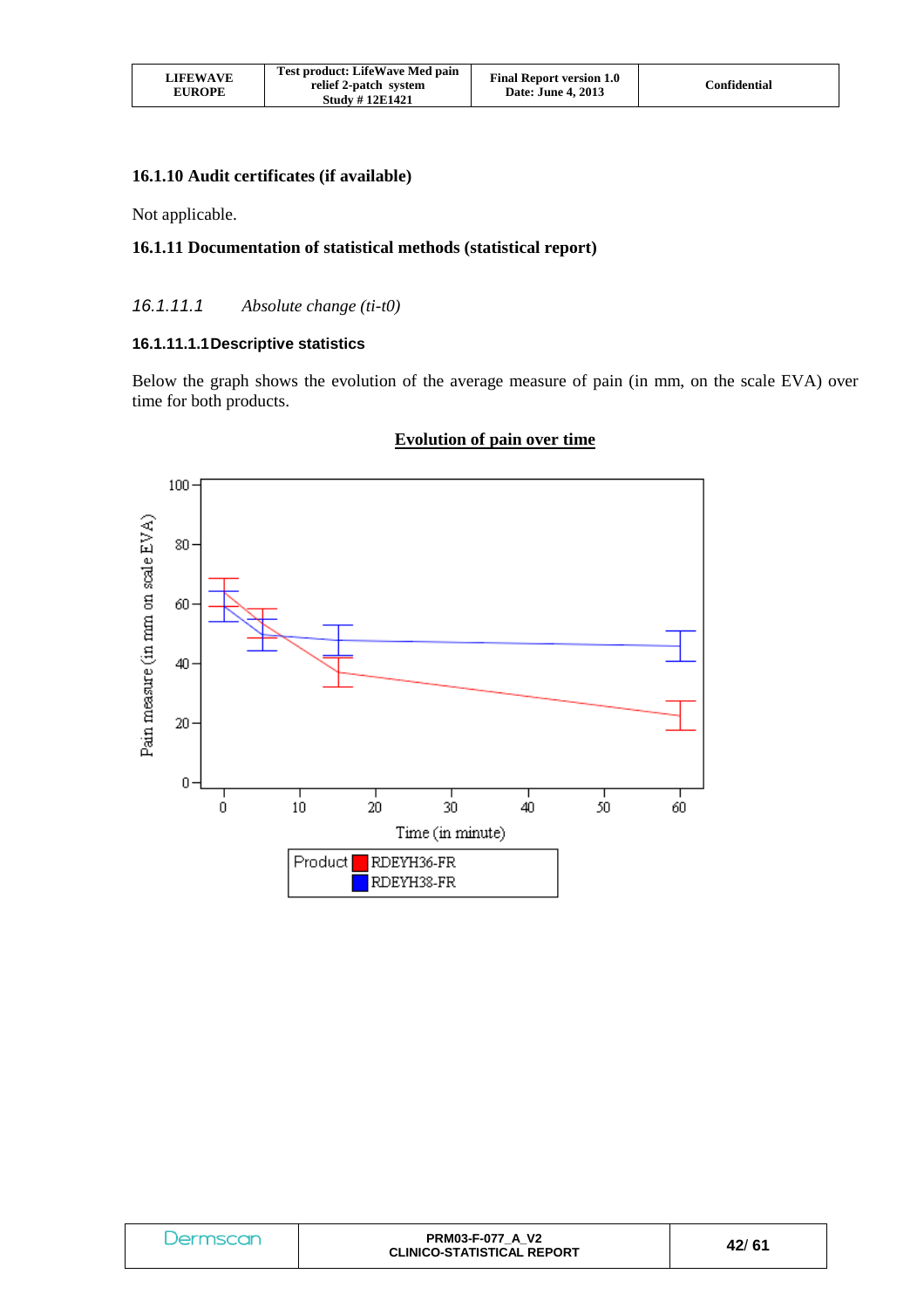### 16.1.10 Audit certificates (if available)

Not applicable.

### 16.1.11 Documentation of statistical methods (statistical report)

#### *16.1.11.1 Absolute change (ti-t0)*

#### 16.1.11.1.1 Descriptive statistics

Below the graph shows the evolution of the average measure of pain (in mm, on the scale EVA) over time for both products.

**Evolution of pain over time**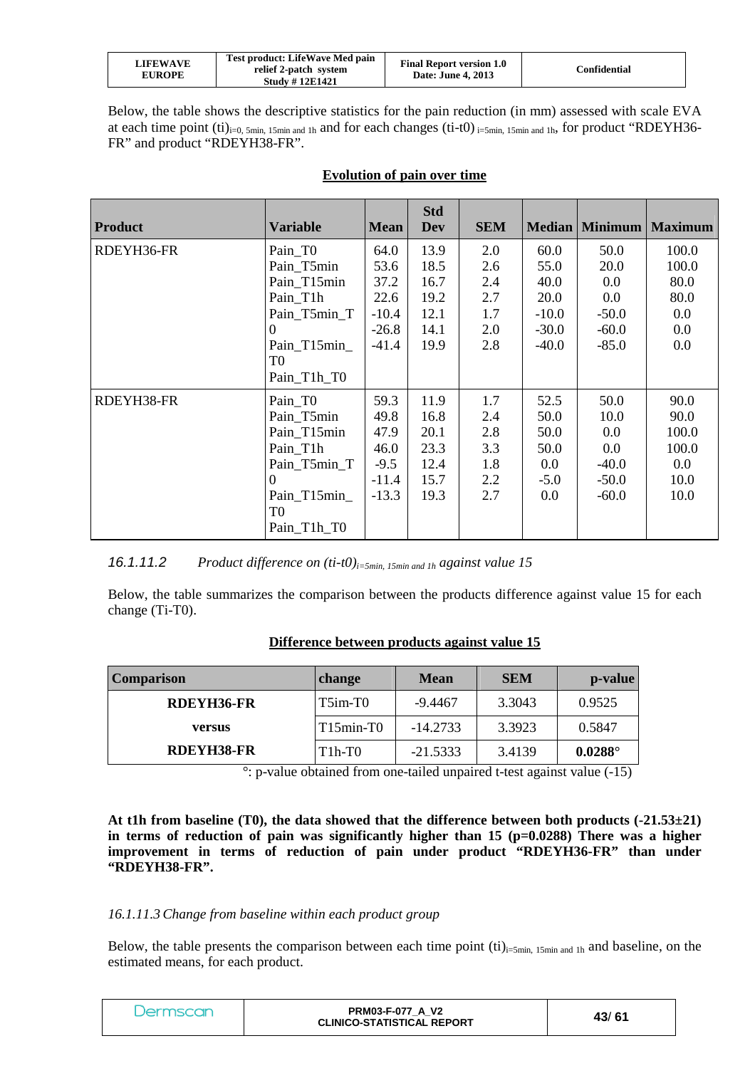Below, the table shows the descriptive statistics for the pain reduction (in mm) assessed with scale EVA at each time point $(ti)_{i=0,\ 5min,\ 15min\ and\ 1h}$ and for each changes $(ti\text{-}t0)_{i=5min,\ 15min\ and\ 1h}$, for product "RDEYH36-FR" and product "RDEYH38-FR".

**Evolution of pain over time**

| Product | Variable | Mean | Std Dev | SEM | Median | Minimum | Maximum |
|---|---|---|---|---|---|---|---|
| RDEYH36-FR | Pain_T0 | 64.0 | 13.9 | 2.0 | 60.0 | 50.0 | 100.0 |
| | Pain_T5min | 53.6 | 18.5 | 2.6 | 55.0 | 20.0 | 100.0 |
| | Pain_T15min | 37.2 | 16.7 | 2.4 | 40.0 | 0.0 | 80.0 |
| | Pain_T1h | 22.6 | 19.2 | 2.7 | 20.0 | 0.0 | 80.0 |
| | Pain_T5min_T0 | -10.4 | 12.1 | 1.7 | -10.0 | -50.0 | 0.0 |
| | Pain_T15min_T0 | -26.8 | 14.1 | 2.0 | -30.0 | -60.0 | 0.0 |
| | Pain_T1h_T0 | -41.4 | 19.9 | 2.8 | -40.0 | -85.0 | 0.0 |
| RDEYH38-FR | Pain_T0 | 59.3 | 11.9 | 1.7 | 52.5 | 50.0 | 90.0 |
| | Pain_T5min | 49.8 | 16.8 | 2.4 | 50.0 | 10.0 | 90.0 |
| | Pain_T15min | 47.9 | 20.1 | 2.8 | 50.0 | 0.0 | 100.0 |
| | Pain_T1h | 46.0 | 23.3 | 3.3 | 50.0 | 0.0 | 100.0 |
| | Pain_T5min_T0 | -9.5 | 12.4 | 1.8 | 0.0 | -40.0 | 0.0 |
| | Pain_T15min_T0 | -11.4 | 15.7 | 2.2 | -5.0 | -50.0 | 10.0 |
| | Pain_T1h_T0 | -13.3 | 19.3 | 2.7 | 0.0 | -60.0 | 10.0 |

### *16.1.11.2 Product difference on $(ti\text{-}t0)_{i=5min,\ 15min\ and\ 1h}$ against value 15*

Below, the table summarizes the comparison between the products difference against value 15 for each change (Ti-T0).

**Difference between products against value 15**

| Comparison | change | Mean | SEM | p-value |
|---|---|---|---|---|
| **RDEYH36-FR** | T5im-T0 | -9.4467 | 3.3043 | 0.9525 |
| **versus** | T15min-T0 | -14.2733 | 3.3923 | 0.5847 |
| **RDEYH38-FR** | T1h-T0 | -21.5333 | 3.4139 | **0.0288°** |

°: p-value obtained from one-tailed unpaired t-test against value (-15)

**At t1h from baseline (T0), the data showed that the difference between both products (-21.53±21) in terms of reduction of pain was significantly higher than 15 (p=0.0288) There was a higher improvement in terms of reduction of pain under product "RDEYH36-FR" than under "RDEYH38-FR".**

### *16.1.11.3 Change from baseline within each product group*

Below, the table presents the comparison between each time point $(ti)_{i=5min,\ 15min\ and\ 1h}$ and baseline, on the estimated means, for each product.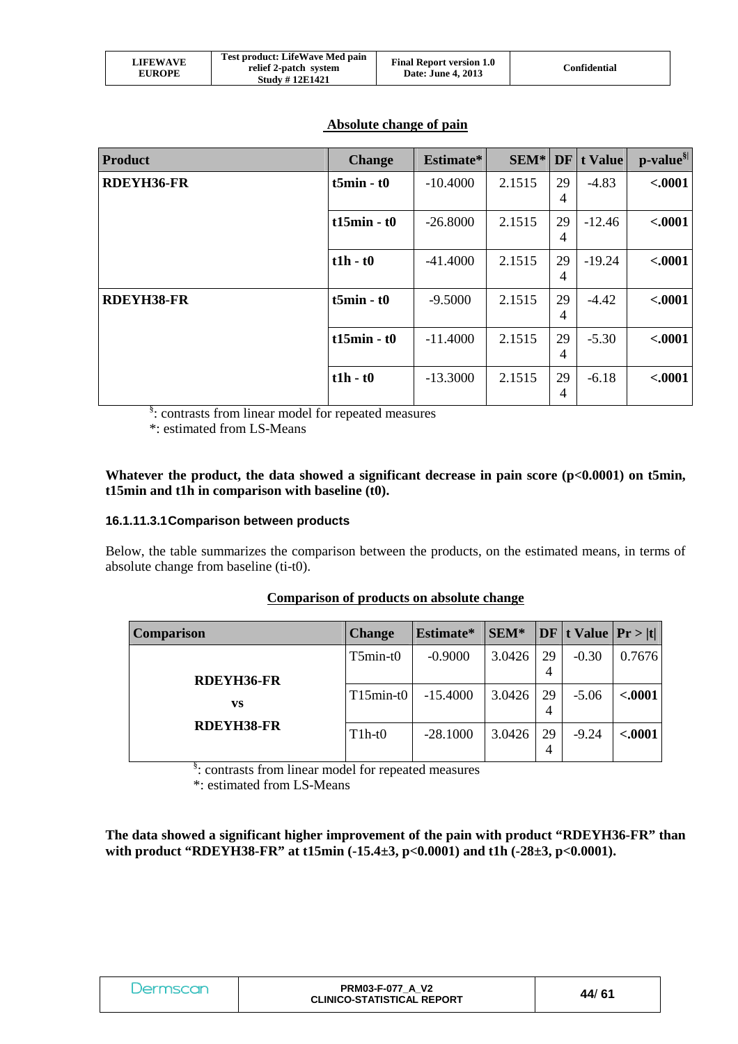## Absolute change of pain

| Product | Change | Estimate* | SEM* | DF | t Value | p-value§ |
|---|---|---|---|---|---|---|
| RDEYH36-FR | t5min - t0 | -10.4000 | 2.1515 | 294 | -4.83 | <.0001 |
| | t15min - t0 | -26.8000 | 2.1515 | 294 | -12.46 | <.0001 |
| | t1h - t0 | -41.4000 | 2.1515 | 294 | -19.24 | <.0001 |
| RDEYH38-FR | t5min - t0 | -9.5000 | 2.1515 | 294 | -4.42 | <.0001 |
| | t15min - t0 | -11.4000 | 2.1515 | 294 | -5.30 | <.0001 |
| | t1h - t0 | -13.3000 | 2.1515 | 294 | -6.18 | <.0001 |

§: contrasts from linear model for repeated measures
*: estimated from LS-Means

**Whatever the product, the data showed a significant decrease in pain score (p<0.0001) on t5min, t15min and t1h in comparison with baseline (t0).**

#### 16.1.11.3.1 Comparison between products

Below, the table summarizes the comparison between the products, on the estimated means, in terms of absolute change from baseline (ti-t0).

## Comparison of products on absolute change

| Comparison | Change | Estimate* | SEM* | DF | t Value | Pr > \|t\| |
|---|---|---|---|---|---|---|
| RDEYH36-FR vs RDEYH38-FR | T5min-t0 | -0.9000 | 3.0426 | 294 | -0.30 | 0.7676 |
| | T15min-t0 | -15.4000 | 3.0426 | 294 | -5.06 | <.0001 |
| | T1h-t0 | -28.1000 | 3.0426 | 294 | -9.24 | <.0001 |

§: contrasts from linear model for repeated measures
*: estimated from LS-Means

**The data showed a significant higher improvement of the pain with product "RDEYH36-FR" than with product "RDEYH38-FR" at t15min (-15.4±3, p<0.0001) and t1h (-28±3, p<0.0001).**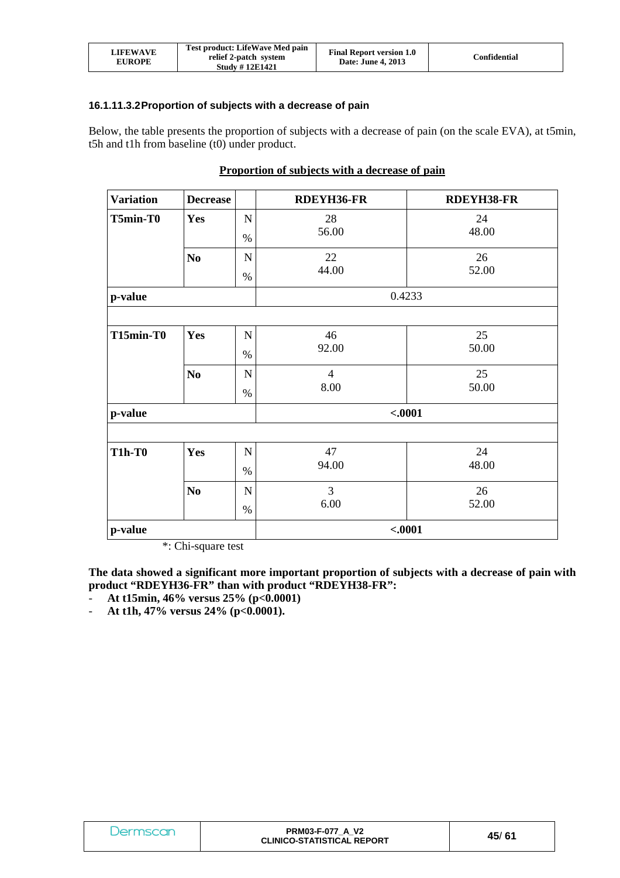#### 16.1.11.3.2 Proportion of subjects with a decrease of pain

Below, the table presents the proportion of subjects with a decrease of pain (on the scale EVA), at t5min, t5h and t1h from baseline (t0) under product.

**Proportion of subjects with a decrease of pain**

| Variation | Decrease | | RDEYH36-FR | RDEYH38-FR |
|---|---|---|---|---|
| **T5min-T0** | **Yes** | N | 28 | 24 |
| | | % | 56.00 | 48.00 |
| | **No** | N | 22 | 26 |
| | | % | 44.00 | 52.00 |
| **p-value** | | | 0.4233 | |
| | | | | |
| **T15min-T0** | **Yes** | N | 46 | 25 |
| | | % | 92.00 | 50.00 |
| | **No** | N | 4 | 25 |
| | | % | 8.00 | 50.00 |
| **p-value** | | | **<.0001** | |
| | | | | |
| **T1h-T0** | **Yes** | N | 47 | 24 |
| | | % | 94.00 | 48.00 |
| | **No** | N | 3 | 26 |
| | | % | 6.00 | 52.00 |
| **p-value** | | | **<.0001** | |

*: Chi-square test

**The data showed a significant more important proportion of subjects with a decrease of pain with product "RDEYH36-FR" than with product "RDEYH38-FR":**

- **At t15min, 46% versus 25% (p<0.0001)**
- **At t1h, 47% versus 24% (p<0.0001).**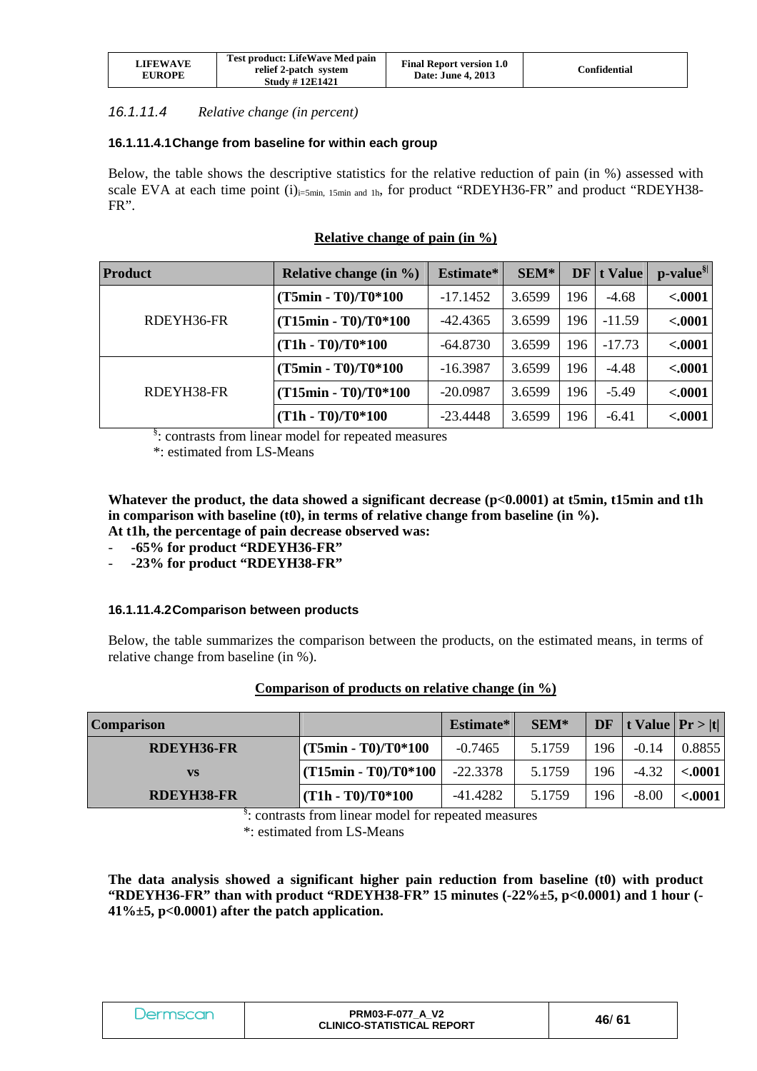#### 16.1.11.4 *Relative change (in percent)*

##### 16.1.11.4.1 Change from baseline for within each group

Below, the table shows the descriptive statistics for the relative reduction of pain (in %) assessed with scale EVA at each time point $(i)_{i=5min,\ 15min\ and\ 1h}$, for product "RDEYH36-FR" and product "RDEYH38-FR".

**Relative change of pain (in %)**

| Product | Relative change (in %) | Estimate* | SEM* | DF | t Value | p-value§ |
|---|---|---|---|---|---|---|
| RDEYH36-FR | (T5min - T0)/T0*100 | -17.1452 | 3.6599 | 196 | -4.68 | <.0001 |
| | (T15min - T0)/T0*100 | -42.4365 | 3.6599 | 196 | -11.59 | <.0001 |
| | (T1h - T0)/T0*100 | -64.8730 | 3.6599 | 196 | -17.73 | <.0001 |
| RDEYH38-FR | (T5min - T0)/T0*100 | -16.3987 | 3.6599 | 196 | -4.48 | <.0001 |
| | (T15min - T0)/T0*100 | -20.0987 | 3.6599 | 196 | -5.49 | <.0001 |
| | (T1h - T0)/T0*100 | -23.4448 | 3.6599 | 196 | -6.41 | <.0001 |

§: contrasts from linear model for repeated measures
*: estimated from LS-Means

**Whatever the product, the data showed a significant decrease (p<0.0001) at t5min, t15min and t1h in comparison with baseline (t0), in terms of relative change from baseline (in %).**
**At t1h, the percentage of pain decrease observed was:**

- **-65% for product "RDEYH36-FR"**
- **-23% for product "RDEYH38-FR"**

##### 16.1.11.4.2 Comparison between products

Below, the table summarizes the comparison between the products, on the estimated means, in terms of relative change from baseline (in %).

**Comparison of products on relative change (in %)**

| Comparison | | Estimate* | SEM* | DF | t Value | Pr > \|t\| |
|---|---|---|---|---|---|---|
| RDEYH36-FR vs RDEYH38-FR | (T5min - T0)/T0*100 | -0.7465 | 5.1759 | 196 | -0.14 | 0.8855 |
| | (T15min - T0)/T0*100 | -22.3378 | 5.1759 | 196 | -4.32 | <.0001 |
| | (T1h - T0)/T0*100 | -41.4282 | 5.1759 | 196 | -8.00 | <.0001 |

§: contrasts from linear model for repeated measures
*: estimated from LS-Means

**The data analysis showed a significant higher pain reduction from baseline (t0) with product "RDEYH36-FR" than with product "RDEYH38-FR" 15 minutes (-22%±5, p<0.0001) and 1 hour (-41%±5, p<0.0001) after the patch application.**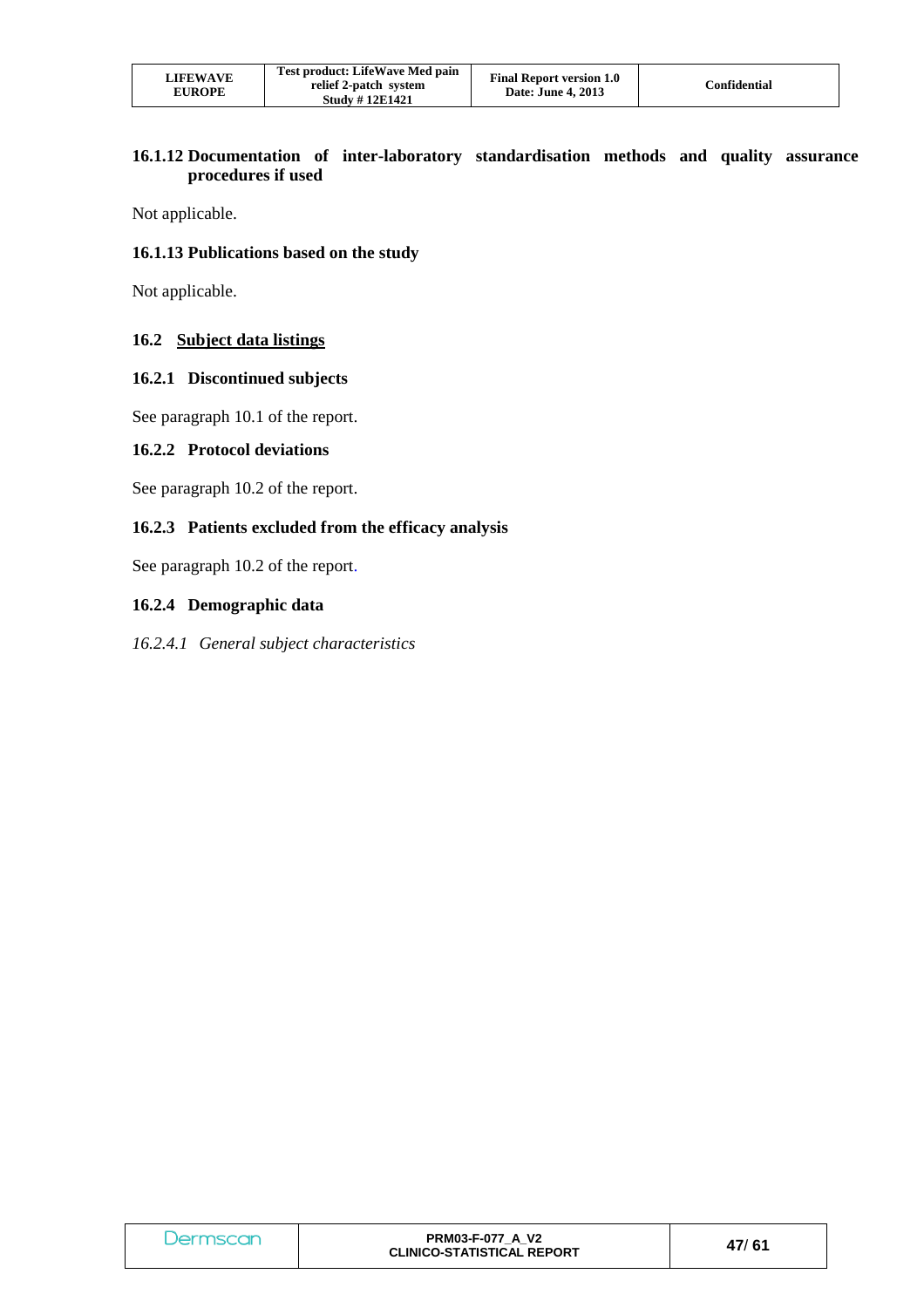### 16.1.12 Documentation of inter-laboratory standardisation methods and quality assurance procedures if used

Not applicable.

### 16.1.13 Publications based on the study

Not applicable.

## 16.2 Subject data listings

### 16.2.1 Discontinued subjects

See paragraph 10.1 of the report.

### 16.2.2 Protocol deviations

See paragraph 10.2 of the report.

### 16.2.3 Patients excluded from the efficacy analysis

See paragraph 10.2 of the report.

### 16.2.4 Demographic data

*16.2.4.1 General subject characteristics*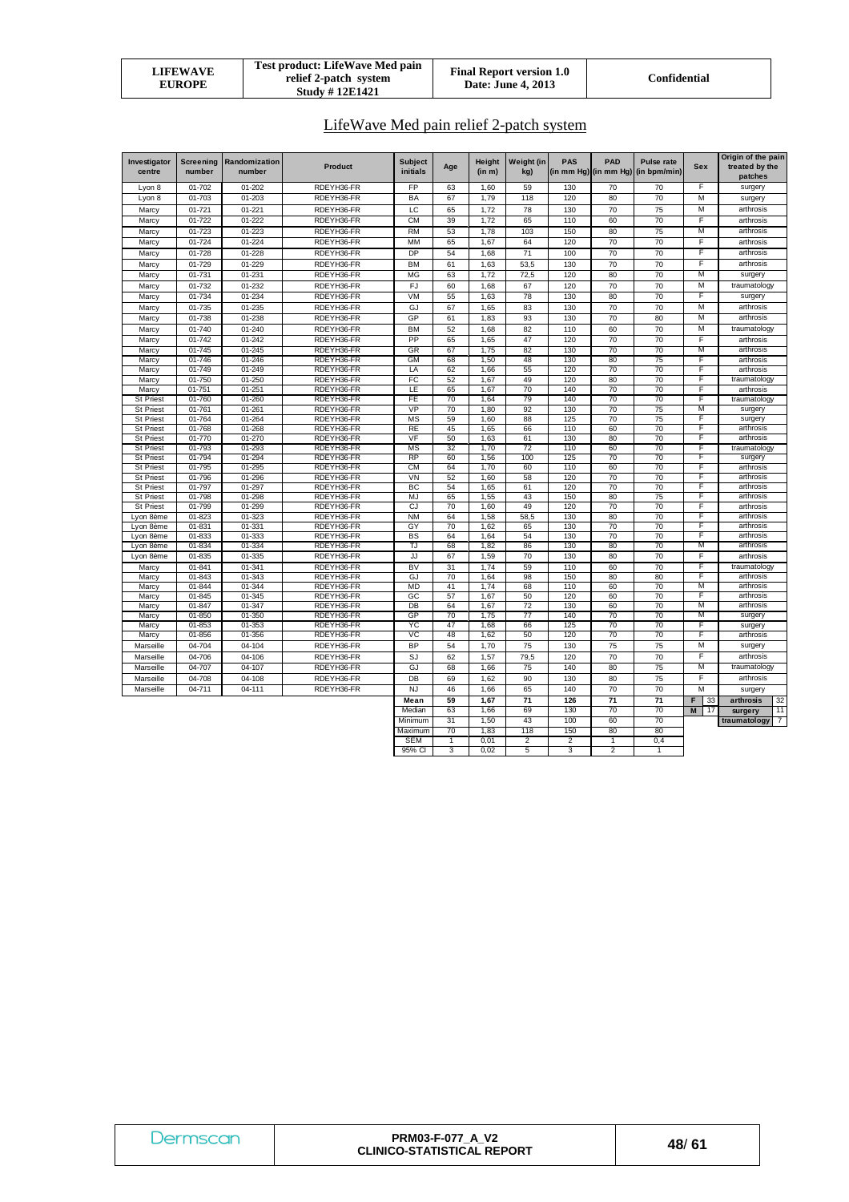# LifeWave Med pain relief 2-patch system

| Investigator centre | Screening number | Randomization number | Product | Subject initials | Age | Height (in m) | Weight (in kg) | PAS (in mm Hg) | PAD (in mm Hg) | Pulse rate (in bpm/min) | Sex | Origin of the pain treated by the patches |
|---|---|---|---|---|---|---|---|---|---|---|---|---|
| Lyon 8 | 01-702 | 01-202 | RDEYH36-FR | FP | 63 | 1,60 | 59 | 130 | 70 | 70 | F | surgery |
| Lyon 8 | 01-703 | 01-203 | RDEYH36-FR | BA | 67 | 1,79 | 118 | 120 | 80 | 70 | M | surgery |
| Marcy | 01-721 | 01-221 | RDEYH36-FR | LC | 65 | 1,72 | 78 | 130 | 70 | 75 | M | arthrosis |
| Marcy | 01-722 | 01-222 | RDEYH36-FR | CM | 39 | 1,72 | 65 | 110 | 60 | 70 | F | arthrosis |
| Marcy | 01-723 | 01-223 | RDEYH36-FR | RM | 53 | 1,78 | 103 | 150 | 80 | 75 | M | arthrosis |
| Marcy | 01-724 | 01-224 | RDEYH36-FR | MM | 65 | 1,67 | 64 | 120 | 70 | 70 | F | arthrosis |
| Marcy | 01-728 | 01-228 | RDEYH36-FR | DP | 54 | 1,68 | 71 | 100 | 70 | 70 | F | arthrosis |
| Marcy | 01-729 | 01-229 | RDEYH36-FR | BM | 61 | 1,63 | 53,5 | 130 | 70 | 70 | F | arthrosis |
| Marcy | 01-731 | 01-231 | RDEYH36-FR | MG | 63 | 1,72 | 72,5 | 120 | 80 | 70 | M | surgery |
| Marcy | 01-732 | 01-232 | RDEYH36-FR | FJ | 60 | 1,68 | 67 | 120 | 70 | 70 | M | traumatology |
| Marcy | 01-734 | 01-234 | RDEYH36-FR | VM | 55 | 1,63 | 78 | 130 | 80 | 70 | F | surgery |
| Marcy | 01-735 | 01-235 | RDEYH36-FR | GJ | 67 | 1,65 | 83 | 130 | 70 | 70 | M | arthrosis |
| Marcy | 01-738 | 01-238 | RDEYH36-FR | GP | 61 | 1,83 | 93 | 130 | 70 | 80 | M | arthrosis |
| Marcy | 01-740 | 01-240 | RDEYH36-FR | BM | 52 | 1,68 | 82 | 110 | 60 | 70 | M | traumatology |
| Marcy | 01-742 | 01-242 | RDEYH36-FR | PP | 65 | 1,65 | 47 | 120 | 70 | 70 | F | arthrosis |
| Marcy | 01-745 | 01-245 | RDEYH36-FR | GR | 67 | 1,75 | 82 | 130 | 70 | 70 | M | arthrosis |
| Marcy | 01-746 | 01-246 | RDEYH36-FR | GM | 68 | 1,50 | 48 | 130 | 80 | 75 | F | arthrosis |
| Marcy | 01-749 | 01-249 | RDEYH36-FR | LA | 62 | 1,66 | 55 | 120 | 70 | 70 | F | arthrosis |
| Marcy | 01-750 | 01-250 | RDEYH36-FR | FC | 52 | 1,67 | 49 | 120 | 80 | 70 | F | traumatology |
| Marcy | 01-751 | 01-251 | RDEYH36-FR | LE | 65 | 1,67 | 70 | 140 | 70 | 70 | F | arthrosis |
| St Priest | 01-760 | 01-260 | RDEYH36-FR | FE | 70 | 1,64 | 79 | 140 | 70 | 70 | F | traumatology |
| St Priest | 01-761 | 01-261 | RDEYH36-FR | VP | 70 | 1,80 | 92 | 130 | 70 | 75 | M | surgery |
| St Priest | 01-764 | 01-264 | RDEYH36-FR | MS | 59 | 1,60 | 88 | 125 | 70 | 75 | F | surgery |
| St Priest | 01-768 | 01-268 | RDEYH36-FR | RE | 45 | 1,65 | 66 | 110 | 60 | 70 | F | arthrosis |
| St Priest | 01-770 | 01-270 | RDEYH36-FR | VF | 50 | 1,63 | 61 | 130 | 80 | 70 | F | arthrosis |
| St Priest | 01-793 | 01-293 | RDEYH36-FR | MS | 32 | 1,70 | 72 | 110 | 60 | 70 | F | traumatology |
| St Priest | 01-794 | 01-294 | RDEYH36-FR | RP | 60 | 1,56 | 100 | 125 | 70 | 70 | F | surgery |
| St Priest | 01-795 | 01-295 | RDEYH36-FR | CM | 64 | 1,70 | 60 | 110 | 60 | 70 | F | arthrosis |
| St Priest | 01-796 | 01-296 | RDEYH36-FR | VN | 52 | 1,60 | 58 | 120 | 70 | 70 | F | arthrosis |
| St Priest | 01-797 | 01-297 | RDEYH36-FR | BC | 54 | 1,65 | 61 | 120 | 70 | 70 | F | arthrosis |
| St Priest | 01-798 | 01-298 | RDEYH36-FR | MJ | 65 | 1,55 | 43 | 150 | 80 | 75 | F | arthrosis |
| St Priest | 01-799 | 01-299 | RDEYH36-FR | CJ | 70 | 1,60 | 49 | 120 | 70 | 70 | F | arthrosis |
| Lyon 8ème | 01-823 | 01-323 | RDEYH36-FR | NM | 64 | 1,58 | 58,5 | 130 | 80 | 70 | F | arthrosis |
| Lyon 8ème | 01-831 | 01-331 | RDEYH36-FR | GY | 70 | 1,62 | 65 | 130 | 70 | 70 | F | arthrosis |
| Lyon 8ème | 01-833 | 01-333 | RDEYH36-FR | BS | 64 | 1,64 | 54 | 130 | 70 | 70 | F | arthrosis |
| Lyon 8ème | 01-834 | 01-334 | RDEYH36-FR | TJ | 68 | 1,82 | 86 | 130 | 80 | 70 | M | arthrosis |
| Lyon 8ème | 01-835 | 01-335 | RDEYH36-FR | JJ | 67 | 1,59 | 70 | 130 | 80 | 70 | F | arthrosis |
| Marcy | 01-841 | 01-341 | RDEYH36-FR | BV | 31 | 1,74 | 59 | 110 | 60 | 70 | F | traumatology |
| Marcy | 01-843 | 01-343 | RDEYH36-FR | GJ | 70 | 1,64 | 98 | 150 | 80 | 80 | F | arthrosis |
| Marcy | 01-844 | 01-344 | RDEYH36-FR | MD | 41 | 1,74 | 68 | 110 | 60 | 70 | M | arthrosis |
| Marcy | 01-845 | 01-345 | RDEYH36-FR | GC | 57 | 1,67 | 50 | 120 | 60 | 70 | F | arthrosis |
| Marcy | 01-847 | 01-347 | RDEYH36-FR | DB | 64 | 1,67 | 72 | 130 | 60 | 70 | M | arthrosis |
| Marcy | 01-850 | 01-350 | RDEYH36-FR | GP | 70 | 1,75 | 77 | 140 | 70 | 70 | M | surgery |
| Marcy | 01-853 | 01-353 | RDEYH36-FR | YC | 47 | 1,68 | 66 | 125 | 70 | 70 | F | surgery |
| Marcy | 01-856 | 01-356 | RDEYH36-FR | VC | 48 | 1,62 | 50 | 120 | 70 | 70 | F | arthrosis |
| Marseille | 04-704 | 04-104 | RDEYH36-FR | BP | 54 | 1,70 | 75 | 130 | 75 | 75 | M | surgery |
| Marseille | 04-706 | 04-106 | RDEYH36-FR | SJ | 62 | 1,57 | 79,5 | 120 | 70 | 70 | F | arthrosis |
| Marseille | 04-707 | 04-107 | RDEYH36-FR | GJ | 68 | 1,66 | 75 | 140 | 80 | 75 | M | traumatology |
| Marseille | 04-708 | 04-108 | RDEYH36-FR | DB | 69 | 1,62 | 90 | 130 | 80 | 75 | F | arthrosis |
| Marseille | 04-711 | 04-111 | RDEYH36-FR | NJ | 46 | 1,66 | 65 | 140 | 70 | 70 | M | surgery |
| | | | | **Mean** | **59** | **1,67** | **71** | **126** | **71** | **71** | **F** 33 | **arthrosis** 32 |
| | | | | Median | 63 | 1,66 | 69 | 130 | 70 | 70 | **M** 17 | **surgery** 11 |
| | | | | Minimum | 31 | 1,50 | 43 | 100 | 60 | 70 | | **traumatology** 7 |
| | | | | Maximum | 70 | 1,83 | 118 | 150 | 80 | 80 | | |
| | | | | SEM | 1 | 0,01 | 2 | 2 | 1 | 0,4 | | |
| | | | | 95% CI | 3 | 0,02 | 5 | 3 | 2 | 1 | | |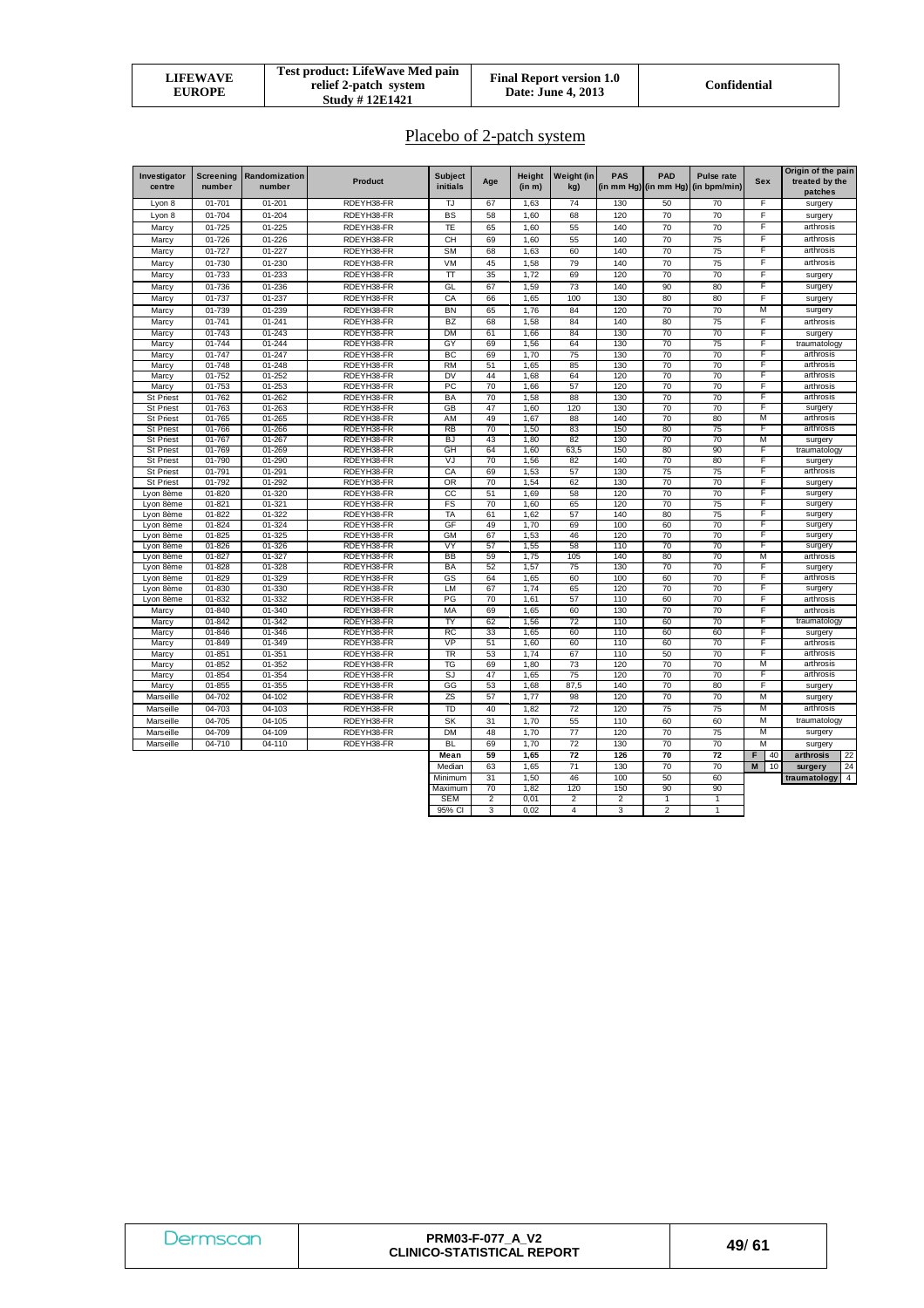## Placebo of 2-patch system

| Investigator centre | Screening number | Randomization number | Product | Subject initials | Age | Height (in m) | Weight (in kg) | PAS (in mm Hg) | PAD (in mm Hg) | Pulse rate (in bpm/min) | Sex | Origin of the pain treated by the patches |
|---|---|---|---|---|---|---|---|---|---|---|---|---|
| Lyon 8 | 01-701 | 01-201 | RDEYH38-FR | TJ | 67 | 1,63 | 74 | 130 | 50 | 70 | F | surgery |
| Lyon 8 | 01-704 | 01-204 | RDEYH38-FR | BS | 58 | 1,60 | 68 | 120 | 70 | 70 | F | surgery |
| Marcy | 01-725 | 01-225 | RDEYH38-FR | TE | 65 | 1,60 | 55 | 140 | 70 | 70 | F | arthrosis |
| Marcy | 01-726 | 01-226 | RDEYH38-FR | CH | 69 | 1,60 | 55 | 140 | 70 | 75 | F | arthrosis |
| Marcy | 01-727 | 01-227 | RDEYH38-FR | SM | 68 | 1,63 | 60 | 140 | 70 | 75 | F | arthrosis |
| Marcy | 01-730 | 01-230 | RDEYH38-FR | VM | 45 | 1,58 | 79 | 140 | 70 | 75 | F | arthrosis |
| Marcy | 01-733 | 01-233 | RDEYH38-FR | TT | 35 | 1,72 | 69 | 120 | 70 | 70 | F | surgery |
| Marcy | 01-736 | 01-236 | RDEYH38-FR | GL | 67 | 1,59 | 73 | 140 | 90 | 80 | F | surgery |
| Marcy | 01-737 | 01-237 | RDEYH38-FR | CA | 66 | 1,65 | 100 | 130 | 80 | 80 | F | surgery |
| Marcy | 01-739 | 01-239 | RDEYH38-FR | BN | 65 | 1,76 | 84 | 120 | 70 | 70 | M | surgery |
| Marcy | 01-741 | 01-241 | RDEYH38-FR | BZ | 68 | 1,58 | 84 | 140 | 80 | 75 | F | arthrosis |
| Marcy | 01-743 | 01-243 | RDEYH38-FR | DM | 61 | 1,66 | 84 | 130 | 70 | 70 | F | surgery |
| Marcy | 01-744 | 01-244 | RDEYH38-FR | GY | 69 | 1,56 | 64 | 130 | 70 | 75 | F | traumatology |
| Marcy | 01-747 | 01-247 | RDEYH38-FR | BC | 69 | 1,70 | 75 | 130 | 70 | 70 | F | arthrosis |
| Marcy | 01-748 | 01-248 | RDEYH38-FR | RM | 51 | 1,65 | 85 | 130 | 70 | 70 | F | arthrosis |
| Marcy | 01-752 | 01-252 | RDEYH38-FR | DV | 44 | 1,68 | 64 | 120 | 70 | 70 | F | arthrosis |
| Marcy | 01-753 | 01-253 | RDEYH38-FR | PC | 70 | 1,66 | 57 | 120 | 70 | 70 | F | arthrosis |
| St Priest | 01-762 | 01-262 | RDEYH38-FR | BA | 70 | 1,58 | 88 | 130 | 70 | 70 | F | arthrosis |
| St Priest | 01-763 | 01-263 | RDEYH38-FR | GB | 47 | 1,60 | 120 | 130 | 70 | 70 | F | surgery |
| St Priest | 01-765 | 01-265 | RDEYH38-FR | AM | 49 | 1,67 | 88 | 140 | 70 | 80 | M | arthrosis |
| St Priest | 01-766 | 01-266 | RDEYH38-FR | RB | 70 | 1,50 | 83 | 150 | 80 | 75 | F | arthrosis |
| St Priest | 01-767 | 01-267 | RDEYH38-FR | BJ | 43 | 1,80 | 82 | 130 | 70 | 70 | M | surgery |
| St Priest | 01-769 | 01-269 | RDEYH38-FR | GH | 64 | 1,60 | 63,5 | 150 | 80 | 90 | F | traumatology |
| St Priest | 01-790 | 01-290 | RDEYH38-FR | VJ | 70 | 1,56 | 82 | 140 | 70 | 80 | F | surgery |
| St Priest | 01-791 | 01-291 | RDEYH38-FR | CA | 69 | 1,53 | 57 | 130 | 75 | 75 | F | arthrosis |
| St Priest | 01-792 | 01-292 | RDEYH38-FR | OR | 70 | 1,54 | 62 | 130 | 70 | 70 | F | surgery |
| Lyon 8ème | 01-820 | 01-320 | RDEYH38-FR | CC | 51 | 1,69 | 58 | 120 | 70 | 70 | F | surgery |
| Lyon 8ème | 01-821 | 01-321 | RDEYH38-FR | FS | 70 | 1,60 | 65 | 120 | 70 | 75 | F | surgery |
| Lyon 8ème | 01-822 | 01-322 | RDEYH38-FR | TA | 61 | 1,62 | 57 | 140 | 80 | 75 | F | surgery |
| Lyon 8ème | 01-824 | 01-324 | RDEYH38-FR | GF | 49 | 1,70 | 69 | 100 | 60 | 70 | F | surgery |
| Lyon 8ème | 01-825 | 01-325 | RDEYH38-FR | GM | 67 | 1,53 | 46 | 120 | 70 | 70 | F | surgery |
| Lyon 8ème | 01-826 | 01-326 | RDEYH38-FR | VY | 57 | 1,55 | 58 | 110 | 70 | 70 | F | surgery |
| Lyon 8ème | 01-827 | 01-327 | RDEYH38-FR | BB | 59 | 1,75 | 105 | 140 | 80 | 70 | M | arthrosis |
| Lyon 8ème | 01-828 | 01-328 | RDEYH38-FR | BA | 52 | 1,57 | 75 | 130 | 70 | 70 | F | surgery |
| Lyon 8ème | 01-829 | 01-329 | RDEYH38-FR | GS | 64 | 1,65 | 60 | 100 | 60 | 70 | F | arthrosis |
| Lyon 8ème | 01-830 | 01-330 | RDEYH38-FR | LM | 67 | 1,74 | 65 | 120 | 70 | 70 | F | surgery |
| Lyon 8ème | 01-832 | 01-332 | RDEYH38-FR | PG | 70 | 1,61 | 57 | 110 | 60 | 70 | F | arthrosis |
| Marcy | 01-840 | 01-340 | RDEYH38-FR | MA | 69 | 1,65 | 60 | 130 | 70 | 70 | F | arthrosis |
| Marcy | 01-842 | 01-342 | RDEYH38-FR | TY | 62 | 1,56 | 72 | 110 | 60 | 70 | F | traumatology |
| Marcy | 01-846 | 01-346 | RDEYH38-FR | RC | 33 | 1,65 | 60 | 110 | 60 | 60 | F | surgery |
| Marcy | 01-849 | 01-349 | RDEYH38-FR | VP | 51 | 1,60 | 60 | 110 | 60 | 70 | F | arthrosis |
| Marcy | 01-851 | 01-351 | RDEYH38-FR | TR | 53 | 1,74 | 67 | 110 | 50 | 70 | F | arthrosis |
| Marcy | 01-852 | 01-352 | RDEYH38-FR | TG | 69 | 1,80 | 73 | 120 | 70 | 70 | M | arthrosis |
| Marcy | 01-854 | 01-354 | RDEYH38-FR | SJ | 47 | 1,65 | 75 | 120 | 70 | 70 | F | arthrosis |
| Marcy | 01-855 | 01-355 | RDEYH38-FR | GG | 53 | 1,68 | 87,5 | 140 | 70 | 80 | F | surgery |
| Marseille | 04-702 | 04-102 | RDEYH38-FR | ZS | 57 | 1,77 | 98 | 120 | 70 | 70 | M | surgery |
| Marseille | 04-703 | 04-103 | RDEYH38-FR | TD | 40 | 1,82 | 72 | 120 | 75 | 75 | M | arthrosis |
| Marseille | 04-705 | 04-105 | RDEYH38-FR | SK | 31 | 1,70 | 55 | 110 | 60 | 60 | M | traumatology |
| Marseille | 04-709 | 04-109 | RDEYH38-FR | DM | 48 | 1,70 | 77 | 120 | 70 | 75 | M | surgery |
| Marseille | 04-710 | 04-110 | RDEYH38-FR | BL | 69 | 1,70 | 72 | 130 | 70 | 70 | M | surgery |
| | | | | **Mean** | **59** | **1,65** | **72** | **126** | **70** | **72** | **F** 40 | **arthrosis** 22 |
| | | | | Median | 63 | 1,65 | 71 | 130 | 70 | 70 | **M** 10 | **surgery** 24 |
| | | | | Minimum | 31 | 1,50 | 46 | 100 | 50 | 60 | | **traumatology** 4 |
| | | | | Maximum | 70 | 1,82 | 120 | 150 | 90 | 90 | | |
| | | | | SEM | 2 | 0,01 | 2 | 2 | 1 | 1 | | |
| | | | | 95% CI | 3 | 0,02 | 4 | 3 | 2 | 1 | | |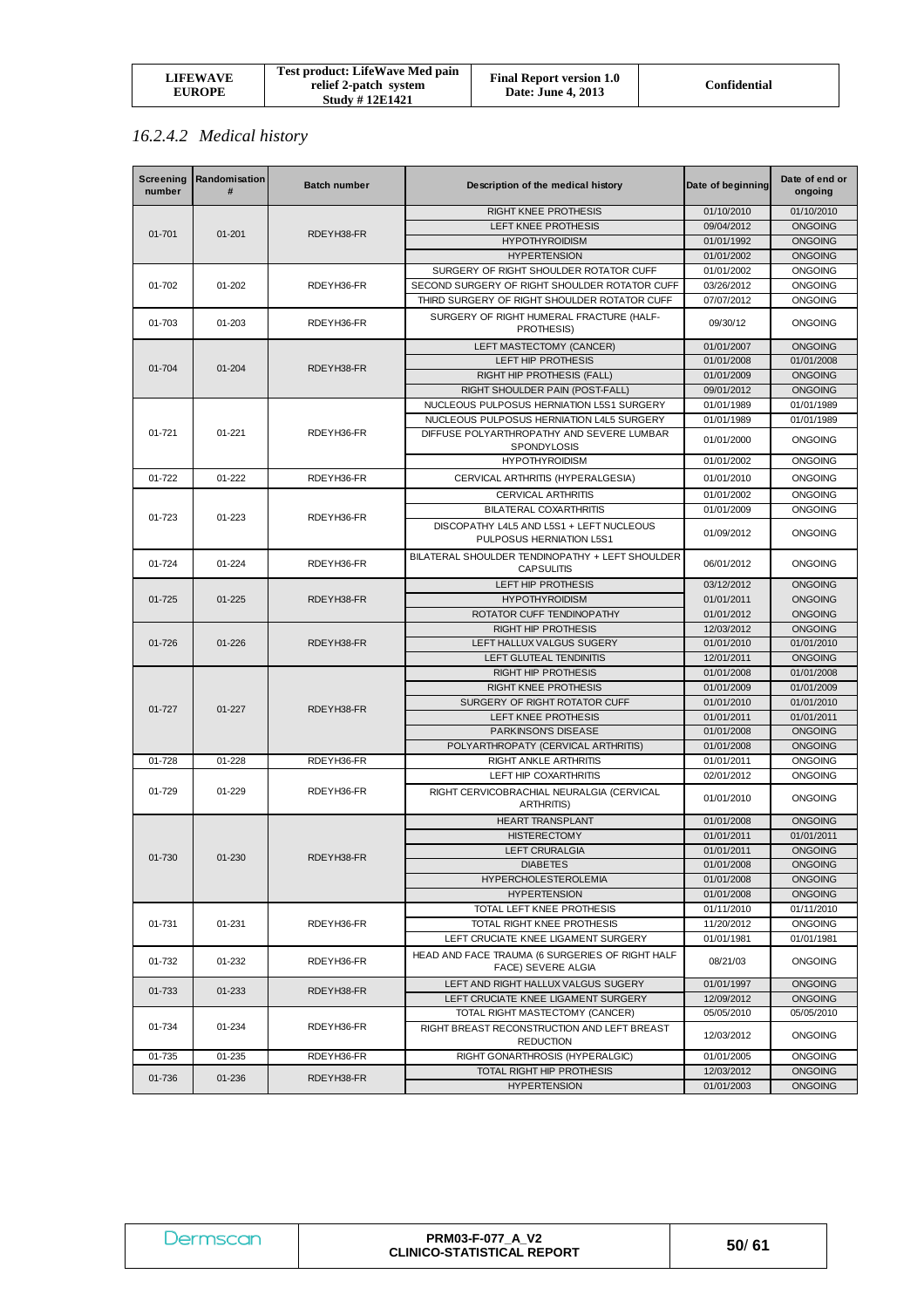## 16.2.4.2 *Medical history*

| Screening number | Randomisation # | Batch number | Description of the medical history | Date of beginning | Date of end or ongoing |
|---|---|---|---|---|---|
| 01-701 | 01-201 | RDEYH38-FR | RIGHT KNEE PROTHESIS | 01/10/2010 | 01/10/2010 |
| | | | LEFT KNEE PROTHESIS | 09/04/2012 | ONGOING |
| | | | HYPOTHYROIDISM | 01/01/1992 | ONGOING |
| | | | HYPERTENSION | 01/01/2002 | ONGOING |
| 01-702 | 01-202 | RDEYH36-FR | SURGERY OF RIGHT SHOULDER ROTATOR CUFF | 01/01/2002 | ONGOING |
| | | | SECOND SURGERY OF RIGHT SHOULDER ROTATOR CUFF | 03/26/2012 | ONGOING |
| | | | THIRD SURGERY OF RIGHT SHOULDER ROTATOR CUFF | 07/07/2012 | ONGOING |
| 01-703 | 01-203 | RDEYH36-FR | SURGERY OF RIGHT HUMERAL FRACTURE (HALF-PROTHESIS) | 09/30/12 | ONGOING |
| 01-704 | 01-204 | RDEYH38-FR | LEFT MASTECTOMY (CANCER) | 01/01/2007 | ONGOING |
| | | | LEFT HIP PROTHESIS | 01/01/2008 | 01/01/2008 |
| | | | RIGHT HIP PROTHESIS (FALL) | 01/01/2009 | ONGOING |
| | | | RIGHT SHOULDER PAIN (POST-FALL) | 09/01/2012 | ONGOING |
| 01-721 | 01-221 | RDEYH36-FR | NUCLEOUS PULPOSUS HERNIATION L5S1 SURGERY | 01/01/1989 | 01/01/1989 |
| | | | NUCLEOUS PULPOSUS HERNIATION L4L5 SURGERY | 01/01/1989 | 01/01/1989 |
| | | | DIFFUSE POLYARTHROPATHY AND SEVERE LUMBAR SPONDYLOSIS | 01/01/2000 | ONGOING |
| | | | HYPOTHYROIDISM | 01/01/2002 | ONGOING |
| 01-722 | 01-222 | RDEYH36-FR | CERVICAL ARTHRITIS (HYPERALGESIA) | 01/01/2010 | ONGOING |
| 01-723 | 01-223 | RDEYH36-FR | CERVICAL ARTHRITIS | 01/01/2002 | ONGOING |
| | | | BILATERAL COXARTHRITIS | 01/01/2009 | ONGOING |
| | | | DISCOPATHY L4L5 AND L5S1 + LEFT NUCLEOUS PULPOSUS HERNIATION L5S1 | 01/09/2012 | ONGOING |
| 01-724 | 01-224 | RDEYH36-FR | BILATERAL SHOULDER TENDINOPATHY + LEFT SHOULDER CAPSULITIS | 06/01/2012 | ONGOING |
| 01-725 | 01-225 | RDEYH38-FR | LEFT HIP PROTHESIS | 03/12/2012 | ONGOING |
| | | | HYPOTHYROIDISM | 01/01/2011 | ONGOING |
| | | | ROTATOR CUFF TENDINOPATHY | 01/01/2012 | ONGOING |
| 01-726 | 01-226 | RDEYH38-FR | RIGHT HIP PROTHESIS | 12/03/2012 | ONGOING |
| | | | LEFT HALLUX VALGUS SUGERY | 01/01/2010 | 01/01/2010 |
| | | | LEFT GLUTEAL TENDINITIS | 12/01/2011 | ONGOING |
| 01-727 | 01-227 | RDEYH38-FR | RIGHT HIP PROTHESIS | 01/01/2008 | 01/01/2008 |
| | | | RIGHT KNEE PROTHESIS | 01/01/2009 | 01/01/2009 |
| | | | SURGERY OF RIGHT ROTATOR CUFF | 01/01/2010 | 01/01/2010 |
| | | | LEFT KNEE PROTHESIS | 01/01/2011 | 01/01/2011 |
| | | | PARKINSON'S DISEASE | 01/01/2008 | ONGOING |
| | | | POLYARTHROPATY (CERVICAL ARTHRITIS) | 01/01/2008 | ONGOING |
| 01-728 | 01-228 | RDEYH36-FR | RIGHT ANKLE ARTHRITIS | 01/01/2011 | ONGOING |
| 01-729 | 01-229 | RDEYH36-FR | LEFT HIP COXARTHRITIS | 02/01/2012 | ONGOING |
| | | | RIGHT CERVICOBRACHIAL NEURALGIA (CERVICAL ARTHRITIS) | 01/01/2010 | ONGOING |
| 01-730 | 01-230 | RDEYH38-FR | HEART TRANSPLANT | 01/01/2008 | ONGOING |
| | | | HISTERECTOMY | 01/01/2011 | 01/01/2011 |
| | | | LEFT CRURALGIA | 01/01/2011 | ONGOING |
| | | | DIABETES | 01/01/2008 | ONGOING |
| | | | HYPERCHOLESTEROLEMIA | 01/01/2008 | ONGOING |
| | | | HYPERTENSION | 01/01/2008 | ONGOING |
| 01-731 | 01-231 | RDEYH36-FR | TOTAL LEFT KNEE PROTHESIS | 01/11/2010 | 01/11/2010 |
| | | | TOTAL RIGHT KNEE PROTHESIS | 11/20/2012 | ONGOING |
| | | | LEFT CRUCIATE KNEE LIGAMENT SURGERY | 01/01/1981 | 01/01/1981 |
| 01-732 | 01-232 | RDEYH36-FR | HEAD AND FACE TRAUMA (6 SURGERIES OF RIGHT HALF FACE) SEVERE ALGIA | 08/21/03 | ONGOING |
| 01-733 | 01-233 | RDEYH38-FR | LEFT AND RIGHT HALLUX VALGUS SUGERY | 01/01/1997 | ONGOING |
| | | | LEFT CRUCIATE KNEE LIGAMENT SURGERY | 12/09/2012 | ONGOING |
| 01-734 | 01-234 | RDEYH36-FR | TOTAL RIGHT MASTECTOMY (CANCER) | 05/05/2010 | 05/05/2010 |
| | | | RIGHT BREAST RECONSTRUCTION AND LEFT BREAST REDUCTION | 12/03/2012 | ONGOING |
| 01-735 | 01-235 | RDEYH36-FR | RIGHT GONARTHROSIS (HYPERALGIC) | 01/01/2005 | ONGOING |
| 01-736 | 01-236 | RDEYH38-FR | TOTAL RIGHT HIP PROTHESIS | 12/03/2012 | ONGOING |
| | | | HYPERTENSION | 01/01/2003 | ONGOING |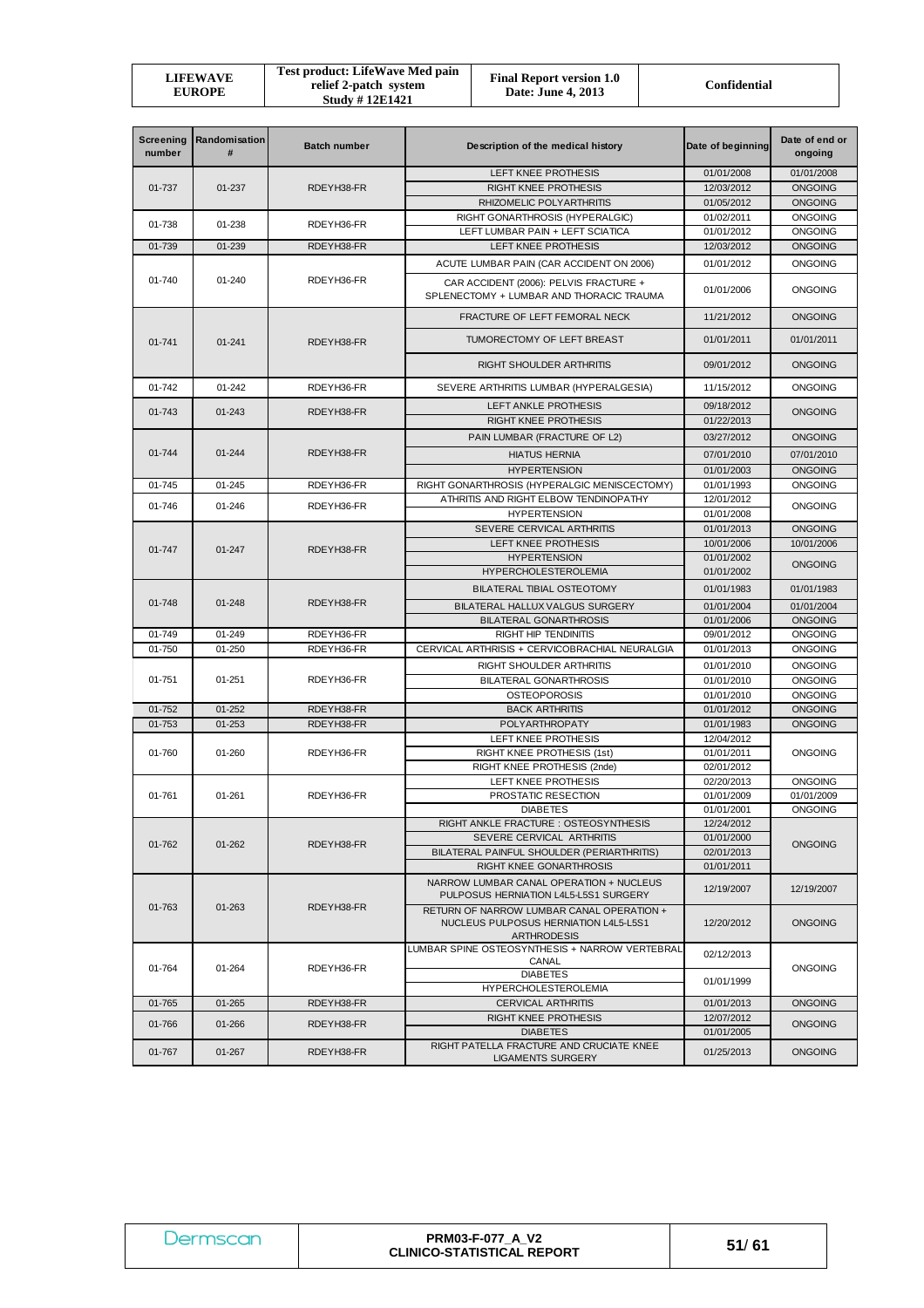| Screening number | Randomisation # | Batch number | Description of the medical history | Date of beginning | Date of end or ongoing |
|---|---|---|---|---|---|
| 01-737 | 01-237 | RDEYH38-FR | LEFT KNEE PROTHESIS | 01/01/2008 | 01/01/2008 |
| | | | RIGHT KNEE PROTHESIS | 12/03/2012 | ONGOING |
| | | | RHIZOMELIC POLYARTHRITIS | 01/05/2012 | ONGOING |
| 01-738 | 01-238 | RDEYH36-FR | RIGHT GONARTHROSIS (HYPERALGIC) | 01/02/2011 | ONGOING |
| | | | LEFT LUMBAR PAIN + LEFT SCIATICA | 01/01/2012 | ONGOING |
| 01-739 | 01-239 | RDEYH38-FR | LEFT KNEE PROTHESIS | 12/03/2012 | ONGOING |
| 01-740 | 01-240 | RDEYH36-FR | ACUTE LUMBAR PAIN (CAR ACCIDENT ON 2006) | 01/01/2012 | ONGOING |
| | | | CAR ACCIDENT (2006): PELVIS FRACTURE + SPLENECTOMY + LUMBAR AND THORACIC TRAUMA | 01/01/2006 | ONGOING |
| 01-741 | 01-241 | RDEYH38-FR | FRACTURE OF LEFT FEMORAL NECK | 11/21/2012 | ONGOING |
| | | | TUMORECTOMY OF LEFT BREAST | 01/01/2011 | 01/01/2011 |
| | | | RIGHT SHOULDER ARTHRITIS | 09/01/2012 | ONGOING |
| 01-742 | 01-242 | RDEYH36-FR | SEVERE ARTHRITIS LUMBAR (HYPERALGESIA) | 11/15/2012 | ONGOING |
| 01-743 | 01-243 | RDEYH38-FR | LEFT ANKLE PROTHESIS | 09/18/2012 | ONGOING |
| | | | RIGHT KNEE PROTHESIS | 01/22/2013 | |
| 01-744 | 01-244 | RDEYH38-FR | PAIN LUMBAR (FRACTURE OF L2) | 03/27/2012 | ONGOING |
| | | | HIATUS HERNIA | 07/01/2010 | 07/01/2010 |
| | | | HYPERTENSION | 01/01/2003 | ONGOING |
| 01-745 | 01-245 | RDEYH36-FR | RIGHT GONARTHROSIS (HYPERALGIC MENISCECTOMY) | 01/01/1993 | ONGOING |
| 01-746 | 01-246 | RDEYH36-FR | ATHRITIS AND RIGHT ELBOW TENDINOPATHY | 12/01/2012 | ONGOING |
| | | | HYPERTENSION | 01/01/2008 | |
| 01-747 | 01-247 | RDEYH38-FR | SEVERE CERVICAL ARTHRITIS | 01/01/2013 | ONGOING |
| | | | LEFT KNEE PROTHESIS | 10/01/2006 | 10/01/2006 |
| | | | HYPERTENSION | 01/01/2002 | ONGOING |
| | | | HYPERCHOLESTEROLEMIA | 01/01/2002 | |
| 01-748 | 01-248 | RDEYH38-FR | BILATERAL TIBIAL OSTEOTOMY | 01/01/1983 | 01/01/1983 |
| | | | BILATERAL HALLUX VALGUS SURGERY | 01/01/2004 | 01/01/2004 |
| | | | BILATERAL GONARTHROSIS | 01/01/2006 | ONGOING |
| 01-749 | 01-249 | RDEYH36-FR | RIGHT HIP TENDINITIS | 09/01/2012 | ONGOING |
| 01-750 | 01-250 | RDEYH36-FR | CERVICAL ARTHRISIS + CERVICOBRACHIAL NEURALGIA | 01/01/2013 | ONGOING |
| 01-751 | 01-251 | RDEYH36-FR | RIGHT SHOULDER ARTHRITIS | 01/01/2010 | ONGOING |
| | | | BILATERAL GONARTHROSIS | 01/01/2010 | ONGOING |
| | | | OSTEOPOROSIS | 01/01/2010 | ONGOING |
| 01-752 | 01-252 | RDEYH38-FR | BACK ARTHRITIS | 01/01/2012 | ONGOING |
| 01-753 | 01-253 | RDEYH38-FR | POLYARTHROPATY | 01/01/1983 | ONGOING |
| 01-760 | 01-260 | RDEYH36-FR | LEFT KNEE PROTHESIS | 12/04/2012 | ONGOING |
| | | | RIGHT KNEE PROTHESIS (1st) | 01/01/2011 | |
| | | | RIGHT KNEE PROTHESIS (2nde) | 02/01/2012 | |
| 01-761 | 01-261 | RDEYH36-FR | LEFT KNEE PROTHESIS | 02/20/2013 | ONGOING |
| | | | PROSTATIC RESECTION | 01/01/2009 | 01/01/2009 |
| | | | DIABETES | 01/01/2001 | ONGOING |
| 01-762 | 01-262 | RDEYH38-FR | RIGHT ANKLE FRACTURE : OSTEOSYNTHESIS | 12/24/2012 | ONGOING |
| | | | SEVERE CERVICAL ARTHRITIS | 01/01/2000 | |
| | | | BILATERAL PAINFUL SHOULDER (PERIARTHRITIS) | 02/01/2013 | |
| | | | RIGHT KNEE GONARTHROSIS | 01/01/2011 | |
| 01-763 | 01-263 | RDEYH38-FR | NARROW LUMBAR CANAL OPERATION + NUCLEUS PULPOSUS HERNIATION L4L5-L5S1 SURGERY | 12/19/2007 | 12/19/2007 |
| | | | RETURN OF NARROW LUMBAR CANAL OPERATION + NUCLEUS PULPOSUS HERNIATION L4L5-L5S1 ARTHRODESIS | 12/20/2012 | ONGOING |
| 01-764 | 01-264 | RDEYH36-FR | LUMBAR SPINE OSTEOSYNTHESIS + NARROW VERTEBRAL CANAL | 02/12/2013 | ONGOING |
| | | | DIABETES | 01/01/1999 | |
| | | | HYPERCHOLESTEROLEMIA | | |
| 01-765 | 01-265 | RDEYH38-FR | CERVICAL ARTHRITIS | 01/01/2013 | ONGOING |
| 01-766 | 01-266 | RDEYH38-FR | RIGHT KNEE PROTHESIS | 12/07/2012 | ONGOING |
| | | | DIABETES | 01/01/2005 | |
| 01-767 | 01-267 | RDEYH38-FR | RIGHT PATELLA FRACTURE AND CRUCIATE KNEE LIGAMENTS SURGERY | 01/25/2013 | ONGOING |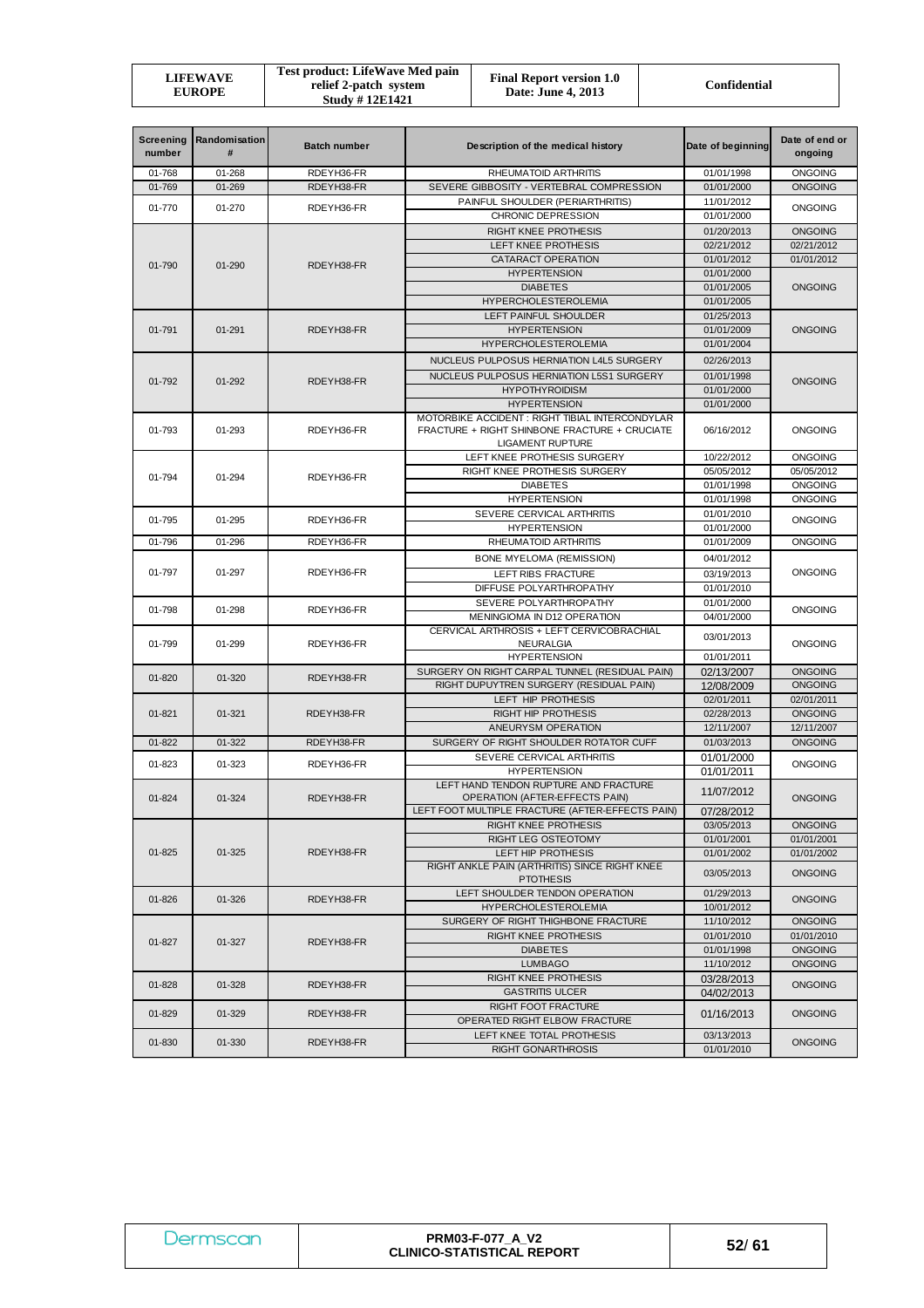| Screening number | Randomisation # | Batch number | Description of the medical history | Date of beginning | Date of end or ongoing |
|---|---|---|---|---|---|
| 01-768 | 01-268 | RDEYH36-FR | RHEUMATOID ARTHRITIS | 01/01/1998 | ONGOING |
| 01-769 | 01-269 | RDEYH38-FR | SEVERE GIBBOSITY - VERTEBRAL COMPRESSION | 01/01/2000 | ONGOING |
| 01-770 | 01-270 | RDEYH36-FR | PAINFUL SHOULDER (PERIARTHRITIS) | 11/01/2012 | ONGOING |
| | | | CHRONIC DEPRESSION | 01/01/2000 | |
| 01-790 | 01-290 | RDEYH38-FR | RIGHT KNEE PROTHESIS | 01/20/2013 | ONGOING |
| | | | LEFT KNEE PROTHESIS | 02/21/2012 | 02/21/2012 |
| | | | CATARACT OPERATION | 01/01/2012 | 01/01/2012 |
| | | | HYPERTENSION | 01/01/2000 | ONGOING |
| | | | DIABETES | 01/01/2005 | |
| | | | HYPERCHOLESTEROLEMIA | 01/01/2005 | |
| 01-791 | 01-291 | RDEYH38-FR | LEFT PAINFUL SHOULDER | 01/25/2013 | ONGOING |
| | | | HYPERTENSION | 01/01/2009 | |
| | | | HYPERCHOLESTEROLEMIA | 01/01/2004 | |
| 01-792 | 01-292 | RDEYH38-FR | NUCLEUS PULPOSUS HERNIATION L4L5 SURGERY | 02/26/2013 | ONGOING |
| | | | NUCLEUS PULPOSUS HERNIATION L5S1 SURGERY | 01/01/1998 | |
| | | | HYPOTHYROIDISM | 01/01/2000 | |
| | | | HYPERTENSION | 01/01/2000 | |
| 01-793 | 01-293 | RDEYH36-FR | MOTORBIKE ACCIDENT : RIGHT TIBIAL INTERCONDYLAR FRACTURE + RIGHT SHINBONE FRACTURE + CRUCIATE LIGAMENT RUPTURE | 06/16/2012 | ONGOING |
| 01-794 | 01-294 | RDEYH36-FR | LEFT KNEE PROTHESIS SURGERY | 10/22/2012 | ONGOING |
| | | | RIGHT KNEE PROTHESIS SURGERY | 05/05/2012 | 05/05/2012 |
| | | | DIABETES | 01/01/1998 | ONGOING |
| | | | HYPERTENSION | 01/01/1998 | ONGOING |
| 01-795 | 01-295 | RDEYH36-FR | SEVERE CERVICAL ARTHRITIS | 01/01/2010 | ONGOING |
| | | | HYPERTENSION | 01/01/2000 | |
| 01-796 | 01-296 | RDEYH36-FR | RHEUMATOID ARTHRITIS | 01/01/2009 | ONGOING |
| 01-797 | 01-297 | RDEYH36-FR | BONE MYELOMA (REMISSION) | 04/01/2012 | ONGOING |
| | | | LEFT RIBS FRACTURE | 03/19/2013 | |
| | | | DIFFUSE POLYARTHROPATHY | 01/01/2010 | |
| 01-798 | 01-298 | RDEYH36-FR | SEVERE POLYARTHROPATHY | 01/01/2000 | ONGOING |
| | | | MENINGIOMA IN D12 OPERATION | 04/01/2000 | |
| 01-799 | 01-299 | RDEYH36-FR | CERVICAL ARTHROSIS + LEFT CERVICOBRACHIAL NEURALGIA | 03/01/2013 | ONGOING |
| | | | HYPERTENSION | 01/01/2011 | |
| 01-820 | 01-320 | RDEYH38-FR | SURGERY ON RIGHT CARPAL TUNNEL (RESIDUAL PAIN) | 02/13/2007 | ONGOING |
| | | | RIGHT DUPUYTREN SURGERY (RESIDUAL PAIN) | 12/08/2009 | ONGOING |
| 01-821 | 01-321 | RDEYH38-FR | LEFT HIP PROTHESIS | 02/01/2011 | 02/01/2011 |
| | | | RIGHT HIP PROTHESIS | 02/28/2013 | ONGOING |
| | | | ANEURYSM OPERATION | 12/11/2007 | 12/11/2007 |
| 01-822 | 01-322 | RDEYH38-FR | SURGERY OF RIGHT SHOULDER ROTATOR CUFF | 01/03/2013 | ONGOING |
| 01-823 | 01-323 | RDEYH36-FR | SEVERE CERVICAL ARTHRITIS | 01/01/2000 | ONGOING |
| | | | HYPERTENSION | 01/01/2011 | |
| 01-824 | 01-324 | RDEYH38-FR | LEFT HAND TENDON RUPTURE AND FRACTURE OPERATION (AFTER-EFFECTS PAIN) | 11/07/2012 | ONGOING |
| | | | LEFT FOOT MULTIPLE FRACTURE (AFTER-EFFECTS PAIN) | 07/28/2012 | |
| 01-825 | 01-325 | RDEYH38-FR | RIGHT KNEE PROTHESIS | 03/05/2013 | ONGOING |
| | | | RIGHT LEG OSTEOTOMY | 01/01/2001 | 01/01/2001 |
| | | | LEFT HIP PROTHESIS | 01/01/2002 | 01/01/2002 |
| | | | RIGHT ANKLE PAIN (ARTHRITIS) SINCE RIGHT KNEE PTOTHESIS | 03/05/2013 | ONGOING |
| 01-826 | 01-326 | RDEYH38-FR | LEFT SHOULDER TENDON OPERATION | 01/29/2013 | ONGOING |
| | | | HYPERCHOLESTEROLEMIA | 10/01/2012 | |
| 01-827 | 01-327 | RDEYH38-FR | SURGERY OF RIGHT THIGHBONE FRACTURE | 11/10/2012 | ONGOING |
| | | | RIGHT KNEE PROTHESIS | 01/01/2010 | 01/01/2010 |
| | | | DIABETES | 01/01/1998 | ONGOING |
| | | | LUMBAGO | 11/10/2012 | ONGOING |
| 01-828 | 01-328 | RDEYH38-FR | RIGHT KNEE PROTHESIS | 03/28/2013 | ONGOING |
| | | | GASTRITIS ULCER | 04/02/2013 | |
| 01-829 | 01-329 | RDEYH38-FR | RIGHT FOOT FRACTURE | 01/16/2013 | ONGOING |
| | | | OPERATED RIGHT ELBOW FRACTURE | | |
| 01-830 | 01-330 | RDEYH38-FR | LEFT KNEE TOTAL PROTHESIS | 03/13/2013 | ONGOING |
| | | | RIGHT GONARTHROSIS | 01/01/2010 | |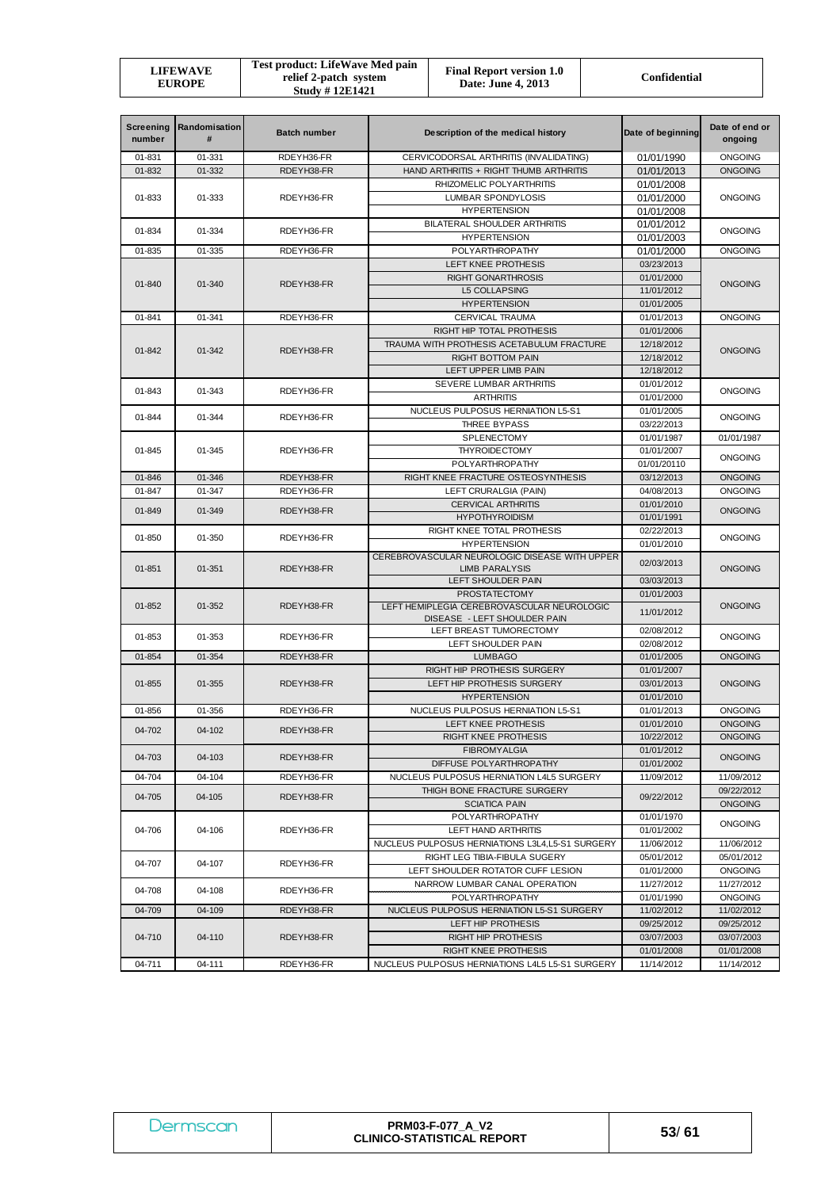| Screening number | Randomisation # | Batch number | Description of the medical history | Date of beginning | Date of end or ongoing |
|---|---|---|---|---|---|
| 01-831 | 01-331 | RDEYH36-FR | CERVICODORSAL ARTHRITIS (INVALIDATING) | 01/01/1990 | ONGOING |
| 01-832 | 01-332 | RDEYH38-FR | HAND ARTHRITIS + RIGHT THUMB ARTHRITIS | 01/01/2013 | ONGOING |
| 01-833 | 01-333 | RDEYH36-FR | RHIZOMELIC POLYARTHRITIS | 01/01/2008 | ONGOING |
| | | | LUMBAR SPONDYLOSIS | 01/01/2000 | |
| | | | HYPERTENSION | 01/01/2008 | |
| 01-834 | 01-334 | RDEYH36-FR | BILATERAL SHOULDER ARTHRITIS | 01/01/2012 | ONGOING |
| | | | HYPERTENSION | 01/01/2003 | |
| 01-835 | 01-335 | RDEYH36-FR | POLYARTHROPATHY | 01/01/2000 | ONGOING |
| 01-840 | 01-340 | RDEYH38-FR | LEFT KNEE PROTHESIS | 03/23/2013 | ONGOING |
| | | | RIGHT GONARTHROSIS | 01/01/2000 | |
| | | | L5 COLLAPSING | 11/01/2012 | |
| | | | HYPERTENSION | 01/01/2005 | |
| 01-841 | 01-341 | RDEYH36-FR | CERVICAL TRAUMA | 01/01/2013 | ONGOING |
| 01-842 | 01-342 | RDEYH38-FR | RIGHT HIP TOTAL PROTHESIS | 01/01/2006 | ONGOING |
| | | | TRAUMA WITH PROTHESIS ACETABULUM FRACTURE | 12/18/2012 | |
| | | | RIGHT BOTTOM PAIN | 12/18/2012 | |
| | | | LEFT UPPER LIMB PAIN | 12/18/2012 | |
| 01-843 | 01-343 | RDEYH36-FR | SEVERE LUMBAR ARTHRITIS | 01/01/2012 | ONGOING |
| | | | ARTHRITIS | 01/01/2000 | |
| 01-844 | 01-344 | RDEYH36-FR | NUCLEUS PULPOSUS HERNIATION L5-S1 | 01/01/2005 | ONGOING |
| | | | THREE BYPASS | 03/22/2013 | |
| 01-845 | 01-345 | RDEYH36-FR | SPLENECTOMY | 01/01/1987 | 01/01/1987 |
| | | | THYROIDECTOMY | 01/01/2007 | ONGOING |
| | | | POLYARTHROPATHY | 01/01/20110 | |
| 01-846 | 01-346 | RDEYH38-FR | RIGHT KNEE FRACTURE OSTEOSYNTHESIS | 03/12/2013 | ONGOING |
| 01-847 | 01-347 | RDEYH36-FR | LEFT CRURALGIA (PAIN) | 04/08/2013 | ONGOING |
| 01-849 | 01-349 | RDEYH38-FR | CERVICAL ARTHRITIS | 01/01/2010 | ONGOING |
| | | | HYPOTHYROIDISM | 01/01/1991 | |
| 01-850 | 01-350 | RDEYH36-FR | RIGHT KNEE TOTAL PROTHESIS | 02/22/2013 | ONGOING |
| | | | HYPERTENSION | 01/01/2010 | |
| 01-851 | 01-351 | RDEYH38-FR | CEREBROVASCULAR NEUROLOGIC DISEASE WITH UPPER LIMB PARALYSIS | 02/03/2013 | ONGOING |
| | | | LEFT SHOULDER PAIN | 03/03/2013 | |
| 01-852 | 01-352 | RDEYH38-FR | PROSTATECTOMY | 01/01/2003 | ONGOING |
| | | | LEFT HEMIPLEGIA CEREBROVASCULAR NEUROLOGIC DISEASE - LEFT SHOULDER PAIN | 11/01/2012 | |
| 01-853 | 01-353 | RDEYH36-FR | LEFT BREAST TUMORECTOMY | 02/08/2012 | ONGOING |
| | | | LEFT SHOULDER PAIN | 02/08/2012 | |
| 01-854 | 01-354 | RDEYH38-FR | LUMBAGO | 01/01/2005 | ONGOING |
| 01-855 | 01-355 | RDEYH38-FR | RIGHT HIP PROTHESIS SURGERY | 01/01/2007 | ONGOING |
| | | | LEFT HIP PROTHESIS SURGERY | 03/01/2013 | |
| | | | HYPERTENSION | 01/01/2010 | |
| 01-856 | 01-356 | RDEYH36-FR | NUCLEUS PULPOSUS HERNIATION L5-S1 | 01/01/2013 | ONGOING |
| 04-702 | 04-102 | RDEYH38-FR | LEFT KNEE PROTHESIS | 01/01/2010 | ONGOING |
| | | | RIGHT KNEE PROTHESIS | 10/22/2012 | ONGOING |
| 04-703 | 04-103 | RDEYH38-FR | FIBROMYALGIA | 01/01/2012 | ONGOING |
| | | | DIFFUSE POLYARTHROPATHY | 01/01/2002 | |
| 04-704 | 04-104 | RDEYH36-FR | NUCLEUS PULPOSUS HERNIATION L4L5 SURGERY | 11/09/2012 | 11/09/2012 |
| 04-705 | 04-105 | RDEYH38-FR | THIGH BONE FRACTURE SURGERY | 09/22/2012 | 09/22/2012 |
| | | | SCIATICA PAIN | | ONGOING |
| 04-706 | 04-106 | RDEYH36-FR | POLYARTHROPATHY | 01/01/1970 | ONGOING |
| | | | LEFT HAND ARTHRITIS | 01/01/2002 | |
| | | | NUCLEUS PULPOSUS HERNIATIONS L3L4,L5-S1 SURGERY | 11/06/2012 | 11/06/2012 |
| 04-707 | 04-107 | RDEYH36-FR | RIGHT LEG TIBIA-FIBULA SUGERY | 05/01/2012 | 05/01/2012 |
| | | | LEFT SHOULDER ROTATOR CUFF LESION | 01/01/2000 | ONGOING |
| 04-708 | 04-108 | RDEYH36-FR | NARROW LUMBAR CANAL OPERATION | 11/27/2012 | 11/27/2012 |
| | | | POLYARTHROPATHY | 01/01/1990 | ONGOING |
| 04-709 | 04-109 | RDEYH38-FR | NUCLEUS PULPOSUS HERNIATION L5-S1 SURGERY | 11/02/2012 | 11/02/2012 |
| 04-710 | 04-110 | RDEYH38-FR | LEFT HIP PROTHESIS | 09/25/2012 | 09/25/2012 |
| | | | RIGHT HIP PROTHESIS | 03/07/2003 | 03/07/2003 |
| | | | RIGHT KNEE PROTHESIS | 01/01/2008 | 01/01/2008 |
| 04-711 | 04-111 | RDEYH36-FR | NUCLEUS PULPOSUS HERNIATIONS L4L5 L5-S1 SURGERY | 11/14/2012 | 11/14/2012 |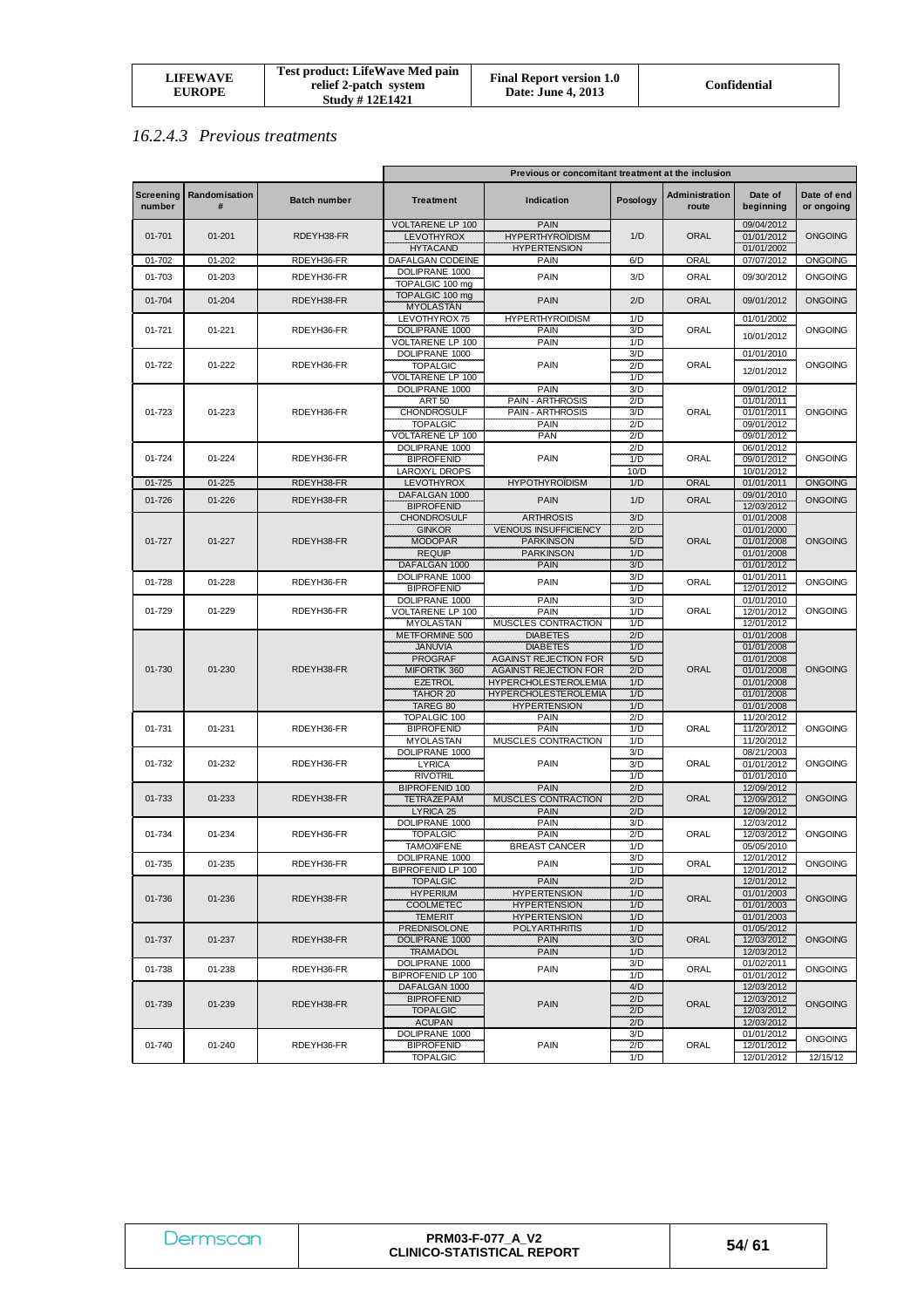## 16.2.4.3 Previous treatments

| Screening number | Randomisation # | Batch number | Previous or concomitant treatment at the inclusion | | | | | |
|---|---|---|---|---|---|---|---|---|
| | | | Treatment | Indication | Posology | Administration route | Date of beginning | Date of end or ongoing |
| 01-701 | 01-201 | RDEYH38-FR | VOLTARENE LP 100 | PAIN | 1/D | ORAL | 09/04/2012 | ONGOING |
| | | | LEVOTHYROX | HYPERTHYROÏDISM | | | 01/01/2012 | |
| | | | HYTACAND | HYPERTENSION | | | 01/01/2002 | |
| 01-702 | 01-202 | RDEYH36-FR | DAFALGAN CODEINE | PAIN | 6/D | ORAL | 07/07/2012 | ONGOING |
| 01-703 | 01-203 | RDEYH36-FR | DOLIPRANE 1000 | PAIN | 3/D | ORAL | 09/30/2012 | ONGOING |
| | | | TOPALGIC 100 mg | | | | | |
| 01-704 | 01-204 | RDEYH38-FR | TOPALGIC 100 mg | PAIN | 2/D | ORAL | 09/01/2012 | ONGOING |
| | | | MYOLASTAN | | | | | |
| 01-721 | 01-221 | RDEYH36-FR | LEVOTHYROX 75 | HYPERTHYROIDISM | 1/D | ORAL | 01/01/2002 | ONGOING |
| | | | DOLIPRANE 1000 | PAIN | 3/D | | 10/01/2012 | |
| | | | VOLTARENE LP 100 | PAIN | 1/D | | | |
| 01-722 | 01-222 | RDEYH36-FR | DOLIPRANE 1000 | PAIN | 3/D | ORAL | 01/01/2010 | ONGOING |
| | | | TOPALGIC | | 2/D | | 12/01/2012 | |
| | | | VOLTARENE LP 100 | | 1/D | | | |
| 01-723 | 01-223 | RDEYH36-FR | DOLIPRANE 1000 | PAIN | 3/D | ORAL | 09/01/2012 | ONGOING |
| | | | ART 50 | PAIN - ARTHROSIS | 2/D | | 01/01/2011 | |
| | | | CHONDROSULF | PAIN - ARTHROSIS | 3/D | | 01/01/2011 | |
| | | | TOPALGIC | PAIN | 2/D | | 09/01/2012 | |
| | | | VOLTARENE LP 100 | PAN | 2/D | | 09/01/2012 | |
| 01-724 | 01-224 | RDEYH36-FR | DOLIPRANE 1000 | PAIN | 2/D | ORAL | 06/01/2012 | ONGOING |
| | | | BIPROFENID | | 1/D | | 09/01/2012 | |
| | | | LAROXYL DROPS | | 10/D | | 10/01/2012 | |
| 01-725 | 01-225 | RDEYH38-FR | LEVOTHYROX | HYPOTHYROÏDISM | 1/D | ORAL | 01/01/2011 | ONGOING |
| 01-726 | 01-226 | RDEYH38-FR | DAFALGAN 1000 | PAIN | 1/D | ORAL | 09/01/2010 | ONGOING |
| | | | BIPROFENID | | | | 12/03/2012 | |
| 01-727 | 01-227 | RDEYH38-FR | CHONDROSULF | ARTHROSIS | 3/D | ORAL | 01/01/2008 | ONGOING |
| | | | GINKOR | VENOUS INSUFFICIENCY | 2/D | | 01/01/2000 | |
| | | | MODOPAR | PARKINSON | 5/D | | 01/01/2008 | |
| | | | REQUIP | PARKINSON | 1/D | | 01/01/2008 | |
| | | | DAFALGAN 1000 | PAIN | 3/D | | 01/01/2012 | |
| 01-728 | 01-228 | RDEYH36-FR | DOLIPRANE 1000 | PAIN | 3/D | ORAL | 01/01/2011 | ONGOING |
| | | | BIPROFENID | | 1/D | | 12/01/2012 | |
| 01-729 | 01-229 | RDEYH36-FR | DOLIPRANE 1000 | PAIN | 3/D | ORAL | 01/01/2010 | ONGOING |
| | | | VOLTARENE LP 100 | PAIN | 1/D | | 12/01/2012 | |
| | | | MYOLASTAN | MUSCLES CONTRACTION | 1/D | | 12/01/2012 | |
| 01-730 | 01-230 | RDEYH38-FR | METFORMINE 500 | DIABETES | 2/D | ORAL | 01/01/2008 | ONGOING |
| | | | JANUVIA | DIABETES | 1/D | | 01/01/2008 | |
| | | | PROGRAF | AGAINST REJECTION FOR | 5/D | | 01/01/2008 | |
| | | | MIFORTIK 360 | AGAINST REJECTION FOR | 2/D | | 01/01/2008 | |
| | | | EZETROL | HYPERCHOLESTEROLEMIA | 1/D | | 01/01/2008 | |
| | | | TAHOR 20 | HYPERCHOLESTEROLEMIA | 1/D | | 01/01/2008 | |
| | | | TAREG 80 | HYPERTENSION | 1/D | | 01/01/2008 | |
| 01-731 | 01-231 | RDEYH36-FR | TOPALGIC 100 | PAIN | 2/D | ORAL | 11/20/2012 | ONGOING |
| | | | BIPROFENID | PAIN | 1/D | | 11/20/2012 | |
| | | | MYOLASTAN | MUSCLES CONTRACTION | 1/D | | 11/20/2012 | |
| 01-732 | 01-232 | RDEYH36-FR | DOLIPRANE 1000 | PAIN | 3/D | ORAL | 08/21/2003 | ONGOING |
| | | | LYRICA | | 3/D | | 01/01/2012 | |
| | | | RIVOTRIL | | 1/D | | 01/01/2010 | |
| 01-733 | 01-233 | RDEYH38-FR | BIPROFENID 100 | PAIN | 2/D | ORAL | 12/09/2012 | ONGOING |
| | | | TETRAZEPAM | MUSCLES CONTRACTION | 2/D | | 12/09/2012 | |
| | | | LYRICA 25 | PAIN | 2/D | | 12/09/2012 | |
| 01-734 | 01-234 | RDEYH36-FR | DOLIPRANE 1000 | PAIN | 3/D | ORAL | 12/03/2012 | ONGOING |
| | | | TOPALGIC | PAIN | 2/D | | 12/03/2012 | |
| | | | TAMOXIFENE | BREAST CANCER | 1/D | | 05/05/2010 | |
| 01-735 | 01-235 | RDEYH36-FR | DOLIPRANE 1000 | PAIN | 3/D | ORAL | 12/01/2012 | ONGOING |
| | | | BIPROFENID LP 100 | | 1/D | | 12/01/2012 | |
| 01-736 | 01-236 | RDEYH38-FR | TOPALGIC | PAIN | 2/D | ORAL | 12/01/2012 | ONGOING |
| | | | HYPERIUM | HYPERTENSION | 1/D | | 01/01/2003 | |
| | | | COOLMETEC | HYPERTENSION | 1/D | | 01/01/2003 | |
| | | | TEMERIT | HYPERTENSION | 1/D | | 01/01/2003 | |
| 01-737 | 01-237 | RDEYH38-FR | PREDNISOLONE | POLYARTHRITIS | 1/D | ORAL | 01/05/2012 | ONGOING |
| | | | DOLIPRANE 1000 | PAIN | 3/D | | 12/03/2012 | |
| | | | TRAMADOL | PAIN | 1/D | | 12/03/2012 | |
| 01-738 | 01-238 | RDEYH36-FR | DOLIPRANE 1000 | PAIN | 3/D | ORAL | 01/02/2011 | ONGOING |
| | | | BIPROFENID LP 100 | | 1/D | | 01/01/2012 | |
| 01-739 | 01-239 | RDEYH38-FR | DAFALGAN 1000 | PAIN | 4/D | ORAL | 12/03/2012 | ONGOING |
| | | | BIPROFENID | | 2/D | | 12/03/2012 | |
| | | | TOPALGIC | | 2/D | | 12/03/2012 | |
| | | | ACUPAN | | 2/D | | 12/03/2012 | |
| 01-740 | 01-240 | RDEYH36-FR | DOLIPRANE 1000 | PAIN | 3/D | ORAL | 01/01/2012 | ONGOING |
| | | | BIPROFENID | | 2/D | | 12/01/2012 | |
| | | | TOPALGIC | | 1/D | | 12/01/2012 | 12/15/12 |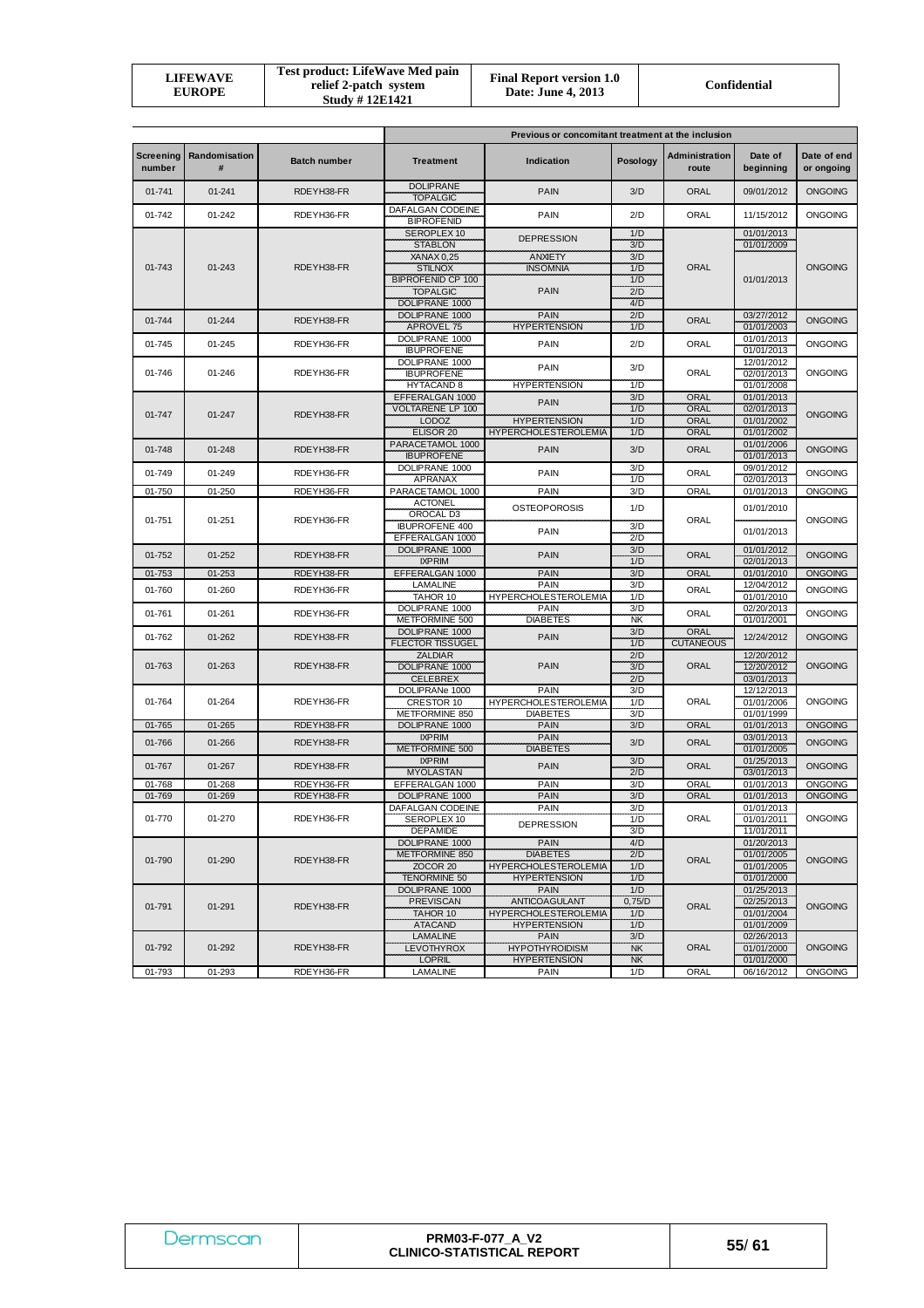| Screening number | Randomisation # | Batch number | Previous or concomitant treatment at the inclusion | | | | | |
|---|---|---|---|---|---|---|---|---|
| | | | Treatment | Indication | Posology | Administration route | Date of beginning | Date of end or ongoing |
| 01-741 | 01-241 | RDEYH38-FR | DOLIPRANE | PAIN | 3/D | ORAL | 09/01/2012 | ONGOING |
| | | | TOPALGIC | | | | | |
| 01-742 | 01-242 | RDEYH36-FR | DAFALGAN CODEINE | PAIN | 2/D | ORAL | 11/15/2012 | ONGOING |
| | | | BIPROFENID | | | | | |
| 01-743 | 01-243 | RDEYH38-FR | SEROPLEX 10 | DEPRESSION | 1/D | ORAL | 01/01/2013 | ONGOING |
| | | | STABLON | | 3/D | | 01/01/2009 | |
| | | | XANAX 0,25 | ANXIETY | 3/D | | 01/01/2013 | |
| | | | STILNOX | INSOMNIA | 1/D | | | |
| | | | BIPROFENID CP 100 | PAIN | 1/D | | | |
| | | | TOPALGIC | | 2/D | | | |
| | | | DOLIPRANE 1000 | | 4/D | | | |
| 01-744 | 01-244 | RDEYH38-FR | DOLIPRANE 1000 | PAIN | 2/D | ORAL | 03/27/2012 | ONGOING |
| | | | APROVEL 75 | HYPERTENSION | 1/D | | 01/01/2003 | |
| 01-745 | 01-245 | RDEYH36-FR | DOLIPRANE 1000 | PAIN | 2/D | ORAL | 01/01/2013 | ONGOING |
| | | | IBUPROFENE | | | | 01/01/2013 | |
| 01-746 | 01-246 | RDEYH36-FR | DOLIPRANE 1000 | PAIN | 3/D | ORAL | 12/01/2012 | ONGOING |
| | | | IBUPROFENE | | | | 02/01/2013 | |
| | | | HYTACAND 8 | HYPERTENSION | 1/D | | 01/01/2008 | |
| 01-747 | 01-247 | RDEYH38-FR | EFFERALGAN 1000 | PAIN | 3/D | ORAL | 01/01/2013 | ONGOING |
| | | | VOLTARENE LP 100 | | 1/D | ORAL | 02/01/2013 | |
| | | | LODOZ | HYPERTENSION | 1/D | ORAL | 01/01/2002 | |
| | | | ELISOR 20 | HYPERCHOLESTEROLEMIA | 1/D | ORAL | 01/01/2002 | |
| 01-748 | 01-248 | RDEYH38-FR | PARACETAMOL 1000 | PAIN | 3/D | ORAL | 01/01/2006 | ONGOING |
| | | | IBUPROFENE | | | | 01/01/2013 | |
| 01-749 | 01-249 | RDEYH36-FR | DOLIPRANE 1000 | PAIN | 3/D | ORAL | 09/01/2012 | ONGOING |
| | | | APRANAX | | 1/D | | 02/01/2013 | |
| 01-750 | 01-250 | RDEYH36-FR | PARACETAMOL 1000 | PAIN | 3/D | ORAL | 01/01/2013 | ONGOING |
| 01-751 | 01-251 | RDEYH36-FR | ACTONEL | OSTEOPOROSIS | 1/D | ORAL | 01/01/2010 | ONGOING |
| | | | OROCAL D3 | | | | | |
| | | | IBUPROFENE 400 | PAIN | 3/D | | 01/01/2013 | |
| | | | EFFERALGAN 1000 | | 2/D | | | |
| 01-752 | 01-252 | RDEYH38-FR | DOLIPRANE 1000 | PAIN | 3/D | ORAL | 01/01/2012 | ONGOING |
| | | | IXPRIM | | 1/D | | 02/01/2013 | |
| 01-753 | 01-253 | RDEYH38-FR | EFFERALGAN 1000 | PAIN | 3/D | ORAL | 01/01/2010 | ONGOING |
| 01-760 | 01-260 | RDEYH36-FR | LAMALINE | PAIN | 3/D | ORAL | 12/04/2012 | ONGOING |
| | | | TAHOR 10 | HYPERCHOLESTEROLEMIA | 1/D | | 01/01/2010 | |
| 01-761 | 01-261 | RDEYH36-FR | DOLIPRANE 1000 | PAIN | 3/D | ORAL | 02/20/2013 | ONGOING |
| | | | METFORMINE 500 | DIABETES | NK | | 01/01/2001 | |
| 01-762 | 01-262 | RDEYH38-FR | DOLIPRANE 1000 | PAIN | 3/D | ORAL | 12/24/2012 | ONGOING |
| | | | FLECTOR TISSUGEL | | 1/D | CUTANEOUS | | |
| 01-763 | 01-263 | RDEYH38-FR | ZALDIAR | PAIN | 2/D | ORAL | 12/20/2012 | ONGOING |
| | | | DOLIPRANE 1000 | | 3/D | | 12/20/2012 | |
| | | | CELEBREX | | 2/D | | 03/01/2013 | |
| 01-764 | 01-264 | RDEYH36-FR | DOLIPRANe 1000 | PAIN | 3/D | ORAL | 12/12/2013 | ONGOING |
| | | | CRESTOR 10 | HYPERCHOLESTEROLEMIA | 1/D | | 01/01/2006 | |
| | | | METFORMINE 850 | DIABETES | 3/D | | 01/01/1999 | |
| 01-765 | 01-265 | RDEYH38-FR | DOLIPRANE 1000 | PAIN | 3/D | ORAL | 01/01/2013 | ONGOING |
| 01-766 | 01-266 | RDEYH38-FR | IXPRIM | PAIN | 3/D | ORAL | 03/01/2013 | ONGOING |
| | | | METFORMINE 500 | DIABETES | | | 01/01/2005 | |
| 01-767 | 01-267 | RDEYH38-FR | IXPRIM | PAIN | 3/D | ORAL | 01/25/2013 | ONGOING |
| | | | MYOLASTAN | | 2/D | | 03/01/2013 | |
| 01-768 | 01-268 | RDEYH36-FR | EFFERALGAN 1000 | PAIN | 3/D | ORAL | 01/01/2013 | ONGOING |
| 01-769 | 01-269 | RDEYH38-FR | DOLIPRANE 1000 | PAIN | 3/D | ORAL | 01/01/2013 | ONGOING |
| 01-770 | 01-270 | RDEYH36-FR | DAFALGAN CODEINE | PAIN | 3/D | ORAL | 01/01/2013 | ONGOING |
| | | | SEROPLEX 10 | DEPRESSION | 1/D | | 01/01/2011 | |
| | | | DEPAMIDE | | 3/D | | 11/01/2011 | |
| 01-790 | 01-290 | RDEYH38-FR | DOLIPRANE 1000 | PAIN | 4/D | ORAL | 01/20/2013 | ONGOING |
| | | | METFORMINE 850 | DIABETES | 2/D | | 01/01/2005 | |
| | | | ZOCOR 20 | HYPERCHOLESTEROLEMIA | 1/D | | 01/01/2005 | |
| | | | TENORMINE 50 | HYPERTENSION | 1/D | | 01/01/2000 | |
| 01-791 | 01-291 | RDEYH38-FR | DOLIPRANE 1000 | PAIN | 1/D | ORAL | 01/25/2013 | ONGOING |
| | | | PREVISCAN | ANTICOAGULANT | 0,75/D | | 02/25/2013 | |
| | | | TAHOR 10 | HYPERCHOLESTEROLEMIA | 1/D | | 01/01/2004 | |
| | | | ATACAND | HYPERTENSION | 1/D | | 01/01/2009 | |
| 01-792 | 01-292 | RDEYH38-FR | LAMALINE | PAIN | 3/D | ORAL | 02/26/2013 | ONGOING |
| | | | LEVOTHYROX | HYPOTHYROIDISM | NK | | 01/01/2000 | |
| | | | LOPRIL | HYPERTENSION | NK | | 01/01/2000 | |
| 01-793 | 01-293 | RDEYH36-FR | LAMALINE | PAIN | 1/D | ORAL | 06/16/2012 | ONGOING |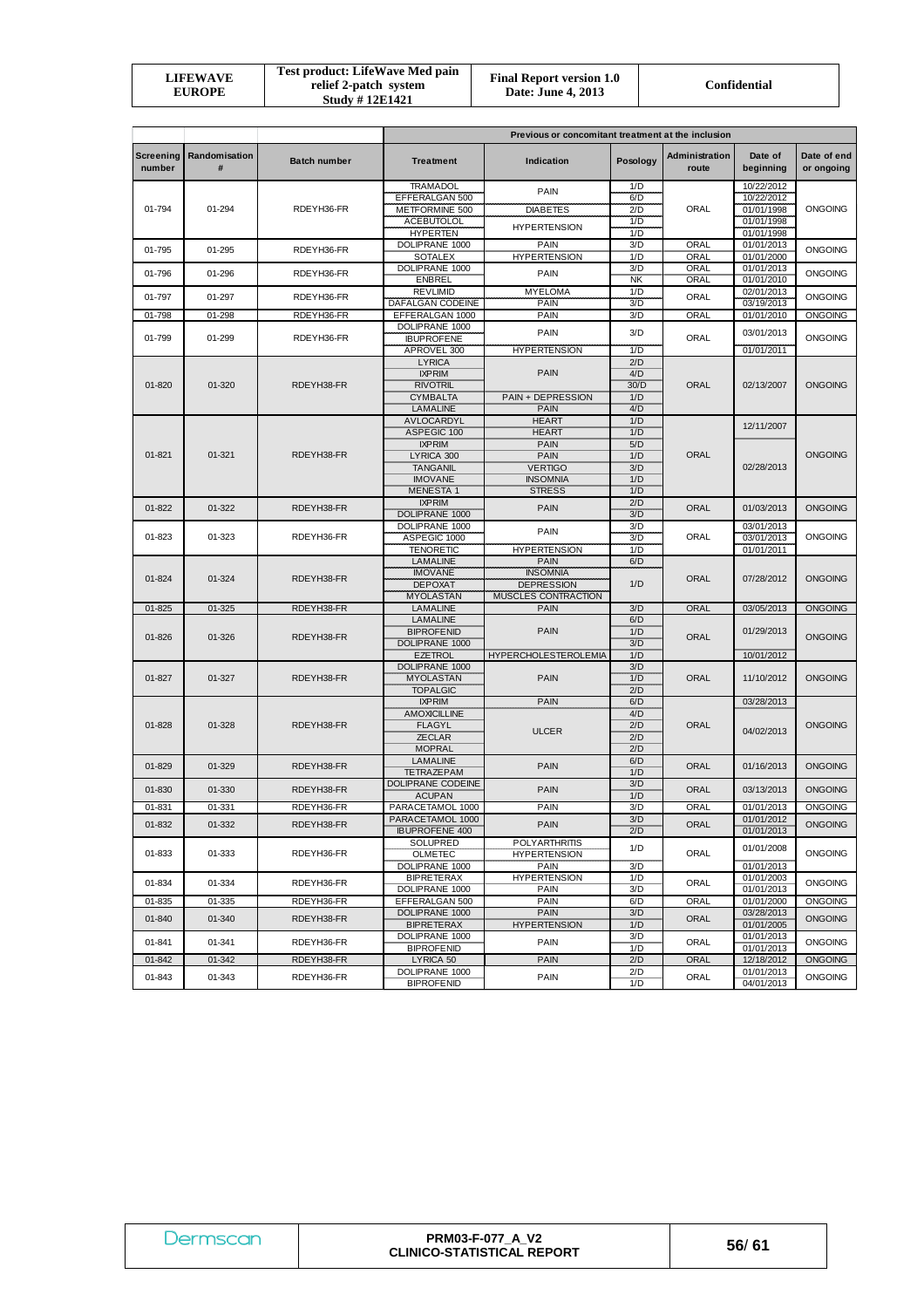| Screening number | Randomisation # | Batch number | Previous or concomitant treatment at the inclusion | | | | | |
|---|---|---|---|---|---|---|---|---|
| | | | Treatment | Indication | Posology | Administration route | Date of beginning | Date of end or ongoing |
| 01-794 | 01-294 | RDEYH36-FR | TRAMADOL | PAIN | 1/D | ORAL | 10/22/2012 | ONGOING |
| | | | EFFERALGAN 500 | | 6/D | | 10/22/2012 | |
| | | | METFORMINE 500 | DIABETES | 2/D | | 01/01/1998 | |
| | | | ACEBUTOLOL | HYPERTENSION | 1/D | | 01/01/1998 | |
| | | | HYPERTEN | | 1/D | | 01/01/1998 | |
| 01-795 | 01-295 | RDEYH36-FR | DOLIPRANE 1000 | PAIN | 3/D | ORAL | 01/01/2013 | ONGOING |
| | | | SOTALEX | HYPERTENSION | 1/D | ORAL | 01/01/2000 | |
| 01-796 | 01-296 | RDEYH36-FR | DOLIPRANE 1000 | PAIN | 3/D | ORAL | 01/01/2013 | ONGOING |
| | | | ENBREL | | NK | ORAL | 01/01/2010 | |
| 01-797 | 01-297 | RDEYH36-FR | REVLIMID | MYELOMA | 1/D | ORAL | 02/01/2013 | ONGOING |
| | | | DAFALGAN CODEINE | PAIN | 3/D | | 03/19/2013 | |
| 01-798 | 01-298 | RDEYH36-FR | EFFERALGAN 1000 | PAIN | 3/D | ORAL | 01/01/2010 | ONGOING |
| 01-799 | 01-299 | RDEYH36-FR | DOLIPRANE 1000 | PAIN | 3/D | ORAL | 03/01/2013 | ONGOING |
| | | | IBUPROFENE | | | | | |
| | | | APROVEL 300 | HYPERTENSION | 1/D | | 01/01/2011 | |
| 01-820 | 01-320 | RDEYH38-FR | LYRICA | PAIN | 2/D | ORAL | 02/13/2007 | ONGOING |
| | | | IXPRIM | | 4/D | | | |
| | | | RIVOTRIL | | 30/D | | | |
| | | | CYMBALTA | PAIN + DEPRESSION | 1/D | | | |
| | | | LAMALINE | PAIN | 4/D | | | |
| 01-821 | 01-321 | RDEYH38-FR | AVLOCARDYL | HEART | 1/D | ORAL | 12/11/2007 | ONGOING |
| | | | ASPEGIC 100 | HEART | 1/D | | | |
| | | | IXPRIM | PAIN | 5/D | | 02/28/2013 | |
| | | | LYRICA 300 | PAIN | 1/D | | | |
| | | | TANGANIL | VERTIGO | 3/D | | | |
| | | | IMOVANE | INSOMNIA | 1/D | | | |
| | | | MENESTA 1 | STRESS | 1/D | | | |
| 01-822 | 01-322 | RDEYH38-FR | IXPRIM | PAIN | 2/D | ORAL | 01/03/2013 | ONGOING |
| | | | DOLIPRANE 1000 | | 3/D | | | |
| 01-823 | 01-323 | RDEYH36-FR | DOLIPRANE 1000 | PAIN | 3/D | ORAL | 03/01/2013 | ONGOING |
| | | | ASPEGIC 1000 | | 3/D | | 03/01/2013 | |
| | | | TENORETIC | HYPERTENSION | 1/D | | 01/01/2011 | |
| 01-824 | 01-324 | RDEYH38-FR | LAMALINE | PAIN | 6/D | ORAL | 07/28/2012 | ONGOING |
| | | | IMOVANE | INSOMNIA | 1/D | | | |
| | | | DEPOXAT | DEPRESSION | | | | |
| | | | MYOLASTAN | MUSCLES CONTRACTION | | | | |
| 01-825 | 01-325 | RDEYH38-FR | LAMALINE | PAIN | 3/D | ORAL | 03/05/2013 | ONGOING |
| 01-826 | 01-326 | RDEYH38-FR | LAMALINE | PAIN | 6/D | ORAL | 01/29/2013 | ONGOING |
| | | | BIPROFENID | | 1/D | | | |
| | | | DOLIPRANE 1000 | | 3/D | | | |
| | | | EZETROL | HYPERCHOLESTEROLEMIA | 1/D | | 10/01/2012 | |
| 01-827 | 01-327 | RDEYH38-FR | DOLIPRANE 1000 | PAIN | 3/D | ORAL | 11/10/2012 | ONGOING |
| | | | MYOLASTAN | | 1/D | | | |
| | | | TOPALGIC | | 2/D | | | |
| 01-828 | 01-328 | RDEYH38-FR | IXPRIM | PAIN | 6/D | ORAL | 03/28/2013 | ONGOING |
| | | | AMOXICILLINE | ULCER | 4/D | | 04/02/2013 | |
| | | | FLAGYL | | 2/D | | | |
| | | | ZECLAR | | 2/D | | | |
| | | | MOPRAL | | 2/D | | | |
| 01-829 | 01-329 | RDEYH38-FR | LAMALINE | PAIN | 6/D | ORAL | 01/16/2013 | ONGOING |
| | | | TETRAZEPAM | | 1/D | | | |
| 01-830 | 01-330 | RDEYH38-FR | DOLIPRANE CODEINE | PAIN | 3/D | ORAL | 03/13/2013 | ONGOING |
| | | | ACUPAN | | 1/D | | | |
| 01-831 | 01-331 | RDEYH36-FR | PARACETAMOL 1000 | PAIN | 3/D | ORAL | 01/01/2013 | ONGOING |
| 01-832 | 01-332 | RDEYH38-FR | PARACETAMOL 1000 | PAIN | 3/D | ORAL | 01/01/2012 | ONGOING |
| | | | IBUPROFENE 400 | | 2/D | | 01/01/2013 | |
| 01-833 | 01-333 | RDEYH36-FR | SOLUPRED | POLYARTHRITIS | 1/D | ORAL | 01/01/2008 | ONGOING |
| | | | OLMETEC | HYPERTENSION | | | | |
| | | | DOLIPRANE 1000 | PAIN | 3/D | | 01/01/2013 | |
| 01-834 | 01-334 | RDEYH36-FR | BIPRETERAX | HYPERTENSION | 1/D | ORAL | 01/01/2003 | ONGOING |
| | | | DOLIPRANE 1000 | PAIN | 3/D | | 01/01/2013 | |
| 01-835 | 01-335 | RDEYH36-FR | EFFERALGAN 500 | PAIN | 6/D | ORAL | 01/01/2000 | ONGOING |
| 01-840 | 01-340 | RDEYH38-FR | DOLIPRANE 1000 | PAIN | 3/D | ORAL | 03/28/2013 | ONGOING |
| | | | BIPRETERAX | HYPERTENSION | 1/D | | 01/01/2005 | |
| 01-841 | 01-341 | RDEYH36-FR | DOLIPRANE 1000 | PAIN | 3/D | ORAL | 01/01/2013 | ONGOING |
| | | | BIPROFENID | | 1/D | | 01/01/2013 | |
| 01-842 | 01-342 | RDEYH38-FR | LYRICA 50 | PAIN | 2/D | ORAL | 12/18/2012 | ONGOING |
| 01-843 | 01-343 | RDEYH36-FR | DOLIPRANE 1000 | PAIN | 2/D | ORAL | 01/01/2013 | ONGOING |
| | | | BIPROFENID | | 1/D | | 04/01/2013 | |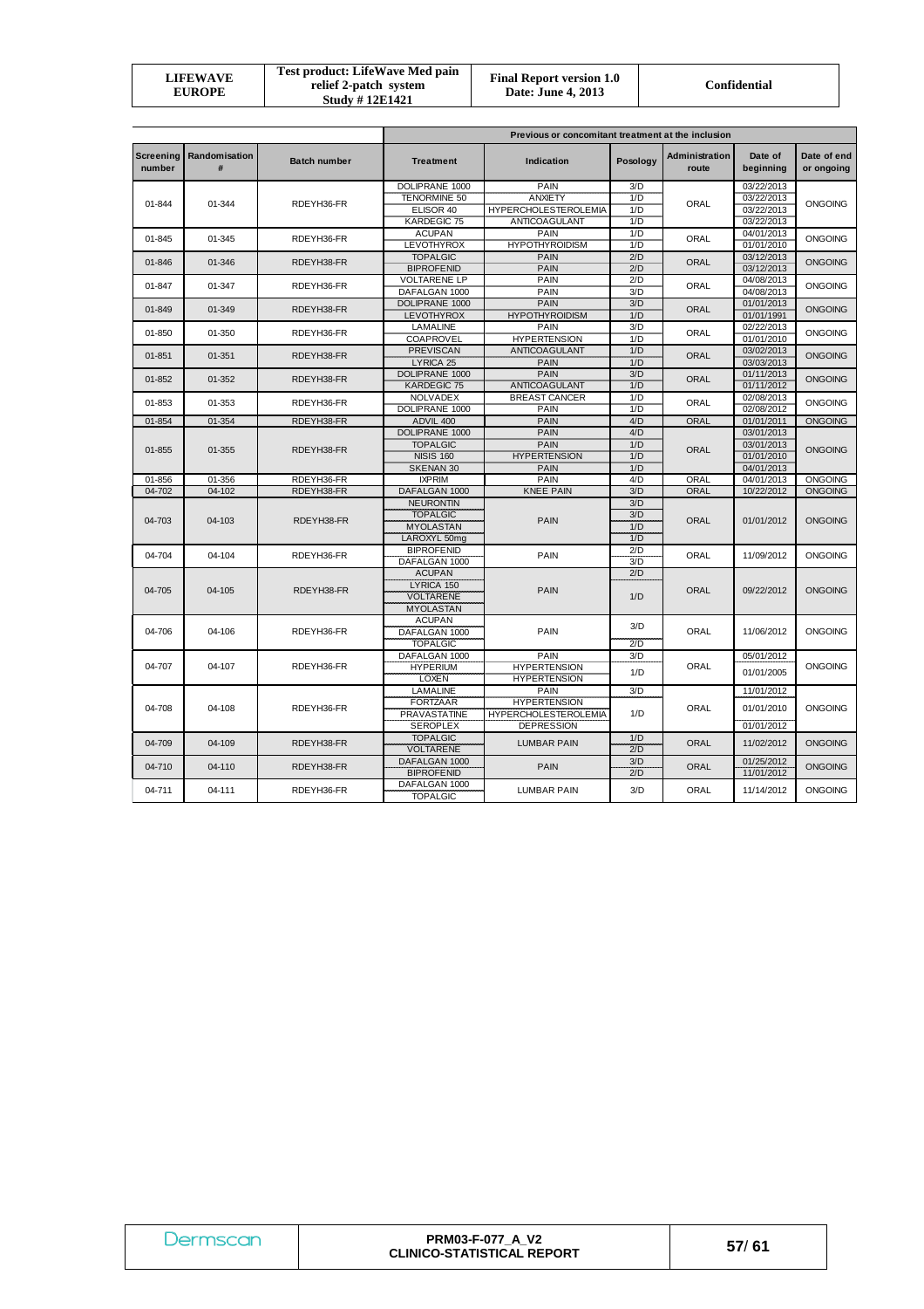| Screening number | Randomisation # | Batch number | Previous or concomitant treatment at the inclusion | | | | | |
|---|---|---|---|---|---|---|---|---|
| | | | Treatment | Indication | Posology | Administration route | Date of beginning | Date of end or ongoing |
| 01-844 | 01-344 | RDEYH36-FR | DOLIPRANE 1000 | PAIN | 3/D | ORAL | 03/22/2013 | ONGOING |
| | | | TENORMINE 50 | ANXIETY | 1/D | | 03/22/2013 | |
| | | | ELISOR 40 | HYPERCHOLESTEROLEMIA | 1/D | | 03/22/2013 | |
| | | | KARDEGIC 75 | ANTICOAGULANT | 1/D | | 03/22/2013 | |
| 01-845 | 01-345 | RDEYH36-FR | ACUPAN | PAIN | 1/D | ORAL | 04/01/2013 | ONGOING |
| | | | LEVOTHYROX | HYPOTHYROIDISM | 1/D | | 01/01/2010 | |
| 01-846 | 01-346 | RDEYH38-FR | TOPALGIC | PAIN | 2/D | ORAL | 03/12/2013 | ONGOING |
| | | | BIPROFENID | PAIN | 2/D | | 03/12/2013 | |
| 01-847 | 01-347 | RDEYH36-FR | VOLTARENE LP | PAIN | 2/D | ORAL | 04/08/2013 | ONGOING |
| | | | DAFALGAN 1000 | PAIN | 3/D | | 04/08/2013 | |
| 01-849 | 01-349 | RDEYH38-FR | DOLIPRANE 1000 | PAIN | 3/D | ORAL | 01/01/2013 | ONGOING |
| | | | LEVOTHYROX | HYPOTHYROIDISM | 1/D | | 01/01/1991 | |
| 01-850 | 01-350 | RDEYH36-FR | LAMALINE | PAIN | 3/D | ORAL | 02/22/2013 | ONGOING |
| | | | COAPROVEL | HYPERTENSION | 1/D | | 01/01/2010 | |
| 01-851 | 01-351 | RDEYH38-FR | PREVISCAN | ANTICOAGULANT | 1/D | ORAL | 03/02/2013 | ONGOING |
| | | | LYRICA 25 | PAIN | 1/D | | 03/03/2013 | |
| 01-852 | 01-352 | RDEYH36-FR | DOLIPRANE 1000 | PAIN | 3/D | ORAL | 01/11/2013 | ONGOING |
| | | | KARDEGIC 75 | ANTICOAGULANT | 1/D | | 01/11/2012 | |
| 01-853 | 01-353 | RDEYH36-FR | NOLVADEX | BREAST CANCER | 1/D | ORAL | 02/08/2013 | ONGOING |
| | | | DOLIPRANE 1000 | PAIN | 1/D | | 02/08/2012 | |
| 01-854 | 01-354 | RDEYH38-FR | ADVIL 400 | PAIN | 4/D | ORAL | 01/01/2011 | ONGOING |
| 01-855 | 01-355 | RDEYH38-FR | DOLIPRANE 1000 | PAIN | 4/D | ORAL | 03/01/2013 | ONGOING |
| | | | TOPALGIC | PAIN | 1/D | | 03/01/2013 | |
| | | | NISIS 160 | HYPERTENSION | 1/D | | 01/01/2010 | |
| | | | SKENAN 30 | PAIN | 1/D | | 04/01/2013 | |
| 01-856 | 01-356 | RDEYH36-FR | IXPRIM | PAIN | 4/D | ORAL | 04/01/2013 | ONGOING |
| 04-702 | 04-102 | RDEYH38-FR | DAFALGAN 1000 | KNEE PAIN | 3/D | ORAL | 10/22/2012 | ONGOING |
| 04-703 | 04-103 | RDEYH38-FR | NEURONTIN | PAIN | 3/D | ORAL | 01/01/2012 | ONGOING |
| | | | TOPALGIC | | 3/D | | | |
| | | | MYOLASTAN | | 1/D | | | |
| | | | LAROXYL 50mg | | 1/D | | | |
| 04-704 | 04-104 | RDEYH36-FR | BIPROFENID | PAIN | 2/D | ORAL | 11/09/2012 | ONGOING |
| | | | DAFALGAN 1000 | | 3/D | | | |
| 04-705 | 04-105 | RDEYH38-FR | ACUPAN | PAIN | 2/D | ORAL | 09/22/2012 | ONGOING |
| | | | LYRICA 150 | | 1/D | | | |
| | | | VOLTARENE | | | | | |
| | | | MYOLASTAN | | | | | |
| 04-706 | 04-106 | RDEYH36-FR | ACUPAN | PAIN | 3/D | ORAL | 11/06/2012 | ONGOING |
| | | | DAFALGAN 1000 | | | | | |
| | | | TOPALGIC | | 2/D | | | |
| 04-707 | 04-107 | RDEYH36-FR | DAFALGAN 1000 | PAIN | 3/D | ORAL | 05/01/2012 | ONGOING |
| | | | HYPERIUM | HYPERTENSION | 1/D | | 01/01/2005 | |
| | | | LOXEN | HYPERTENSION | | | | |
| 04-708 | 04-108 | RDEYH36-FR | LAMALINE | PAIN | 3/D | ORAL | 11/01/2012 | ONGOING |
| | | | FORTZAAR | HYPERTENSION | 1/D | | 01/01/2010 | |
| | | | PRAVASTATINE | HYPERCHOLESTEROLEMIA | | | | |
| | | | SEROPLEX | DEPRESSION | | | 01/01/2012 | |
| 04-709 | 04-109 | RDEYH38-FR | TOPALGIC | LUMBAR PAIN | 1/D | ORAL | 11/02/2012 | ONGOING |
| | | | VOLTARENE | | 2/D | | | |
| 04-710 | 04-110 | RDEYH38-FR | DAFALGAN 1000 | PAIN | 3/D | ORAL | 01/25/2012 | ONGOING |
| | | | BIPROFENID | | 2/D | | 11/01/2012 | |
| 04-711 | 04-111 | RDEYH36-FR | DAFALGAN 1000 | LUMBAR PAIN | 3/D | ORAL | 11/14/2012 | ONGOING |
| | | | TOPALGIC | | | | | |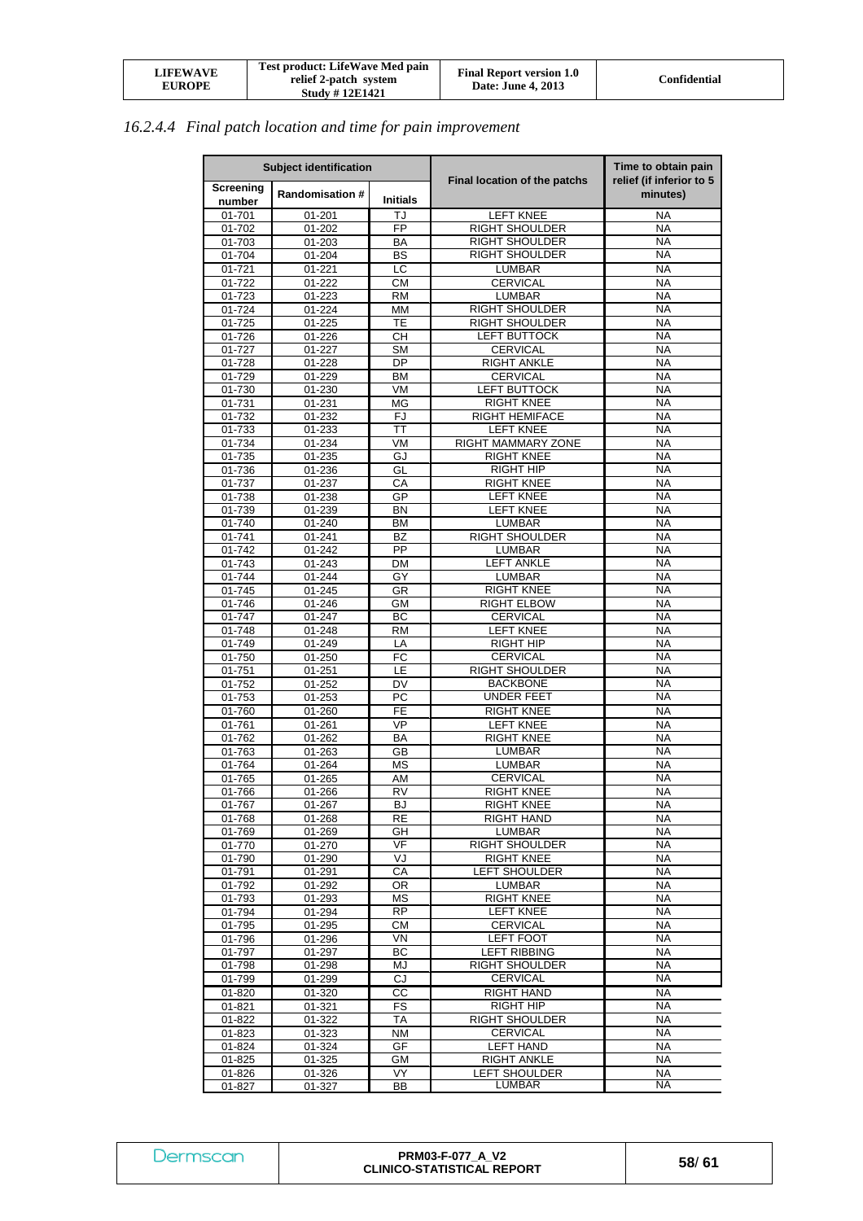### 16.2.4.4 *Final patch location and time for pain improvement*

| Subject identification | | | Final location of the patchs | Time to obtain pain relief (if inferior to 5 minutes) |
|---|---|---|---|---|
| Screening number | Randomisation # | Initials | | |
| 01-701 | 01-201 | TJ | LEFT KNEE | NA |
| 01-702 | 01-202 | FP | RIGHT SHOULDER | NA |
| 01-703 | 01-203 | BA | RIGHT SHOULDER | NA |
| 01-704 | 01-204 | BS | RIGHT SHOULDER | NA |
| 01-721 | 01-221 | LC | LUMBAR | NA |
| 01-722 | 01-222 | CM | CERVICAL | NA |
| 01-723 | 01-223 | RM | LUMBAR | NA |
| 01-724 | 01-224 | MM | RIGHT SHOULDER | NA |
| 01-725 | 01-225 | TE | RIGHT SHOULDER | NA |
| 01-726 | 01-226 | CH | LEFT BUTTOCK | NA |
| 01-727 | 01-227 | SM | CERVICAL | NA |
| 01-728 | 01-228 | DP | RIGHT ANKLE | NA |
| 01-729 | 01-229 | BM | CERVICAL | NA |
| 01-730 | 01-230 | VM | LEFT BUTTOCK | NA |
| 01-731 | 01-231 | MG | RIGHT KNEE | NA |
| 01-732 | 01-232 | FJ | RIGHT HEMIFACE | NA |
| 01-733 | 01-233 | TT | LEFT KNEE | NA |
| 01-734 | 01-234 | VM | RIGHT MAMMARY ZONE | NA |
| 01-735 | 01-235 | GJ | RIGHT KNEE | NA |
| 01-736 | 01-236 | GL | RIGHT HIP | NA |
| 01-737 | 01-237 | CA | RIGHT KNEE | NA |
| 01-738 | 01-238 | GP | LEFT KNEE | NA |
| 01-739 | 01-239 | BN | LEFT KNEE | NA |
| 01-740 | 01-240 | BM | LUMBAR | NA |
| 01-741 | 01-241 | BZ | RIGHT SHOULDER | NA |
| 01-742 | 01-242 | PP | LUMBAR | NA |
| 01-743 | 01-243 | DM | LEFT ANKLE | NA |
| 01-744 | 01-244 | GY | LUMBAR | NA |
| 01-745 | 01-245 | GR | RIGHT KNEE | NA |
| 01-746 | 01-246 | GM | RIGHT ELBOW | NA |
| 01-747 | 01-247 | BC | CERVICAL | NA |
| 01-748 | 01-248 | RM | LEFT KNEE | NA |
| 01-749 | 01-249 | LA | RIGHT HIP | NA |
| 01-750 | 01-250 | FC | CERVICAL | NA |
| 01-751 | 01-251 | LE | RIGHT SHOULDER | NA |
| 01-752 | 01-252 | DV | BACKBONE | NA |
| 01-753 | 01-253 | PC | UNDER FEET | NA |
| 01-760 | 01-260 | FE | RIGHT KNEE | NA |
| 01-761 | 01-261 | VP | LEFT KNEE | NA |
| 01-762 | 01-262 | BA | RIGHT KNEE | NA |
| 01-763 | 01-263 | GB | LUMBAR | NA |
| 01-764 | 01-264 | MS | LUMBAR | NA |
| 01-765 | 01-265 | AM | CERVICAL | NA |
| 01-766 | 01-266 | RV | RIGHT KNEE | NA |
| 01-767 | 01-267 | BJ | RIGHT KNEE | NA |
| 01-768 | 01-268 | RE | RIGHT HAND | NA |
| 01-769 | 01-269 | GH | LUMBAR | NA |
| 01-770 | 01-270 | VF | RIGHT SHOULDER | NA |
| 01-790 | 01-290 | VJ | RIGHT KNEE | NA |
| 01-791 | 01-291 | CA | LEFT SHOULDER | NA |
| 01-792 | 01-292 | OR | LUMBAR | NA |
| 01-793 | 01-293 | MS | RIGHT KNEE | NA |
| 01-794 | 01-294 | RP | LEFT KNEE | NA |
| 01-795 | 01-295 | CM | CERVICAL | NA |
| 01-796 | 01-296 | VN | LEFT FOOT | NA |
| 01-797 | 01-297 | BC | LEFT RIBBING | NA |
| 01-798 | 01-298 | MJ | RIGHT SHOULDER | NA |
| 01-799 | 01-299 | CJ | CERVICAL | NA |
| 01-820 | 01-320 | CC | RIGHT HAND | NA |
| 01-821 | 01-321 | FS | RIGHT HIP | NA |
| 01-822 | 01-322 | TA | RIGHT SHOULDER | NA |
| 01-823 | 01-323 | NM | CERVICAL | NA |
| 01-824 | 01-324 | GF | LEFT HAND | NA |
| 01-825 | 01-325 | GM | RIGHT ANKLE | NA |
| 01-826 | 01-326 | VY | LEFT SHOULDER | NA |
| 01-827 | 01-327 | BB | LUMBAR | NA |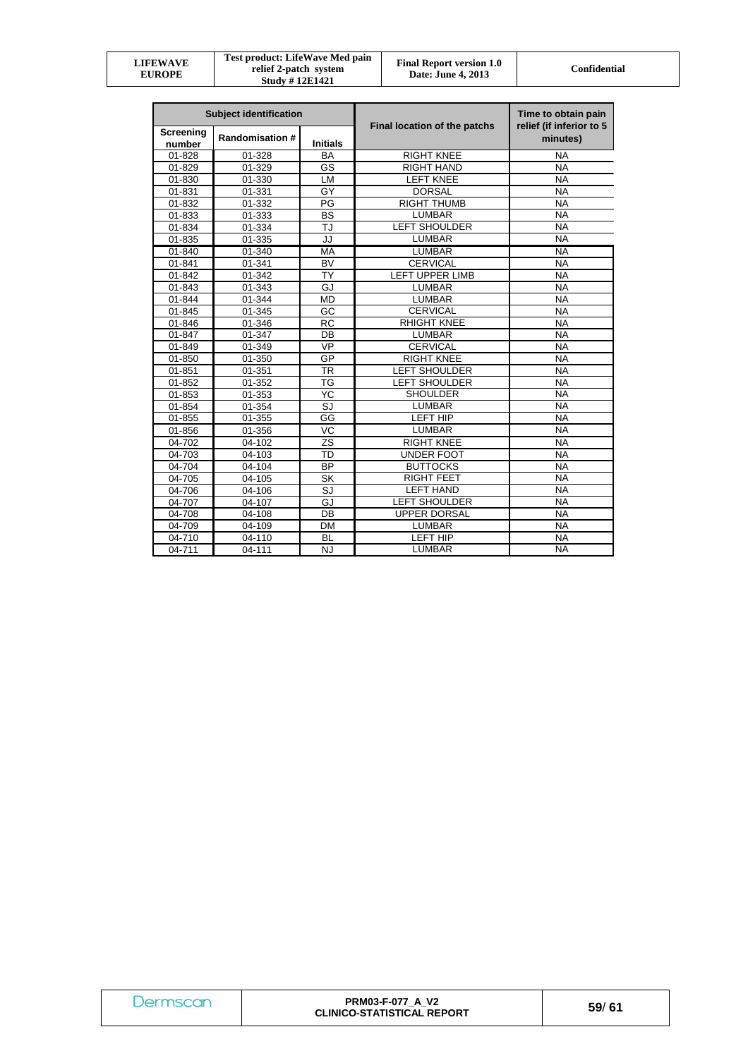| Subject identification | | | Final location of the patchs | Time to obtain pain relief (if inferior to 5 minutes) |
|---|---|---|---|---|
| Screening number | Randomisation # | Initials | | |
| 01-828 | 01-328 | BA | RIGHT KNEE | NA |
| 01-829 | 01-329 | GS | RIGHT HAND | NA |
| 01-830 | 01-330 | LM | LEFT KNEE | NA |
| 01-831 | 01-331 | GY | DORSAL | NA |
| 01-832 | 01-332 | PG | RIGHT THUMB | NA |
| 01-833 | 01-333 | BS | LUMBAR | NA |
| 01-834 | 01-334 | TJ | LEFT SHOULDER | NA |
| 01-835 | 01-335 | JJ | LUMBAR | NA |
| 01-840 | 01-340 | MA | LUMBAR | NA |
| 01-841 | 01-341 | BV | CERVICAL | NA |
| 01-842 | 01-342 | TY | LEFT UPPER LIMB | NA |
| 01-843 | 01-343 | GJ | LUMBAR | NA |
| 01-844 | 01-344 | MD | LUMBAR | NA |
| 01-845 | 01-345 | GC | CERVICAL | NA |
| 01-846 | 01-346 | RC | RHIGHT KNEE | NA |
| 01-847 | 01-347 | DB | LUMBAR | NA |
| 01-849 | 01-349 | VP | CERVICAL | NA |
| 01-850 | 01-350 | GP | RIGHT KNEE | NA |
| 01-851 | 01-351 | TR | LEFT SHOULDER | NA |
| 01-852 | 01-352 | TG | LEFT SHOULDER | NA |
| 01-853 | 01-353 | YC | SHOULDER | NA |
| 01-854 | 01-354 | SJ | LUMBAR | NA |
| 01-855 | 01-355 | GG | LEFT HIP | NA |
| 01-856 | 01-356 | VC | LUMBAR | NA |
| 04-702 | 04-102 | ZS | RIGHT KNEE | NA |
| 04-703 | 04-103 | TD | UNDER FOOT | NA |
| 04-704 | 04-104 | BP | BUTTOCKS | NA |
| 04-705 | 04-105 | SK | RIGHT FEET | NA |
| 04-706 | 04-106 | SJ | LEFT HAND | NA |
| 04-707 | 04-107 | GJ | LEFT SHOULDER | NA |
| 04-708 | 04-108 | DB | UPPER DORSAL | NA |
| 04-709 | 04-109 | DM | LUMBAR | NA |
| 04-710 | 04-110 | BL | LEFT HIP | NA |
| 04-711 | 04-111 | NJ | LUMBAR | NA |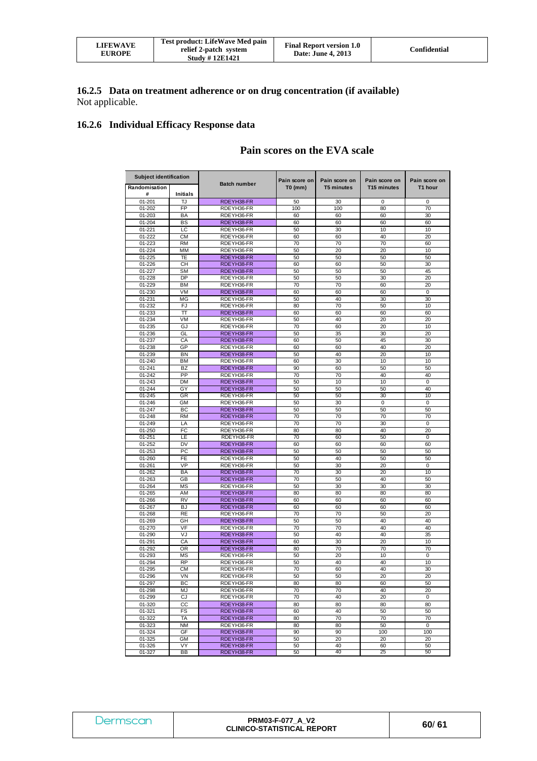## 16.2.5 Data on treatment adherence or on drug concentration (if available)

Not applicable.

## 16.2.6 Individual Efficacy Response data

### Pain scores on the EVA scale

| Subject identification | | Batch number | Pain score on T0 (mm) | Pain score on T5 minutes | Pain score on T15 minutes | Pain score on T1 hour |
|---|---|---|---|---|---|---|
| Randomisation # | Initials | | | | | |
| 01-201 | TJ | RDEYH38-FR | 50 | 30 | 0 | 0 |
| 01-202 | FP | RDEYH36-FR | 100 | 100 | 80 | 70 |
| 01-203 | BA | RDEYH36-FR | 60 | 60 | 60 | 30 |
| 01-204 | BS | RDEYH38-FR | 60 | 60 | 60 | 60 |
| 01-221 | LC | RDEYH36-FR | 50 | 30 | 10 | 10 |
| 01-222 | CM | RDEYH36-FR | 60 | 60 | 40 | 20 |
| 01-223 | RM | RDEYH36-FR | 70 | 70 | 70 | 60 |
| 01-224 | MM | RDEYH36-FR | 50 | 20 | 20 | 10 |
| 01-225 | TE | RDEYH38-FR | 50 | 50 | 50 | 50 |
| 01-226 | CH | RDEYH38-FR | 60 | 60 | 50 | 30 |
| 01-227 | SM | RDEYH38-FR | 50 | 50 | 50 | 45 |
| 01-228 | DP | RDEYH36-FR | 50 | 50 | 30 | 20 |
| 01-229 | BM | RDEYH36-FR | 70 | 70 | 60 | 20 |
| 01-230 | VM | RDEYH38-FR | 60 | 60 | 60 | 0 |
| 01-231 | MG | RDEYH36-FR | 50 | 40 | 30 | 30 |
| 01-232 | FJ | RDEYH36-FR | 80 | 70 | 50 | 10 |
| 01-233 | TT | RDEYH38-FR | 60 | 60 | 60 | 60 |
| 01-234 | VM | RDEYH36-FR | 50 | 40 | 20 | 20 |
| 01-235 | GJ | RDEYH36-FR | 70 | 60 | 20 | 10 |
| 01-236 | GL | RDEYH38-FR | 50 | 35 | 30 | 20 |
| 01-237 | CA | RDEYH38-FR | 60 | 50 | 45 | 30 |
| 01-238 | GP | RDEYH36-FR | 60 | 60 | 40 | 20 |
| 01-239 | BN | RDEYH38-FR | 50 | 40 | 20 | 10 |
| 01-240 | BM | RDEYH36-FR | 60 | 30 | 10 | 10 |
| 01-241 | BZ | RDEYH38-FR | 90 | 60 | 50 | 50 |
| 01-242 | PP | RDEYH36-FR | 70 | 70 | 40 | 40 |
| 01-243 | DM | RDEYH38-FR | 50 | 10 | 10 | 0 |
| 01-244 | GY | RDEYH38-FR | 50 | 50 | 50 | 40 |
| 01-245 | GR | RDEYH36-FR | 50 | 50 | 30 | 10 |
| 01-246 | GM | RDEYH36-FR | 50 | 30 | 0 | 0 |
| 01-247 | BC | RDEYH38-FR | 50 | 50 | 50 | 50 |
| 01-248 | RM | RDEYH38-FR | 70 | 70 | 70 | 70 |
| 01-249 | LA | RDEYH36-FR | 70 | 70 | 30 | 0 |
| 01-250 | FC | RDEYH36-FR | 80 | 80 | 40 | 20 |
| 01-251 | LE | RDEYH36-FR | 70 | 60 | 50 | 0 |
| 01-252 | DV | RDEYH38-FR | 60 | 60 | 60 | 60 |
| 01-253 | PC | RDEYH38-FR | 50 | 50 | 50 | 50 |
| 01-260 | FE | RDEYH36-FR | 50 | 40 | 50 | 50 |
| 01-261 | VP | RDEYH36-FR | 50 | 30 | 20 | 0 |
| 01-262 | BA | RDEYH38-FR | 70 | 30 | 20 | 10 |
| 01-263 | GB | RDEYH38-FR | 70 | 50 | 40 | 50 |
| 01-264 | MS | RDEYH36-FR | 50 | 30 | 30 | 30 |
| 01-265 | AM | RDEYH38-FR | 80 | 80 | 80 | 80 |
| 01-266 | RV | RDEYH38-FR | 60 | 60 | 60 | 60 |
| 01-267 | BJ | RDEYH38-FR | 60 | 60 | 60 | 60 |
| 01-268 | RE | RDEYH36-FR | 70 | 70 | 50 | 20 |
| 01-269 | GH | RDEYH38-FR | 50 | 50 | 40 | 40 |
| 01-270 | VF | RDEYH36-FR | 70 | 70 | 40 | 40 |
| 01-290 | VJ | RDEYH38-FR | 50 | 40 | 40 | 35 |
| 01-291 | CA | RDEYH38-FR | 60 | 30 | 20 | 10 |
| 01-292 | OR | RDEYH38-FR | 80 | 70 | 70 | 70 |
| 01-293 | MS | RDEYH36-FR | 50 | 20 | 10 | 0 |
| 01-294 | RP | RDEYH36-FR | 50 | 40 | 40 | 10 |
| 01-295 | CM | RDEYH36-FR | 70 | 60 | 40 | 30 |
| 01-296 | VN | RDEYH36-FR | 50 | 50 | 20 | 20 |
| 01-297 | BC | RDEYH36-FR | 80 | 80 | 60 | 50 |
| 01-298 | MJ | RDEYH36-FR | 70 | 70 | 40 | 20 |
| 01-299 | CJ | RDEYH36-FR | 70 | 40 | 20 | 0 |
| 01-320 | CC | RDEYH38-FR | 80 | 80 | 80 | 80 |
| 01-321 | FS | RDEYH38-FR | 60 | 40 | 50 | 50 |
| 01-322 | TA | RDEYH38-FR | 80 | 70 | 70 | 70 |
| 01-323 | NM | RDEYH36-FR | 80 | 80 | 50 | 0 |
| 01-324 | GF | RDEYH38-FR | 90 | 90 | 100 | 100 |
| 01-325 | GM | RDEYH38-FR | 50 | 20 | 20 | 20 |
| 01-326 | VY | RDEYH38-FR | 50 | 40 | 60 | 50 |
| 01-327 | BB | RDEYH38-FR | 50 | 40 | 25 | 50 |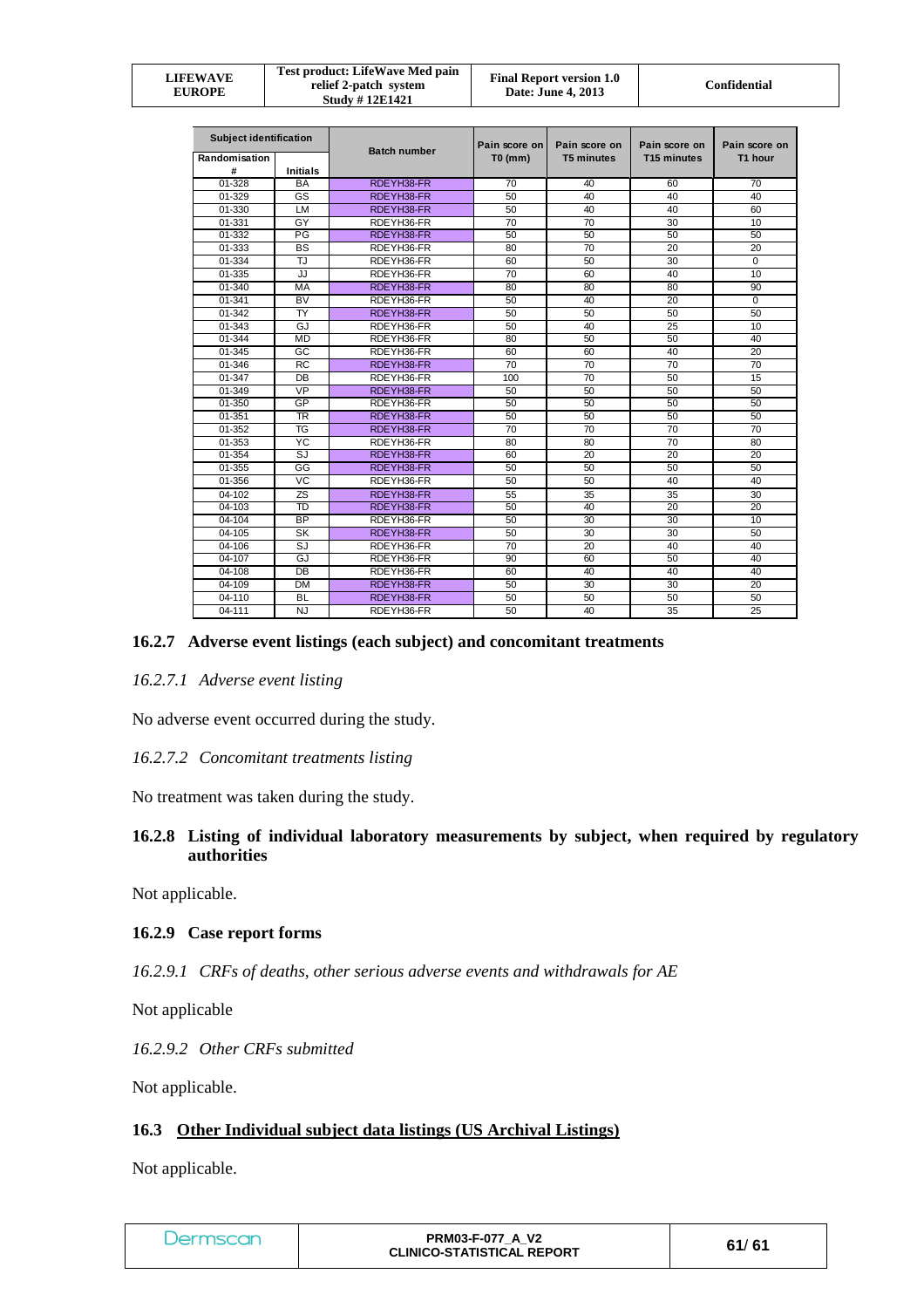| Subject identification | | Batch number | Pain score on T0 (mm) | Pain score on T5 minutes | Pain score on T15 minutes | Pain score on T1 hour |
|---|---|---|---|---|---|---|
| Randomisation # | Initials | | | | | |
| 01-328 | BA | RDEYH38-FR | 70 | 40 | 60 | 70 |
| 01-329 | GS | RDEYH38-FR | 50 | 40 | 40 | 40 |
| 01-330 | LM | RDEYH38-FR | 50 | 40 | 40 | 60 |
| 01-331 | GY | RDEYH36-FR | 70 | 70 | 30 | 10 |
| 01-332 | PG | RDEYH38-FR | 50 | 50 | 50 | 50 |
| 01-333 | BS | RDEYH36-FR | 80 | 70 | 20 | 20 |
| 01-334 | TJ | RDEYH36-FR | 60 | 50 | 30 | 0 |
| 01-335 | JJ | RDEYH36-FR | 70 | 60 | 40 | 10 |
| 01-340 | MA | RDEYH38-FR | 80 | 80 | 80 | 90 |
| 01-341 | BV | RDEYH36-FR | 50 | 40 | 20 | 0 |
| 01-342 | TY | RDEYH38-FR | 50 | 50 | 50 | 50 |
| 01-343 | GJ | RDEYH36-FR | 50 | 40 | 25 | 10 |
| 01-344 | MD | RDEYH36-FR | 80 | 50 | 50 | 40 |
| 01-345 | GC | RDEYH36-FR | 60 | 60 | 40 | 20 |
| 01-346 | RC | RDEYH38-FR | 70 | 70 | 70 | 70 |
| 01-347 | DB | RDEYH36-FR | 100 | 70 | 50 | 15 |
| 01-349 | VP | RDEYH38-FR | 50 | 50 | 50 | 50 |
| 01-350 | GP | RDEYH36-FR | 50 | 50 | 50 | 50 |
| 01-351 | TR | RDEYH38-FR | 50 | 50 | 50 | 50 |
| 01-352 | TG | RDEYH38-FR | 70 | 70 | 70 | 70 |
| 01-353 | YC | RDEYH36-FR | 80 | 80 | 70 | 80 |
| 01-354 | SJ | RDEYH38-FR | 60 | 20 | 20 | 20 |
| 01-355 | GG | RDEYH38-FR | 50 | 50 | 50 | 50 |
| 01-356 | VC | RDEYH36-FR | 50 | 50 | 40 | 40 |
| 04-102 | ZS | RDEYH38-FR | 55 | 35 | 35 | 30 |
| 04-103 | TD | RDEYH38-FR | 50 | 40 | 20 | 20 |
| 04-104 | BP | RDEYH36-FR | 50 | 30 | 30 | 10 |
| 04-105 | SK | RDEYH38-FR | 50 | 30 | 30 | 50 |
| 04-106 | SJ | RDEYH36-FR | 70 | 20 | 40 | 40 |
| 04-107 | GJ | RDEYH36-FR | 90 | 60 | 50 | 40 |
| 04-108 | DB | RDEYH36-FR | 60 | 40 | 40 | 40 |
| 04-109 | DM | RDEYH38-FR | 50 | 30 | 30 | 20 |
| 04-110 | BL | RDEYH38-FR | 50 | 50 | 50 | 50 |
| 04-111 | NJ | RDEYH36-FR | 50 | 40 | 35 | 25 |

### 16.2.7 Adverse event listings (each subject) and concomitant treatments

#### *16.2.7.1 Adverse event listing*

No adverse event occurred during the study.

#### *16.2.7.2 Concomitant treatments listing*

No treatment was taken during the study.

### 16.2.8 Listing of individual laboratory measurements by subject, when required by regulatory authorities

Not applicable.

### 16.2.9 Case report forms

#### *16.2.9.1 CRFs of deaths, other serious adverse events and withdrawals for AE*

Not applicable

#### *16.2.9.2 Other CRFs submitted*

Not applicable.

## 16.3 Other Individual subject data listings (US Archival Listings)

Not applicable.